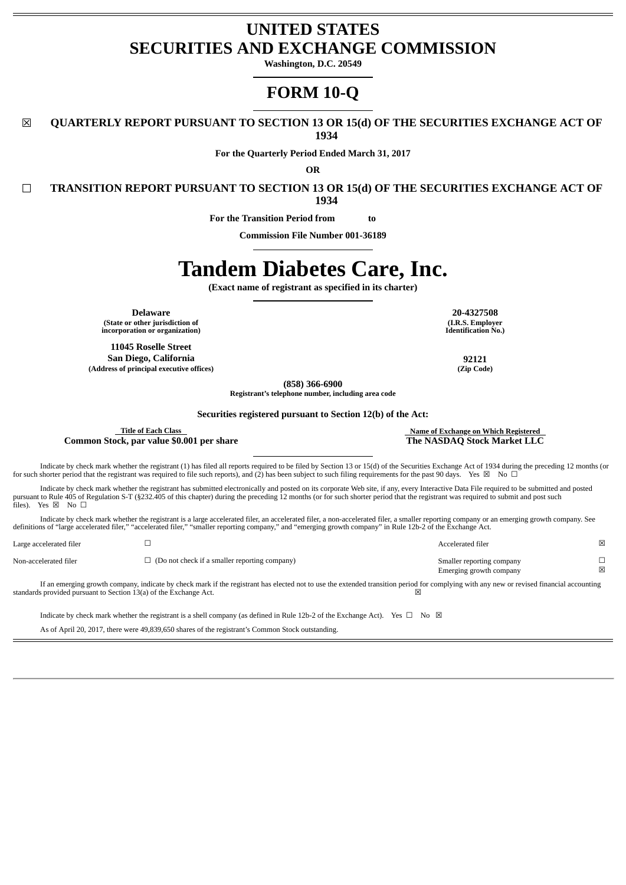# UNITED STATES
# SECURITIES AND EXCHANGE COMMISSION

**Washington, D.C. 20549**

# FORM 10-Q

☒ **QUARTERLY REPORT PURSUANT TO SECTION 13 OR 15(d) OF THE SECURITIES EXCHANGE ACT OF 1934**

**For the Quarterly Period Ended March 31, 2017**

**OR**

☐ **TRANSITION REPORT PURSUANT TO SECTION 13 OR 15(d) OF THE SECURITIES EXCHANGE ACT OF 1934**

**For the Transition Period from to**

**Commission File Number 001-36189**

# Tandem Diabetes Care, Inc.

**(Exact name of registrant as specified in its charter)**

| | |
|---|---|
| **Delaware**<br>**(State or other jurisdiction of incorporation or organization)** | **20-4327508**<br>**(I.R.S. Employer Identification No.)** |
| **11045 Roselle Street**<br>**San Diego, California**<br>**(Address of principal executive offices)** | **92121**<br>**(Zip Code)** |

**(858) 366-6900**
**Registrant's telephone number, including area code**

**Securities registered pursuant to Section 12(b) of the Act:**

| Title of Each Class | Name of Exchange on Which Registered |
|---|---|
| **Common Stock, par value $0.001 per share** | **The NASDAQ Stock Market LLC** |

Indicate by check mark whether the registrant (1) has filed all reports required to be filed by Section 13 or 15(d) of the Securities Exchange Act of 1934 during the preceding 12 months (or for such shorter period that the registrant was required to file such reports), and (2) has been subject to such filing requirements for the past 90 days. Yes ☒ No ☐

Indicate by check mark whether the registrant has submitted electronically and posted on its corporate Web site, if any, every Interactive Data File required to be submitted and posted pursuant to Rule 405 of Regulation S-T (§232.405 of this chapter) during the preceding 12 months (or for such shorter period that the registrant was required to submit and post such files). Yes ☒ No ☐

Indicate by check mark whether the registrant is a large accelerated filer, an accelerated filer, a non-accelerated filer, a smaller reporting company or an emerging growth company. See definitions of "large accelerated filer," "accelerated filer," "smaller reporting company," and "emerging growth company" in Rule 12b-2 of the Exchange Act.

| | | | |
|---|---|---|---|
| Large accelerated filer | ☐ | Accelerated filer | ☒ |
| Non-accelerated filer | ☐ (Do not check if a smaller reporting company) | Smaller reporting company | ☐ |
| | | Emerging growth company | ☒ |

If an emerging growth company, indicate by check mark if the registrant has elected not to use the extended transition period for complying with any new or revised financial accounting standards provided pursuant to Section 13(a) of the Exchange Act. ☒

Indicate by check mark whether the registrant is a shell company (as defined in Rule 12b-2 of the Exchange Act). Yes ☐ No ☒

As of April 20, 2017, there were 49,839,650 shares of the registrant's Common Stock outstanding.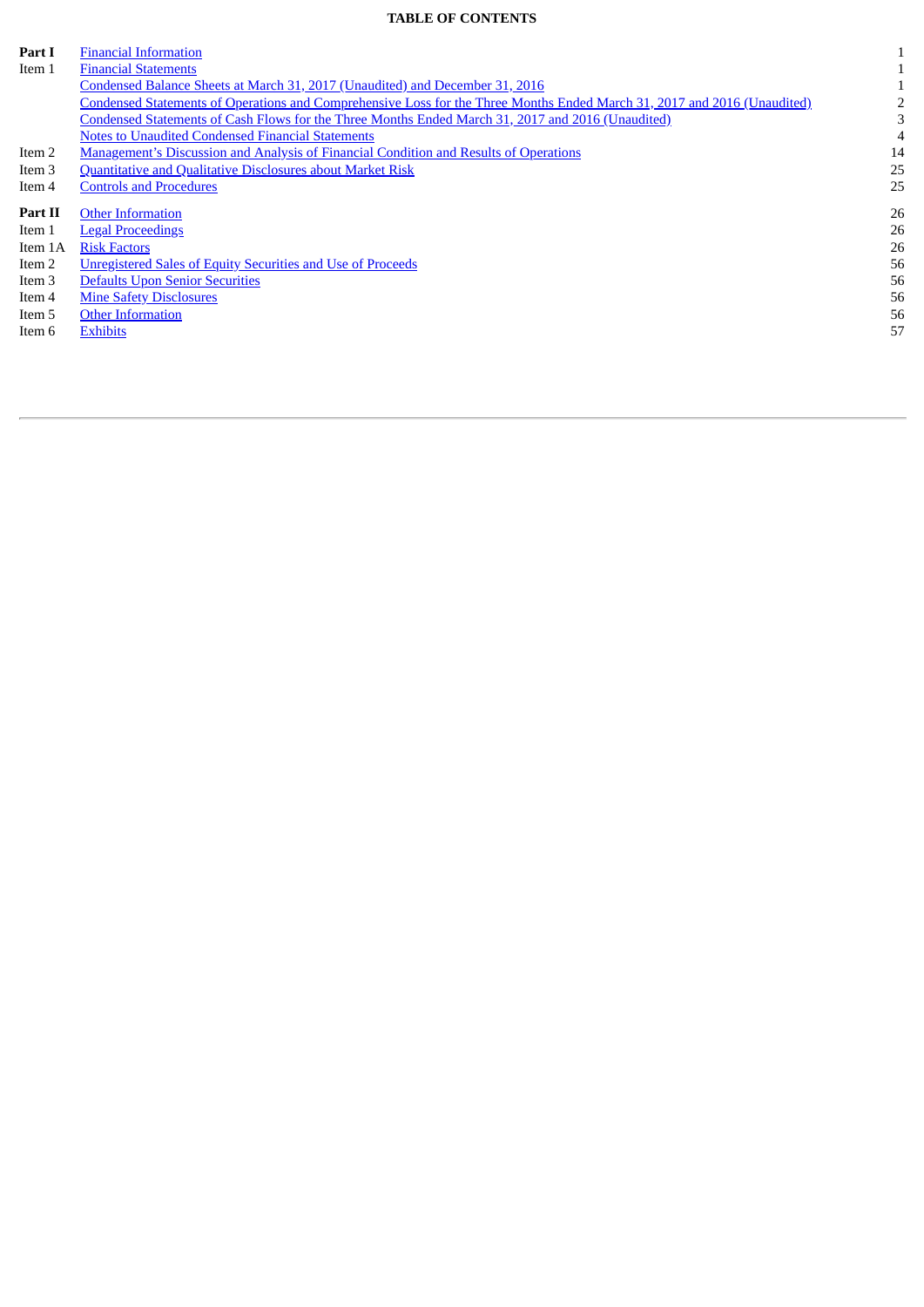**TABLE OF CONTENTS**

| | | |
|---|---|---|
| **Part I** | Financial Information | 1 |
| Item 1 | Financial Statements | 1 |
| | Condensed Balance Sheets at March 31, 2017 (Unaudited) and December 31, 2016 | 1 |
| | Condensed Statements of Operations and Comprehensive Loss for the Three Months Ended March 31, 2017 and 2016 (Unaudited) | 2 |
| | Condensed Statements of Cash Flows for the Three Months Ended March 31, 2017 and 2016 (Unaudited) | 3 |
| | Notes to Unaudited Condensed Financial Statements | 4 |
| Item 2 | Management's Discussion and Analysis of Financial Condition and Results of Operations | 14 |
| Item 3 | Quantitative and Qualitative Disclosures about Market Risk | 25 |
| Item 4 | Controls and Procedures | 25 |
| **Part II** | Other Information | 26 |
| Item 1 | Legal Proceedings | 26 |
| Item 1A | Risk Factors | 26 |
| Item 2 | Unregistered Sales of Equity Securities and Use of Proceeds | 56 |
| Item 3 | Defaults Upon Senior Securities | 56 |
| Item 4 | Mine Safety Disclosures | 56 |
| Item 5 | Other Information | 56 |
| Item 6 | Exhibits | 57 |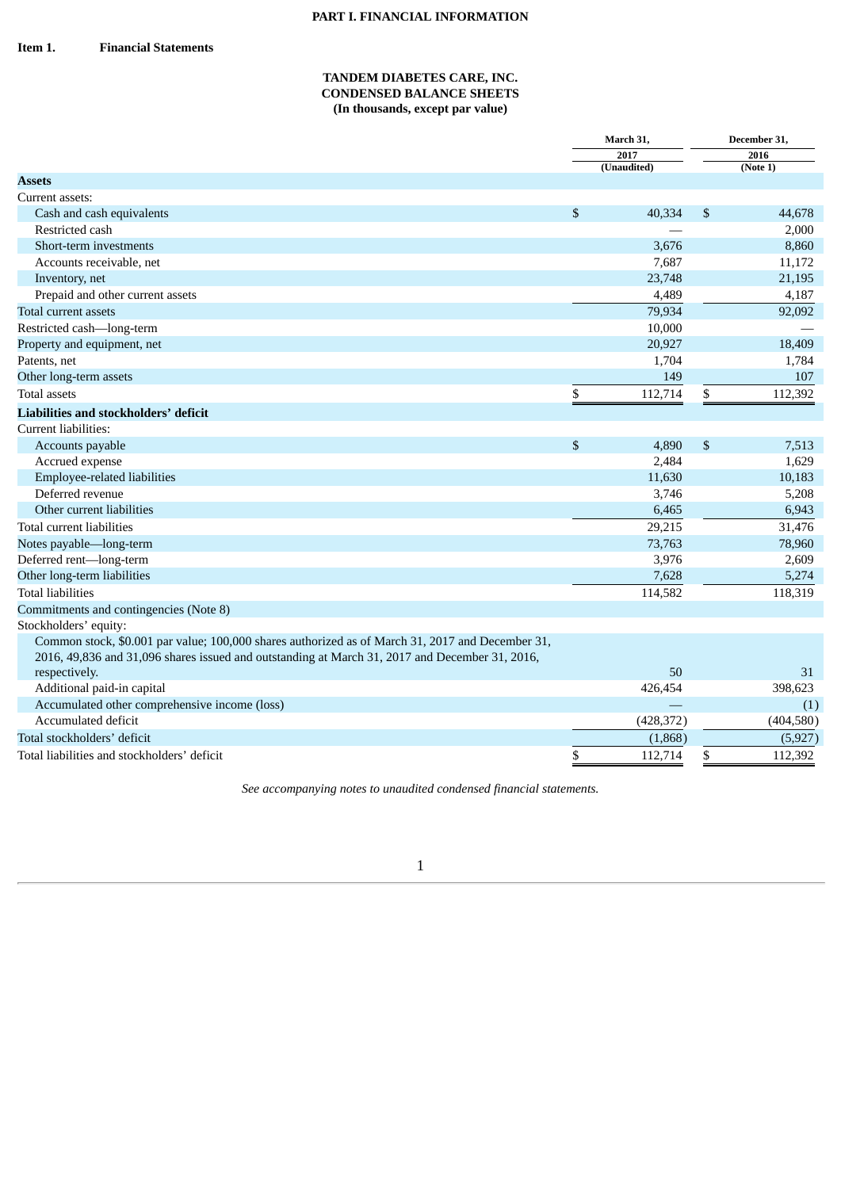# PART I. FINANCIAL INFORMATION

## Item 1. Financial Statements

### TANDEM DIABETES CARE, INC.
### CONDENSED BALANCE SHEETS
### (In thousands, except par value)

| | March 31, 2017 (Unaudited) | December 31, 2016 (Note 1) |
|---|---|---|
| **Assets** | | |
| Current assets: | | |
| Cash and cash equivalents | $ 40,334 | $ 44,678 |
| Restricted cash | — | 2,000 |
| Short-term investments | 3,676 | 8,860 |
| Accounts receivable, net | 7,687 | 11,172 |
| Inventory, net | 23,748 | 21,195 |
| Prepaid and other current assets | 4,489 | 4,187 |
| Total current assets | 79,934 | 92,092 |
| Restricted cash—long-term | 10,000 | — |
| Property and equipment, net | 20,927 | 18,409 |
| Patents, net | 1,704 | 1,784 |
| Other long-term assets | 149 | 107 |
| Total assets | $ 112,714 | $ 112,392 |
| **Liabilities and stockholders' deficit** | | |
| Current liabilities: | | |
| Accounts payable | $ 4,890 | $ 7,513 |
| Accrued expense | 2,484 | 1,629 |
| Employee-related liabilities | 11,630 | 10,183 |
| Deferred revenue | 3,746 | 5,208 |
| Other current liabilities | 6,465 | 6,943 |
| Total current liabilities | 29,215 | 31,476 |
| Notes payable—long-term | 73,763 | 78,960 |
| Deferred rent—long-term | 3,976 | 2,609 |
| Other long-term liabilities | 7,628 | 5,274 |
| Total liabilities | 114,582 | 118,319 |
| Commitments and contingencies (Note 8) | | |
| Stockholders' equity: | | |
| Common stock, $0.001 par value; 100,000 shares authorized as of March 31, 2017 and December 31, 2016, 49,836 and 31,096 shares issued and outstanding at March 31, 2017 and December 31, 2016, respectively. | 50 | 31 |
| Additional paid-in capital | 426,454 | 398,623 |
| Accumulated other comprehensive income (loss) | — | (1) |
| Accumulated deficit | (428,372) | (404,580) |
| Total stockholders' deficit | (1,868) | (5,927) |
| Total liabilities and stockholders' deficit | $ 112,714 | $ 112,392 |

*See accompanying notes to unaudited condensed financial statements.*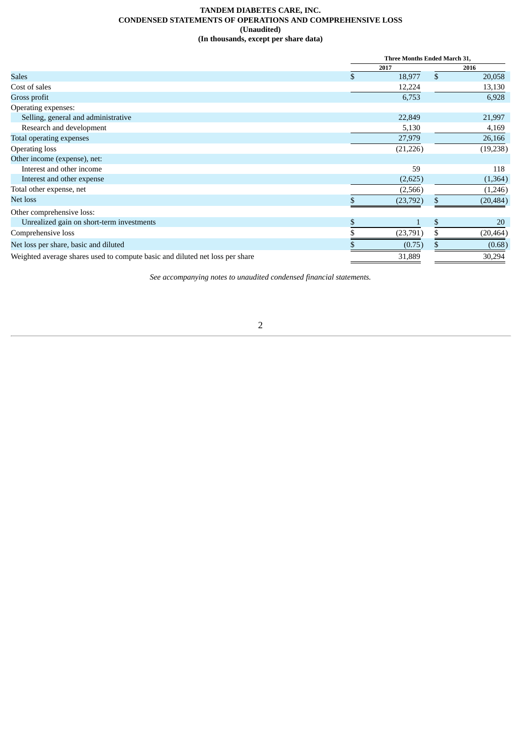**TANDEM DIABETES CARE, INC.**
**CONDENSED STATEMENTS OF OPERATIONS AND COMPREHENSIVE LOSS**
**(Unaudited)**
**(In thousands, except per share data)**

| | Three Months Ended March 31, | |
|---|---|---|
| | 2017 | 2016 |
| Sales | $ 18,977 | $ 20,058 |
| Cost of sales | 12,224 | 13,130 |
| Gross profit | 6,753 | 6,928 |
| Operating expenses: | | |
| Selling, general and administrative | 22,849 | 21,997 |
| Research and development | 5,130 | 4,169 |
| Total operating expenses | 27,979 | 26,166 |
| Operating loss | (21,226) | (19,238) |
| Other income (expense), net: | | |
| Interest and other income | 59 | 118 |
| Interest and other expense | (2,625) | (1,364) |
| Total other expense, net | (2,566) | (1,246) |
| Net loss | $ (23,792) | $ (20,484) |
| Other comprehensive loss: | | |
| Unrealized gain on short-term investments | $ 1 | $ 20 |
| Comprehensive loss | $ (23,791) | $ (20,464) |
| Net loss per share, basic and diluted | $ (0.75) | $ (0.68) |
| Weighted average shares used to compute basic and diluted net loss per share | 31,889 | 30,294 |

*See accompanying notes to unaudited condensed financial statements.*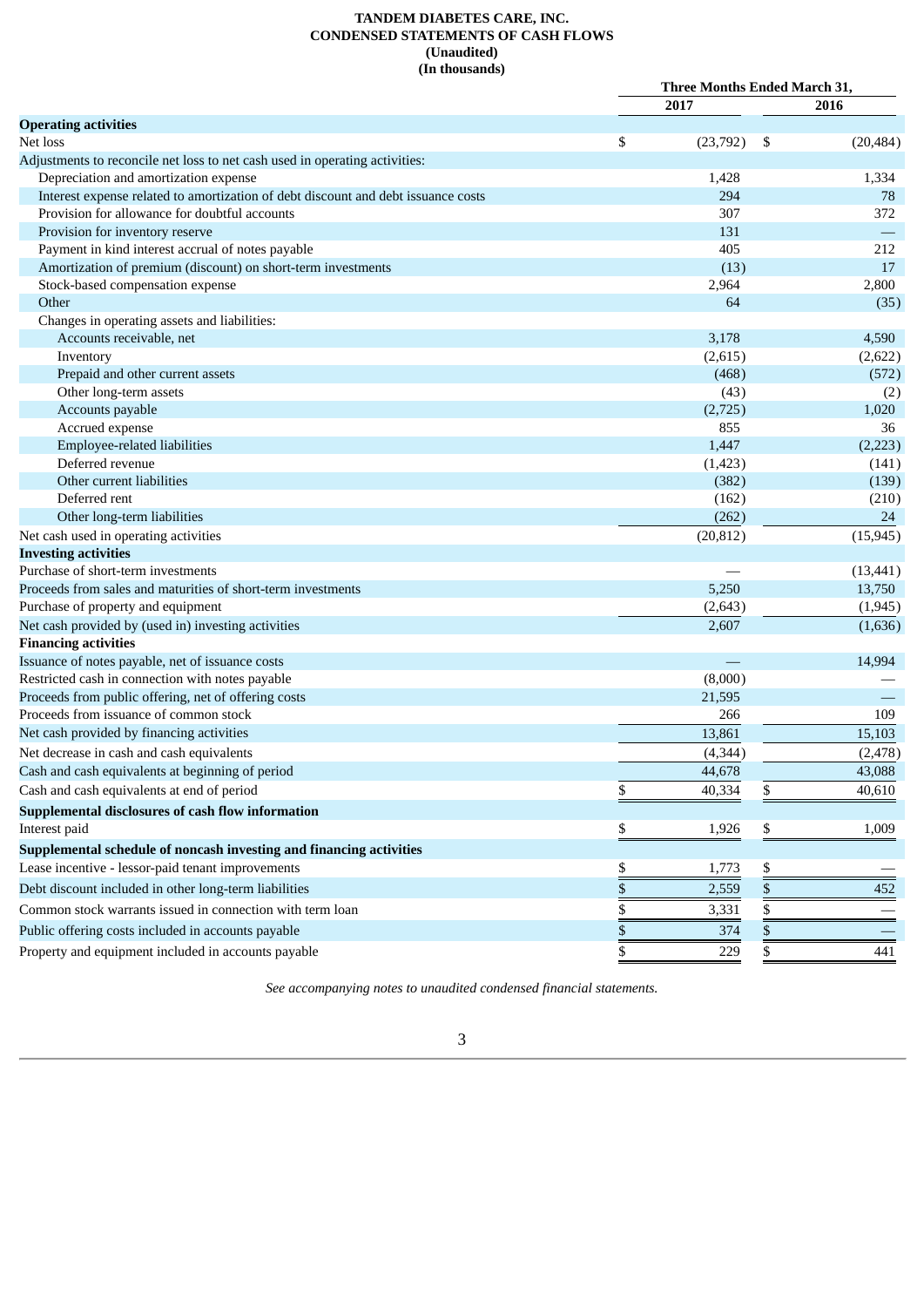**TANDEM DIABETES CARE, INC.**
**CONDENSED STATEMENTS OF CASH FLOWS**
**(Unaudited)**
**(In thousands)**

| | Three Months Ended March 31, | |
|---|---|---|
| | 2017 | 2016 |
| **Operating activities** | | |
| Net loss | $ (23,792) | $ (20,484) |
| Adjustments to reconcile net loss to net cash used in operating activities: | | |
| Depreciation and amortization expense | 1,428 | 1,334 |
| Interest expense related to amortization of debt discount and debt issuance costs | 294 | 78 |
| Provision for allowance for doubtful accounts | 307 | 372 |
| Provision for inventory reserve | 131 | — |
| Payment in kind interest accrual of notes payable | 405 | 212 |
| Amortization of premium (discount) on short-term investments | (13) | 17 |
| Stock-based compensation expense | 2,964 | 2,800 |
| Other | 64 | (35) |
| Changes in operating assets and liabilities: | | |
| Accounts receivable, net | 3,178 | 4,590 |
| Inventory | (2,615) | (2,622) |
| Prepaid and other current assets | (468) | (572) |
| Other long-term assets | (43) | (2) |
| Accounts payable | (2,725) | 1,020 |
| Accrued expense | 855 | 36 |
| Employee-related liabilities | 1,447 | (2,223) |
| Deferred revenue | (1,423) | (141) |
| Other current liabilities | (382) | (139) |
| Deferred rent | (162) | (210) |
| Other long-term liabilities | (262) | 24 |
| Net cash used in operating activities | (20,812) | (15,945) |
| **Investing activities** | | |
| Purchase of short-term investments | — | (13,441) |
| Proceeds from sales and maturities of short-term investments | 5,250 | 13,750 |
| Purchase of property and equipment | (2,643) | (1,945) |
| Net cash provided by (used in) investing activities | 2,607 | (1,636) |
| **Financing activities** | | |
| Issuance of notes payable, net of issuance costs | — | 14,994 |
| Restricted cash in connection with notes payable | (8,000) | — |
| Proceeds from public offering, net of offering costs | 21,595 | — |
| Proceeds from issuance of common stock | 266 | 109 |
| Net cash provided by financing activities | 13,861 | 15,103 |
| Net decrease in cash and cash equivalents | (4,344) | (2,478) |
| Cash and cash equivalents at beginning of period | 44,678 | 43,088 |
| Cash and cash equivalents at end of period | $ 40,334 | $ 40,610 |
| **Supplemental disclosures of cash flow information** | | |
| Interest paid | $ 1,926 | $ 1,009 |
| **Supplemental schedule of noncash investing and financing activities** | | |
| Lease incentive - lessor-paid tenant improvements | $ 1,773 | $ — |
| Debt discount included in other long-term liabilities | $ 2,559 | $ 452 |
| Common stock warrants issued in connection with term loan | $ 3,331 | $ — |
| Public offering costs included in accounts payable | $ 374 | $ — |
| Property and equipment included in accounts payable | $ 229 | $ 441 |

*See accompanying notes to unaudited condensed financial statements.*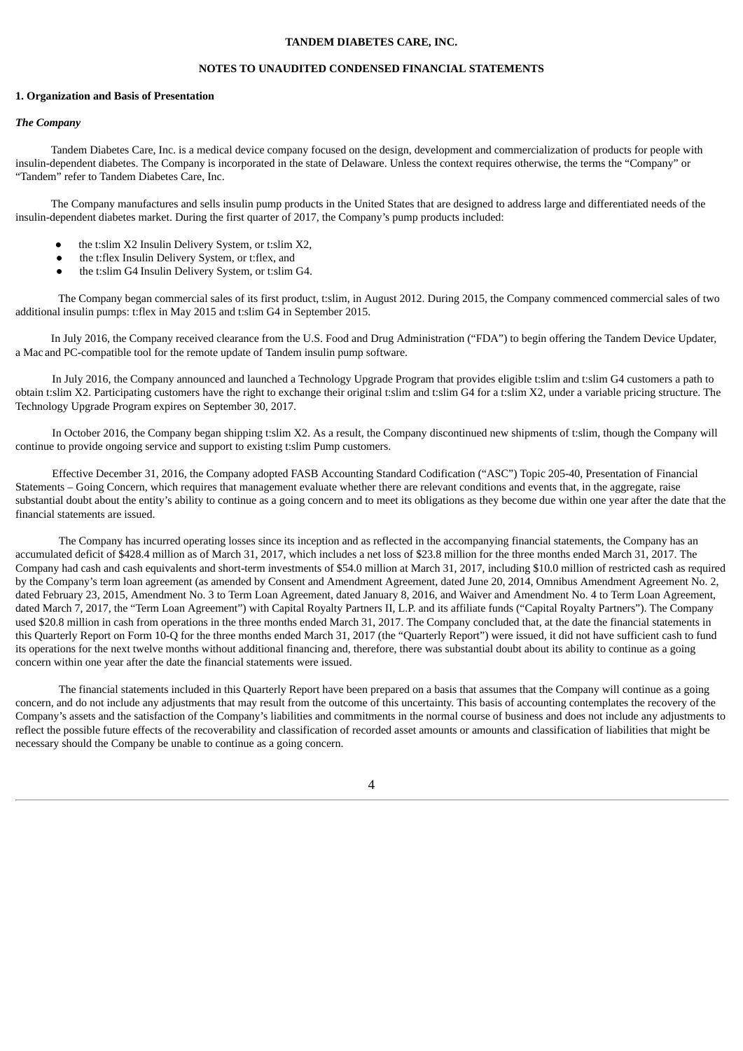**TANDEM DIABETES CARE, INC.**

**NOTES TO UNAUDITED CONDENSED FINANCIAL STATEMENTS**

**1. Organization and Basis of Presentation**

***The Company***

Tandem Diabetes Care, Inc. is a medical device company focused on the design, development and commercialization of products for people with insulin-dependent diabetes. The Company is incorporated in the state of Delaware. Unless the context requires otherwise, the terms the "Company" or "Tandem" refer to Tandem Diabetes Care, Inc.

The Company manufactures and sells insulin pump products in the United States that are designed to address large and differentiated needs of the insulin-dependent diabetes market. During the first quarter of 2017, the Company's pump products included:

- the t:slim X2 Insulin Delivery System, or t:slim X2,
- the t:flex Insulin Delivery System, or t:flex, and
- the t:slim G4 Insulin Delivery System, or t:slim G4.

The Company began commercial sales of its first product, t:slim, in August 2012. During 2015, the Company commenced commercial sales of two additional insulin pumps: t:flex in May 2015 and t:slim G4 in September 2015.

In July 2016, the Company received clearance from the U.S. Food and Drug Administration ("FDA") to begin offering the Tandem Device Updater, a Mac and PC-compatible tool for the remote update of Tandem insulin pump software.

In July 2016, the Company announced and launched a Technology Upgrade Program that provides eligible t:slim and t:slim G4 customers a path to obtain t:slim X2. Participating customers have the right to exchange their original t:slim and t:slim G4 for a t:slim X2, under a variable pricing structure. The Technology Upgrade Program expires on September 30, 2017.

In October 2016, the Company began shipping t:slim X2. As a result, the Company discontinued new shipments of t:slim, though the Company will continue to provide ongoing service and support to existing t:slim Pump customers.

Effective December 31, 2016, the Company adopted FASB Accounting Standard Codification ("ASC") Topic 205-40, Presentation of Financial Statements – Going Concern, which requires that management evaluate whether there are relevant conditions and events that, in the aggregate, raise substantial doubt about the entity's ability to continue as a going concern and to meet its obligations as they become due within one year after the date that the financial statements are issued.

The Company has incurred operating losses since its inception and as reflected in the accompanying financial statements, the Company has an accumulated deficit of $428.4 million as of March 31, 2017, which includes a net loss of $23.8 million for the three months ended March 31, 2017. The Company had cash and cash equivalents and short-term investments of $54.0 million at March 31, 2017, including $10.0 million of restricted cash as required by the Company's term loan agreement (as amended by Consent and Amendment Agreement, dated June 20, 2014, Omnibus Amendment Agreement No. 2, dated February 23, 2015, Amendment No. 3 to Term Loan Agreement, dated January 8, 2016, and Waiver and Amendment No. 4 to Term Loan Agreement, dated March 7, 2017, the "Term Loan Agreement") with Capital Royalty Partners II, L.P. and its affiliate funds ("Capital Royalty Partners"). The Company used $20.8 million in cash from operations in the three months ended March 31, 2017. The Company concluded that, at the date the financial statements in this Quarterly Report on Form 10-Q for the three months ended March 31, 2017 (the "Quarterly Report") were issued, it did not have sufficient cash to fund its operations for the next twelve months without additional financing and, therefore, there was substantial doubt about its ability to continue as a going concern within one year after the date the financial statements were issued.

The financial statements included in this Quarterly Report have been prepared on a basis that assumes that the Company will continue as a going concern, and do not include any adjustments that may result from the outcome of this uncertainty. This basis of accounting contemplates the recovery of the Company's assets and the satisfaction of the Company's liabilities and commitments in the normal course of business and does not include any adjustments to reflect the possible future effects of the recoverability and classification of recorded asset amounts or amounts and classification of liabilities that might be necessary should the Company be unable to continue as a going concern.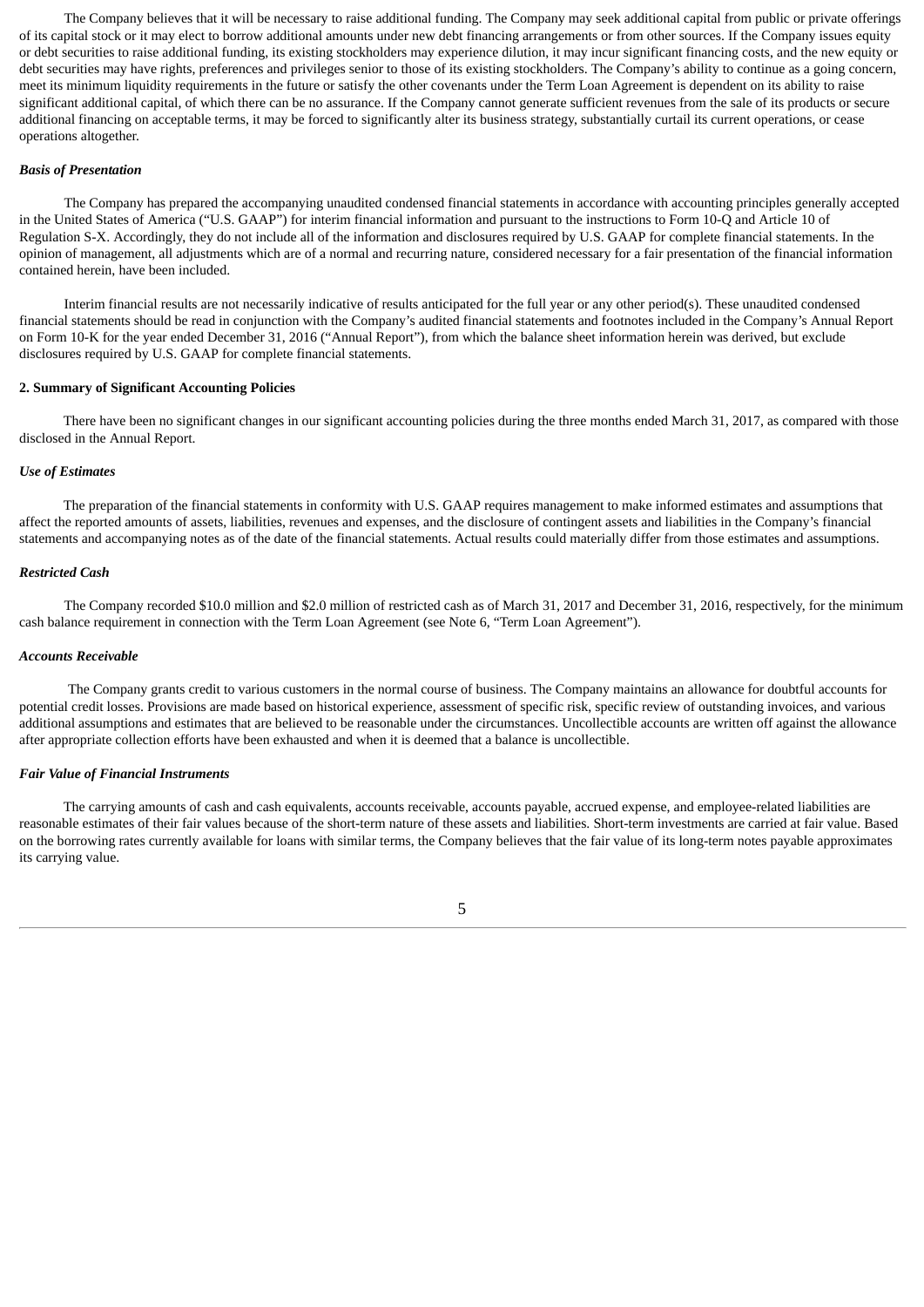The Company believes that it will be necessary to raise additional funding. The Company may seek additional capital from public or private offerings of its capital stock or it may elect to borrow additional amounts under new debt financing arrangements or from other sources. If the Company issues equity or debt securities to raise additional funding, its existing stockholders may experience dilution, it may incur significant financing costs, and the new equity or debt securities may have rights, preferences and privileges senior to those of its existing stockholders. The Company's ability to continue as a going concern, meet its minimum liquidity requirements in the future or satisfy the other covenants under the Term Loan Agreement is dependent on its ability to raise significant additional capital, of which there can be no assurance. If the Company cannot generate sufficient revenues from the sale of its products or secure additional financing on acceptable terms, it may be forced to significantly alter its business strategy, substantially curtail its current operations, or cease operations altogether.

***Basis of Presentation***

The Company has prepared the accompanying unaudited condensed financial statements in accordance with accounting principles generally accepted in the United States of America ("U.S. GAAP") for interim financial information and pursuant to the instructions to Form 10-Q and Article 10 of Regulation S-X. Accordingly, they do not include all of the information and disclosures required by U.S. GAAP for complete financial statements. In the opinion of management, all adjustments which are of a normal and recurring nature, considered necessary for a fair presentation of the financial information contained herein, have been included.

Interim financial results are not necessarily indicative of results anticipated for the full year or any other period(s). These unaudited condensed financial statements should be read in conjunction with the Company's audited financial statements and footnotes included in the Company's Annual Report on Form 10-K for the year ended December 31, 2016 ("Annual Report"), from which the balance sheet information herein was derived, but exclude disclosures required by U.S. GAAP for complete financial statements.

**2. Summary of Significant Accounting Policies**

There have been no significant changes in our significant accounting policies during the three months ended March 31, 2017, as compared with those disclosed in the Annual Report.

***Use of Estimates***

The preparation of the financial statements in conformity with U.S. GAAP requires management to make informed estimates and assumptions that affect the reported amounts of assets, liabilities, revenues and expenses, and the disclosure of contingent assets and liabilities in the Company's financial statements and accompanying notes as of the date of the financial statements. Actual results could materially differ from those estimates and assumptions.

***Restricted Cash***

The Company recorded $10.0 million and $2.0 million of restricted cash as of March 31, 2017 and December 31, 2016, respectively, for the minimum cash balance requirement in connection with the Term Loan Agreement (see Note 6, "Term Loan Agreement").

***Accounts Receivable***

The Company grants credit to various customers in the normal course of business. The Company maintains an allowance for doubtful accounts for potential credit losses. Provisions are made based on historical experience, assessment of specific risk, specific review of outstanding invoices, and various additional assumptions and estimates that are believed to be reasonable under the circumstances. Uncollectible accounts are written off against the allowance after appropriate collection efforts have been exhausted and when it is deemed that a balance is uncollectible.

***Fair Value of Financial Instruments***

The carrying amounts of cash and cash equivalents, accounts receivable, accounts payable, accrued expense, and employee-related liabilities are reasonable estimates of their fair values because of the short-term nature of these assets and liabilities. Short-term investments are carried at fair value. Based on the borrowing rates currently available for loans with similar terms, the Company believes that the fair value of its long-term notes payable approximates its carrying value.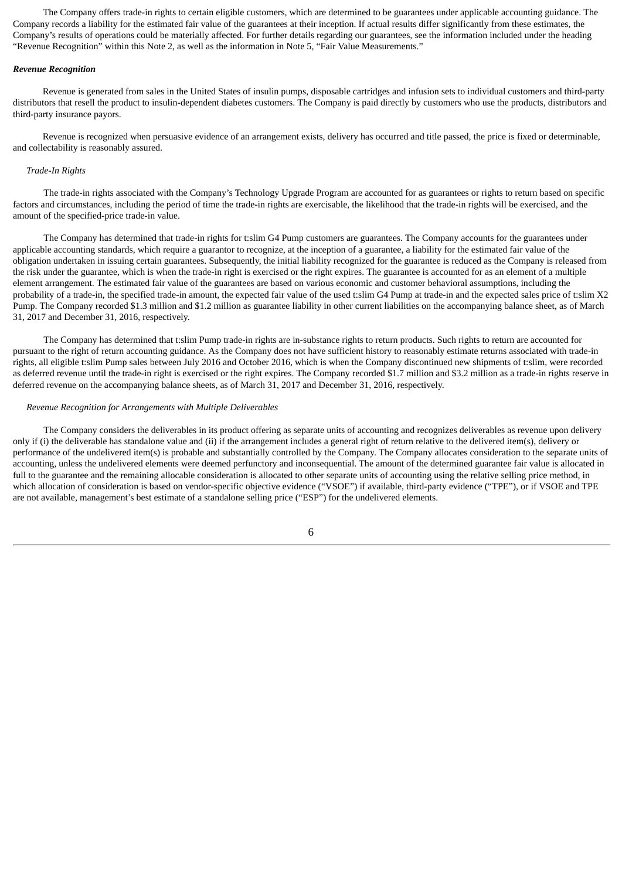The Company offers trade-in rights to certain eligible customers, which are determined to be guarantees under applicable accounting guidance. The Company records a liability for the estimated fair value of the guarantees at their inception. If actual results differ significantly from these estimates, the Company's results of operations could be materially affected. For further details regarding our guarantees, see the information included under the heading "Revenue Recognition" within this Note 2, as well as the information in Note 5, "Fair Value Measurements."

***Revenue Recognition***

Revenue is generated from sales in the United States of insulin pumps, disposable cartridges and infusion sets to individual customers and third-party distributors that resell the product to insulin-dependent diabetes customers. The Company is paid directly by customers who use the products, distributors and third-party insurance payors.

Revenue is recognized when persuasive evidence of an arrangement exists, delivery has occurred and title passed, the price is fixed or determinable, and collectability is reasonably assured.

*Trade-In Rights*

The trade-in rights associated with the Company's Technology Upgrade Program are accounted for as guarantees or rights to return based on specific factors and circumstances, including the period of time the trade-in rights are exercisable, the likelihood that the trade-in rights will be exercised, and the amount of the specified-price trade-in value.

The Company has determined that trade-in rights for t:slim G4 Pump customers are guarantees. The Company accounts for the guarantees under applicable accounting standards, which require a guarantor to recognize, at the inception of a guarantee, a liability for the estimated fair value of the obligation undertaken in issuing certain guarantees. Subsequently, the initial liability recognized for the guarantee is reduced as the Company is released from the risk under the guarantee, which is when the trade-in right is exercised or the right expires. The guarantee is accounted for as an element of a multiple element arrangement. The estimated fair value of the guarantees are based on various economic and customer behavioral assumptions, including the probability of a trade-in, the specified trade-in amount, the expected fair value of the used t:slim G4 Pump at trade-in and the expected sales price of t:slim X2 Pump. The Company recorded $1.3 million and $1.2 million as guarantee liability in other current liabilities on the accompanying balance sheet, as of March 31, 2017 and December 31, 2016, respectively.

The Company has determined that t:slim Pump trade-in rights are in-substance rights to return products. Such rights to return are accounted for pursuant to the right of return accounting guidance. As the Company does not have sufficient history to reasonably estimate returns associated with trade-in rights, all eligible t:slim Pump sales between July 2016 and October 2016, which is when the Company discontinued new shipments of t:slim, were recorded as deferred revenue until the trade-in right is exercised or the right expires. The Company recorded $1.7 million and $3.2 million as a trade-in rights reserve in deferred revenue on the accompanying balance sheets, as of March 31, 2017 and December 31, 2016, respectively.

*Revenue Recognition for Arrangements with Multiple Deliverables*

The Company considers the deliverables in its product offering as separate units of accounting and recognizes deliverables as revenue upon delivery only if (i) the deliverable has standalone value and (ii) if the arrangement includes a general right of return relative to the delivered item(s), delivery or performance of the undelivered item(s) is probable and substantially controlled by the Company. The Company allocates consideration to the separate units of accounting, unless the undelivered elements were deemed perfunctory and inconsequential. The amount of the determined guarantee fair value is allocated in full to the guarantee and the remaining allocable consideration is allocated to other separate units of accounting using the relative selling price method, in which allocation of consideration is based on vendor-specific objective evidence ("VSOE") if available, third-party evidence ("TPE"), or if VSOE and TPE are not available, management's best estimate of a standalone selling price ("ESP") for the undelivered elements.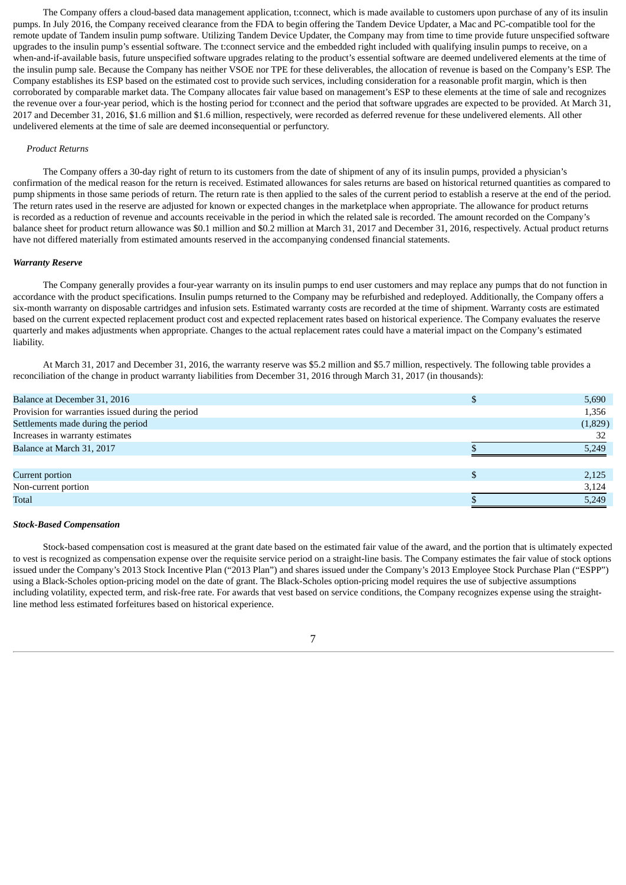The Company offers a cloud-based data management application, t:connect, which is made available to customers upon purchase of any of its insulin pumps. In July 2016, the Company received clearance from the FDA to begin offering the Tandem Device Updater, a Mac and PC-compatible tool for the remote update of Tandem insulin pump software. Utilizing Tandem Device Updater, the Company may from time to time provide future unspecified software upgrades to the insulin pump's essential software. The t:connect service and the embedded right included with qualifying insulin pumps to receive, on a when-and-if-available basis, future unspecified software upgrades relating to the product's essential software are deemed undelivered elements at the time of the insulin pump sale. Because the Company has neither VSOE nor TPE for these deliverables, the allocation of revenue is based on the Company's ESP. The Company establishes its ESP based on the estimated cost to provide such services, including consideration for a reasonable profit margin, which is then corroborated by comparable market data. The Company allocates fair value based on management's ESP to these elements at the time of sale and recognizes the revenue over a four-year period, which is the hosting period for t:connect and the period that software upgrades are expected to be provided. At March 31, 2017 and December 31, 2016, $1.6 million and $1.6 million, respectively, were recorded as deferred revenue for these undelivered elements. All other undelivered elements at the time of sale are deemed inconsequential or perfunctory.

*Product Returns*

The Company offers a 30-day right of return to its customers from the date of shipment of any of its insulin pumps, provided a physician's confirmation of the medical reason for the return is received. Estimated allowances for sales returns are based on historical returned quantities as compared to pump shipments in those same periods of return. The return rate is then applied to the sales of the current period to establish a reserve at the end of the period. The return rates used in the reserve are adjusted for known or expected changes in the marketplace when appropriate. The allowance for product returns is recorded as a reduction of revenue and accounts receivable in the period in which the related sale is recorded. The amount recorded on the Company's balance sheet for product return allowance was $0.1 million and $0.2 million at March 31, 2017 and December 31, 2016, respectively. Actual product returns have not differed materially from estimated amounts reserved in the accompanying condensed financial statements.

***Warranty Reserve***

The Company generally provides a four-year warranty on its insulin pumps to end user customers and may replace any pumps that do not function in accordance with the product specifications. Insulin pumps returned to the Company may be refurbished and redeployed. Additionally, the Company offers a six-month warranty on disposable cartridges and infusion sets. Estimated warranty costs are recorded at the time of shipment. Warranty costs are estimated based on the current expected replacement product cost and expected replacement rates based on historical experience. The Company evaluates the reserve quarterly and makes adjustments when appropriate. Changes to the actual replacement rates could have a material impact on the Company's estimated liability.

At March 31, 2017 and December 31, 2016, the warranty reserve was $5.2 million and $5.7 million, respectively. The following table provides a reconciliation of the change in product warranty liabilities from December 31, 2016 through March 31, 2017 (in thousands):

| | |
|---|---|
| Balance at December 31, 2016 | $ 5,690 |
| Provision for warranties issued during the period | 1,356 |
| Settlements made during the period | (1,829) |
| Increases in warranty estimates | 32 |
| Balance at March 31, 2017 | $ 5,249 |
| | |
| Current portion | $ 2,125 |
| Non-current portion | 3,124 |
| Total | $ 5,249 |

***Stock-Based Compensation***

Stock-based compensation cost is measured at the grant date based on the estimated fair value of the award, and the portion that is ultimately expected to vest is recognized as compensation expense over the requisite service period on a straight-line basis. The Company estimates the fair value of stock options issued under the Company's 2013 Stock Incentive Plan ("2013 Plan") and shares issued under the Company's 2013 Employee Stock Purchase Plan ("ESPP") using a Black-Scholes option-pricing model on the date of grant. The Black-Scholes option-pricing model requires the use of subjective assumptions including volatility, expected term, and risk-free rate. For awards that vest based on service conditions, the Company recognizes expense using the straight-line method less estimated forfeitures based on historical experience.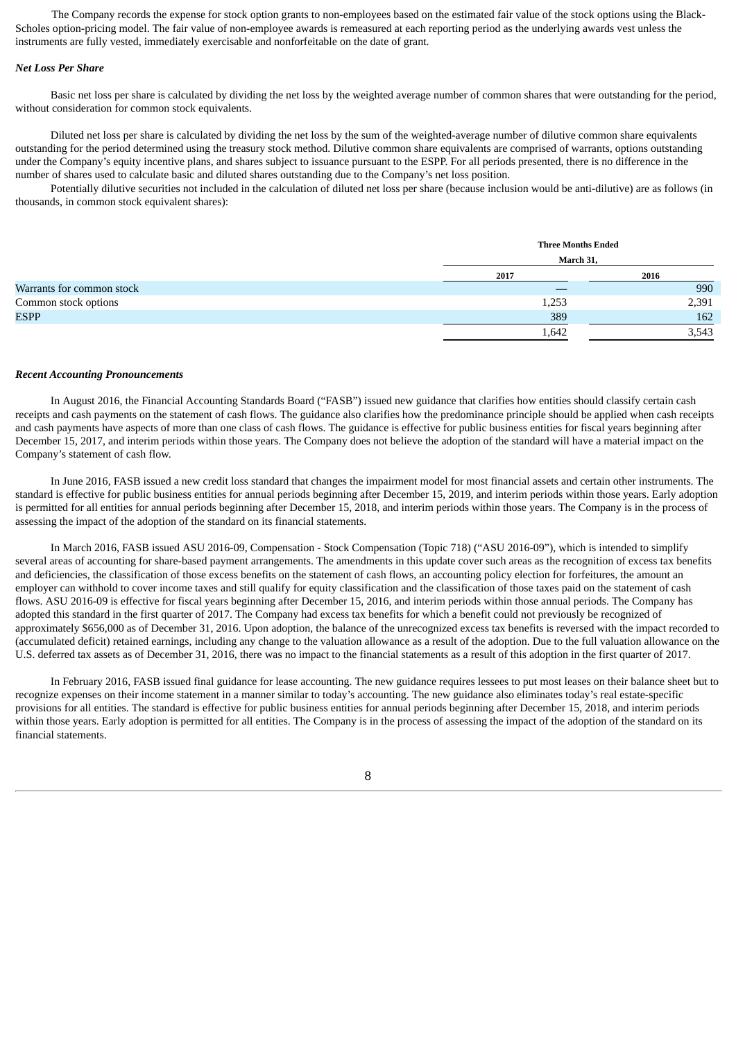The Company records the expense for stock option grants to non-employees based on the estimated fair value of the stock options using the Black-Scholes option-pricing model. The fair value of non-employee awards is remeasured at each reporting period as the underlying awards vest unless the instruments are fully vested, immediately exercisable and nonforfeitable on the date of grant.

***Net Loss Per Share***

Basic net loss per share is calculated by dividing the net loss by the weighted average number of common shares that were outstanding for the period, without consideration for common stock equivalents.

Diluted net loss per share is calculated by dividing the net loss by the sum of the weighted-average number of dilutive common share equivalents outstanding for the period determined using the treasury stock method. Dilutive common share equivalents are comprised of warrants, options outstanding under the Company's equity incentive plans, and shares subject to issuance pursuant to the ESPP. For all periods presented, there is no difference in the number of shares used to calculate basic and diluted shares outstanding due to the Company's net loss position.

Potentially dilutive securities not included in the calculation of diluted net loss per share (because inclusion would be anti-dilutive) are as follows (in thousands, in common stock equivalent shares):

| | Three Months Ended March 31, | |
|---|---|---|
| | 2017 | 2016 |
| Warrants for common stock | — | 990 |
| Common stock options | 1,253 | 2,391 |
| ESPP | 389 | 162 |
| | 1,642 | 3,543 |

***Recent Accounting Pronouncements***

In August 2016, the Financial Accounting Standards Board ("FASB") issued new guidance that clarifies how entities should classify certain cash receipts and cash payments on the statement of cash flows. The guidance also clarifies how the predominance principle should be applied when cash receipts and cash payments have aspects of more than one class of cash flows. The guidance is effective for public business entities for fiscal years beginning after December 15, 2017, and interim periods within those years. The Company does not believe the adoption of the standard will have a material impact on the Company's statement of cash flow.

In June 2016, FASB issued a new credit loss standard that changes the impairment model for most financial assets and certain other instruments. The standard is effective for public business entities for annual periods beginning after December 15, 2019, and interim periods within those years. Early adoption is permitted for all entities for annual periods beginning after December 15, 2018, and interim periods within those years. The Company is in the process of assessing the impact of the adoption of the standard on its financial statements.

In March 2016, FASB issued ASU 2016-09, Compensation - Stock Compensation (Topic 718) ("ASU 2016-09"), which is intended to simplify several areas of accounting for share-based payment arrangements. The amendments in this update cover such areas as the recognition of excess tax benefits and deficiencies, the classification of those excess benefits on the statement of cash flows, an accounting policy election for forfeitures, the amount an employer can withhold to cover income taxes and still qualify for equity classification and the classification of those taxes paid on the statement of cash flows. ASU 2016-09 is effective for fiscal years beginning after December 15, 2016, and interim periods within those annual periods. The Company has adopted this standard in the first quarter of 2017. The Company had excess tax benefits for which a benefit could not previously be recognized of approximately $656,000 as of December 31, 2016. Upon adoption, the balance of the unrecognized excess tax benefits is reversed with the impact recorded to (accumulated deficit) retained earnings, including any change to the valuation allowance as a result of the adoption. Due to the full valuation allowance on the U.S. deferred tax assets as of December 31, 2016, there was no impact to the financial statements as a result of this adoption in the first quarter of 2017.

In February 2016, FASB issued final guidance for lease accounting. The new guidance requires lessees to put most leases on their balance sheet but to recognize expenses on their income statement in a manner similar to today's accounting. The new guidance also eliminates today's real estate-specific provisions for all entities. The standard is effective for public business entities for annual periods beginning after December 15, 2018, and interim periods within those years. Early adoption is permitted for all entities. The Company is in the process of assessing the impact of the adoption of the standard on its financial statements.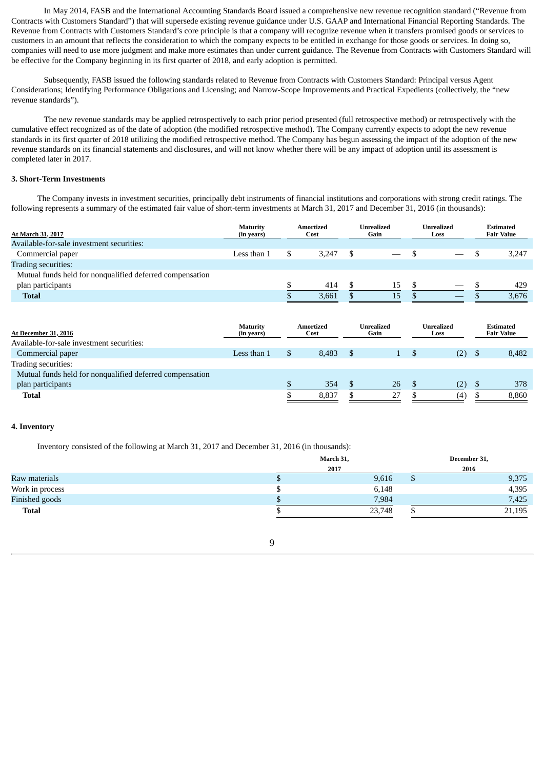In May 2014, FASB and the International Accounting Standards Board issued a comprehensive new revenue recognition standard ("Revenue from Contracts with Customers Standard") that will supersede existing revenue guidance under U.S. GAAP and International Financial Reporting Standards. The Revenue from Contracts with Customers Standard's core principle is that a company will recognize revenue when it transfers promised goods or services to customers in an amount that reflects the consideration to which the company expects to be entitled in exchange for those goods or services. In doing so, companies will need to use more judgment and make more estimates than under current guidance. The Revenue from Contracts with Customers Standard will be effective for the Company beginning in its first quarter of 2018, and early adoption is permitted.

Subsequently, FASB issued the following standards related to Revenue from Contracts with Customers Standard: Principal versus Agent Considerations; Identifying Performance Obligations and Licensing; and Narrow-Scope Improvements and Practical Expedients (collectively, the "new revenue standards").

The new revenue standards may be applied retrospectively to each prior period presented (full retrospective method) or retrospectively with the cumulative effect recognized as of the date of adoption (the modified retrospective method). The Company currently expects to adopt the new revenue standards in its first quarter of 2018 utilizing the modified retrospective method. The Company has begun assessing the impact of the adoption of the new revenue standards on its financial statements and disclosures, and will not know whether there will be any impact of adoption until its assessment is completed later in 2017.

**3. Short-Term Investments**

The Company invests in investment securities, principally debt instruments of financial institutions and corporations with strong credit ratings. The following represents a summary of the estimated fair value of short-term investments at March 31, 2017 and December 31, 2016 (in thousands):

| At March 31, 2017 | Maturity (in years) | Amortized Cost | Unrealized Gain | Unrealized Loss | Estimated Fair Value |
|---|---|---|---|---|---|
| Available-for-sale investment securities: | | | | | |
| Commercial paper | Less than 1 | $ 3,247 | $ — | $ — | $ 3,247 |
| Trading securities: | | | | | |
| Mutual funds held for nonqualified deferred compensation plan participants | | $ 414 | $ 15 | $ — | $ 429 |
| **Total** | | $ 3,661 | $ 15 | $ — | $ 3,676 |

| At December 31, 2016 | Maturity (in years) | Amortized Cost | Unrealized Gain | Unrealized Loss | Estimated Fair Value |
|---|---|---|---|---|---|
| Available-for-sale investment securities: | | | | | |
| Commercial paper | Less than 1 | $ 8,483 | $ 1 | $ (2) | $ 8,482 |
| Trading securities: | | | | | |
| Mutual funds held for nonqualified deferred compensation plan participants | | $ 354 | $ 26 | $ (2) | $ 378 |
| **Total** | | $ 8,837 | $ 27 | $ (4) | $ 8,860 |

**4. Inventory**

Inventory consisted of the following at March 31, 2017 and December 31, 2016 (in thousands):

| | March 31, 2017 | December 31, 2016 |
|---|---|---|
| Raw materials | $ 9,616 | $ 9,375 |
| Work in process | $ 6,148 | 4,395 |
| Finished goods | $ 7,984 | 7,425 |
| **Total** | $ 23,748 | $ 21,195 |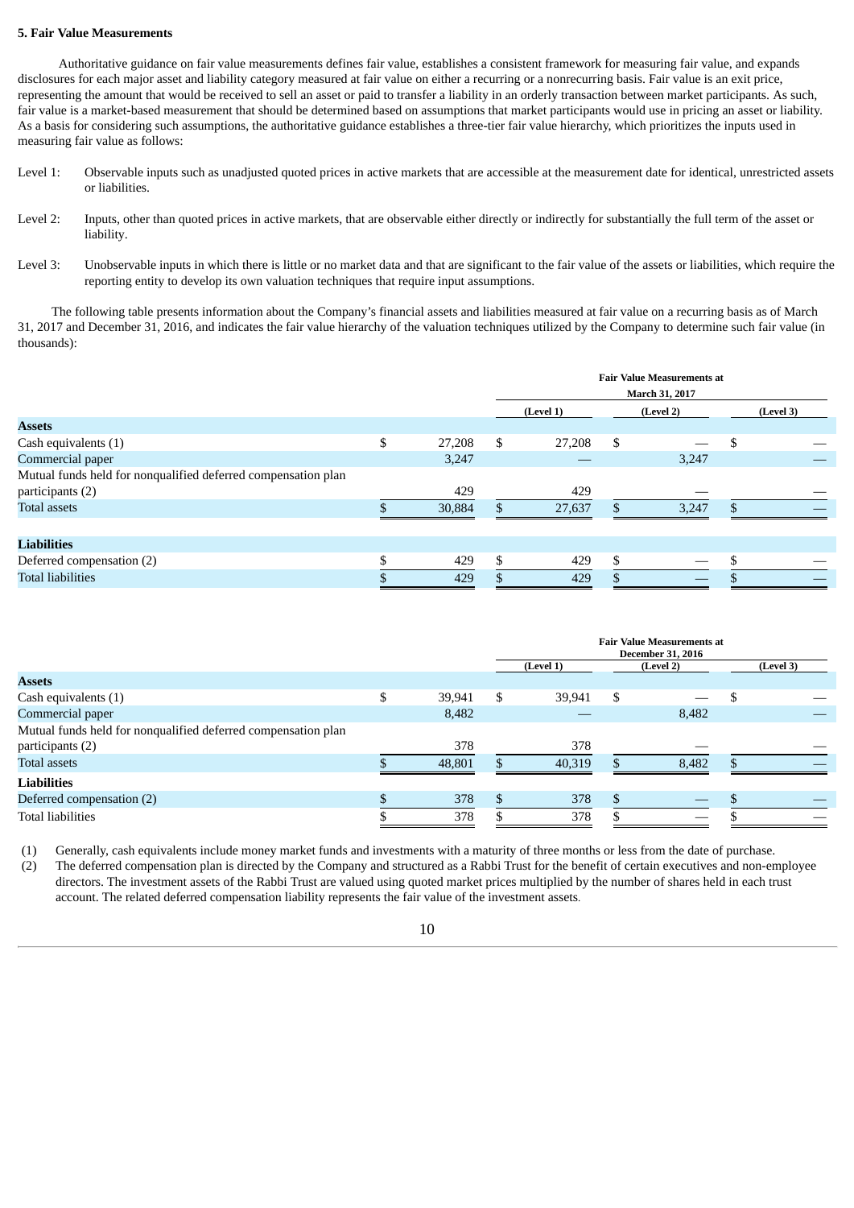**5. Fair Value Measurements**

Authoritative guidance on fair value measurements defines fair value, establishes a consistent framework for measuring fair value, and expands disclosures for each major asset and liability category measured at fair value on either a recurring or a nonrecurring basis. Fair value is an exit price, representing the amount that would be received to sell an asset or paid to transfer a liability in an orderly transaction between market participants. As such, fair value is a market-based measurement that should be determined based on assumptions that market participants would use in pricing an asset or liability. As a basis for considering such assumptions, the authoritative guidance establishes a three-tier fair value hierarchy, which prioritizes the inputs used in measuring fair value as follows:

Level 1: Observable inputs such as unadjusted quoted prices in active markets that are accessible at the measurement date for identical, unrestricted assets or liabilities.

Level 2: Inputs, other than quoted prices in active markets, that are observable either directly or indirectly for substantially the full term of the asset or liability.

Level 3: Unobservable inputs in which there is little or no market data and that are significant to the fair value of the assets or liabilities, which require the reporting entity to develop its own valuation techniques that require input assumptions.

The following table presents information about the Company's financial assets and liabilities measured at fair value on a recurring basis as of March 31, 2017 and December 31, 2016, and indicates the fair value hierarchy of the valuation techniques utilized by the Company to determine such fair value (in thousands):

| | | Fair Value Measurements at March 31, 2017 | | |
|---|---|---|---|---|
| | | (Level 1) | (Level 2) | (Level 3) |
| **Assets** | | | | |
| Cash equivalents (1) | $ 27,208 | $ 27,208 | $ — | $ — |
| Commercial paper | 3,247 | — | 3,247 | — |
| Mutual funds held for nonqualified deferred compensation plan participants (2) | 429 | 429 | — | — |
| Total assets | $ 30,884 | $ 27,637 | $ 3,247 | $ — |
| **Liabilities** | | | | |
| Deferred compensation (2) | $ 429 | $ 429 | $ — | $ — |
| Total liabilities | $ 429 | $ 429 | $ — | $ — |

| | | Fair Value Measurements at December 31, 2016 | | |
|---|---|---|---|---|
| | | (Level 1) | (Level 2) | (Level 3) |
| **Assets** | | | | |
| Cash equivalents (1) | $ 39,941 | $ 39,941 | $ — | $ — |
| Commercial paper | 8,482 | — | 8,482 | — |
| Mutual funds held for nonqualified deferred compensation plan participants (2) | 378 | 378 | — | — |
| Total assets | $ 48,801 | $ 40,319 | $ 8,482 | $ — |
| **Liabilities** | | | | |
| Deferred compensation (2) | $ 378 | $ 378 | $ — | $ — |
| Total liabilities | $ 378 | $ 378 | $ — | $ — |

(1) Generally, cash equivalents include money market funds and investments with a maturity of three months or less from the date of purchase.

(2) The deferred compensation plan is directed by the Company and structured as a Rabbi Trust for the benefit of certain executives and non-employee directors. The investment assets of the Rabbi Trust are valued using quoted market prices multiplied by the number of shares held in each trust account. The related deferred compensation liability represents the fair value of the investment assets.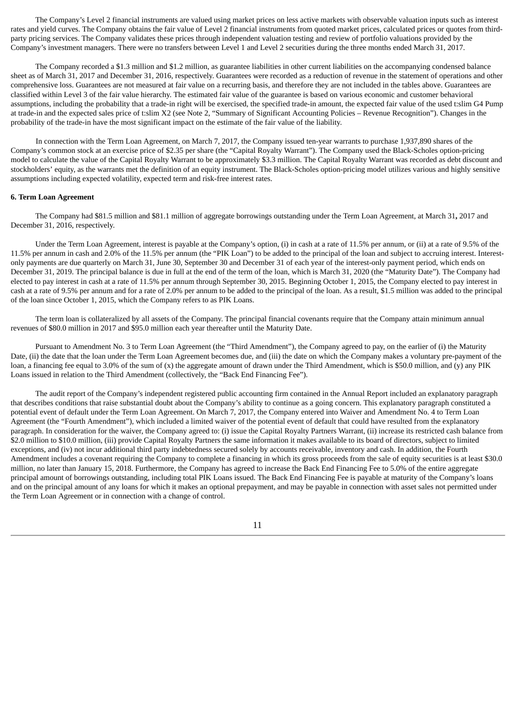The Company's Level 2 financial instruments are valued using market prices on less active markets with observable valuation inputs such as interest rates and yield curves. The Company obtains the fair value of Level 2 financial instruments from quoted market prices, calculated prices or quotes from third-party pricing services. The Company validates these prices through independent valuation testing and review of portfolio valuations provided by the Company's investment managers. There were no transfers between Level 1 and Level 2 securities during the three months ended March 31, 2017.

The Company recorded a $1.3 million and $1.2 million, as guarantee liabilities in other current liabilities on the accompanying condensed balance sheet as of March 31, 2017 and December 31, 2016, respectively. Guarantees were recorded as a reduction of revenue in the statement of operations and other comprehensive loss. Guarantees are not measured at fair value on a recurring basis, and therefore they are not included in the tables above. Guarantees are classified within Level 3 of the fair value hierarchy. The estimated fair value of the guarantee is based on various economic and customer behavioral assumptions, including the probability that a trade-in right will be exercised, the specified trade-in amount, the expected fair value of the used t:slim G4 Pump at trade-in and the expected sales price of t:slim X2 (see Note 2, "Summary of Significant Accounting Policies – Revenue Recognition"). Changes in the probability of the trade-in have the most significant impact on the estimate of the fair value of the liability.

In connection with the Term Loan Agreement, on March 7, 2017, the Company issued ten-year warrants to purchase 1,937,890 shares of the Company's common stock at an exercise price of $2.35 per share (the "Capital Royalty Warrant"). The Company used the Black-Scholes option-pricing model to calculate the value of the Capital Royalty Warrant to be approximately $3.3 million. The Capital Royalty Warrant was recorded as debt discount and stockholders' equity, as the warrants met the definition of an equity instrument. The Black-Scholes option-pricing model utilizes various and highly sensitive assumptions including expected volatility, expected term and risk-free interest rates.

**6. Term Loan Agreement**

The Company had $81.5 million and $81.1 million of aggregate borrowings outstanding under the Term Loan Agreement, at March 31**,** 2017 and December 31, 2016, respectively.

Under the Term Loan Agreement, interest is payable at the Company's option, (i) in cash at a rate of 11.5% per annum, or (ii) at a rate of 9.5% of the 11.5% per annum in cash and 2.0% of the 11.5% per annum (the "PIK Loan") to be added to the principal of the loan and subject to accruing interest. Interest-only payments are due quarterly on March 31, June 30, September 30 and December 31 of each year of the interest-only payment period, which ends on December 31, 2019. The principal balance is due in full at the end of the term of the loan, which is March 31, 2020 (the "Maturity Date"). The Company had elected to pay interest in cash at a rate of 11.5% per annum through September 30, 2015. Beginning October 1, 2015, the Company elected to pay interest in cash at a rate of 9.5% per annum and for a rate of 2.0% per annum to be added to the principal of the loan. As a result, $1.5 million was added to the principal of the loan since October 1, 2015, which the Company refers to as PIK Loans.

The term loan is collateralized by all assets of the Company. The principal financial covenants require that the Company attain minimum annual revenues of $80.0 million in 2017 and $95.0 million each year thereafter until the Maturity Date.

Pursuant to Amendment No. 3 to Term Loan Agreement (the "Third Amendment"), the Company agreed to pay, on the earlier of (i) the Maturity Date, (ii) the date that the loan under the Term Loan Agreement becomes due, and (iii) the date on which the Company makes a voluntary pre-payment of the loan, a financing fee equal to 3.0% of the sum of (x) the aggregate amount of drawn under the Third Amendment, which is $50.0 million, and (y) any PIK Loans issued in relation to the Third Amendment (collectively, the "Back End Financing Fee").

The audit report of the Company's independent registered public accounting firm contained in the Annual Report included an explanatory paragraph that describes conditions that raise substantial doubt about the Company's ability to continue as a going concern. This explanatory paragraph constituted a potential event of default under the Term Loan Agreement. On March 7, 2017, the Company entered into Waiver and Amendment No. 4 to Term Loan Agreement (the "Fourth Amendment"), which included a limited waiver of the potential event of default that could have resulted from the explanatory paragraph. In consideration for the waiver, the Company agreed to: (i) issue the Capital Royalty Partners Warrant, (ii) increase its restricted cash balance from $2.0 million to $10.0 million, (iii) provide Capital Royalty Partners the same information it makes available to its board of directors, subject to limited exceptions, and (iv) not incur additional third party indebtedness secured solely by accounts receivable, inventory and cash. In addition, the Fourth Amendment includes a covenant requiring the Company to complete a financing in which its gross proceeds from the sale of equity securities is at least $30.0 million, no later than January 15, 2018. Furthermore, the Company has agreed to increase the Back End Financing Fee to 5.0% of the entire aggregate principal amount of borrowings outstanding, including total PIK Loans issued. The Back End Financing Fee is payable at maturity of the Company's loans and on the principal amount of any loans for which it makes an optional prepayment, and may be payable in connection with asset sales not permitted under the Term Loan Agreement or in connection with a change of control.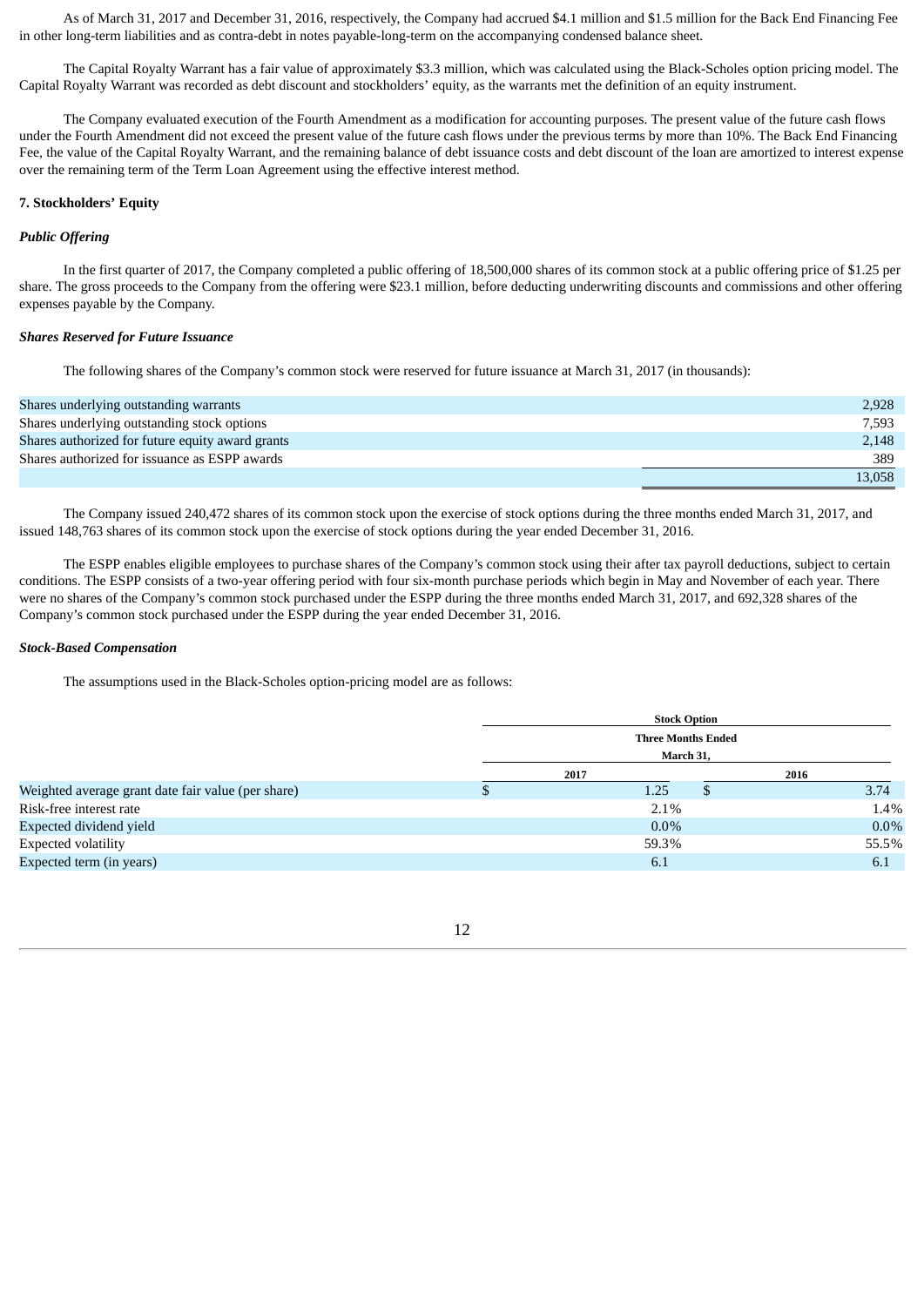As of March 31, 2017 and December 31, 2016, respectively, the Company had accrued $4.1 million and $1.5 million for the Back End Financing Fee in other long-term liabilities and as contra-debt in notes payable-long-term on the accompanying condensed balance sheet.

The Capital Royalty Warrant has a fair value of approximately $3.3 million, which was calculated using the Black-Scholes option pricing model. The Capital Royalty Warrant was recorded as debt discount and stockholders' equity, as the warrants met the definition of an equity instrument.

The Company evaluated execution of the Fourth Amendment as a modification for accounting purposes. The present value of the future cash flows under the Fourth Amendment did not exceed the present value of the future cash flows under the previous terms by more than 10%. The Back End Financing Fee, the value of the Capital Royalty Warrant, and the remaining balance of debt issuance costs and debt discount of the loan are amortized to interest expense over the remaining term of the Term Loan Agreement using the effective interest method.

**7. Stockholders' Equity**

***Public Offering***

In the first quarter of 2017, the Company completed a public offering of 18,500,000 shares of its common stock at a public offering price of $1.25 per share. The gross proceeds to the Company from the offering were $23.1 million, before deducting underwriting discounts and commissions and other offering expenses payable by the Company.

***Shares Reserved for Future Issuance***

The following shares of the Company's common stock were reserved for future issuance at March 31, 2017 (in thousands):

| | |
|---|---|
| Shares underlying outstanding warrants | 2,928 |
| Shares underlying outstanding stock options | 7,593 |
| Shares authorized for future equity award grants | 2,148 |
| Shares authorized for issuance as ESPP awards | 389 |
| | 13,058 |

The Company issued 240,472 shares of its common stock upon the exercise of stock options during the three months ended March 31, 2017, and issued 148,763 shares of its common stock upon the exercise of stock options during the year ended December 31, 2016.

The ESPP enables eligible employees to purchase shares of the Company's common stock using their after tax payroll deductions, subject to certain conditions. The ESPP consists of a two-year offering period with four six-month purchase periods which begin in May and November of each year. There were no shares of the Company's common stock purchased under the ESPP during the three months ended March 31, 2017, and 692,328 shares of the Company's common stock purchased under the ESPP during the year ended December 31, 2016.

***Stock-Based Compensation***

The assumptions used in the Black-Scholes option-pricing model are as follows:

| | Stock Option Three Months Ended March 31, | |
|---|---|---|
| | 2017 | 2016 |
| Weighted average grant date fair value (per share) | $ 1.25 | $ 3.74 |
| Risk-free interest rate | 2.1% | 1.4% |
| Expected dividend yield | 0.0% | 0.0% |
| Expected volatility | 59.3% | 55.5% |
| Expected term (in years) | 6.1 | 6.1 |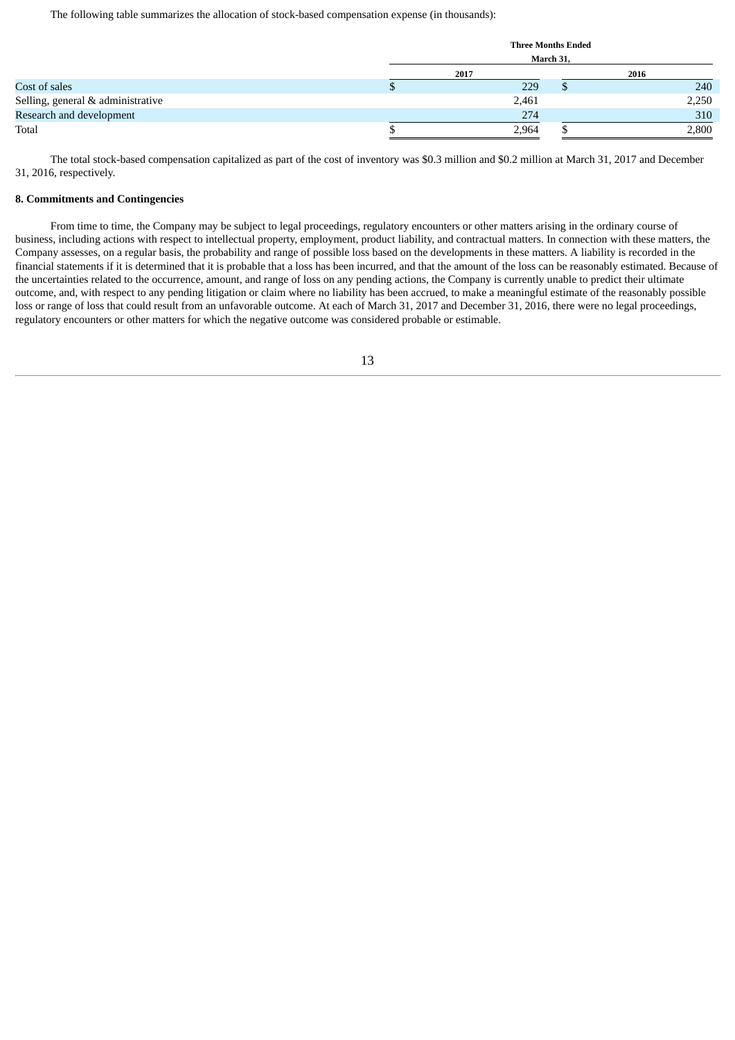The following table summarizes the allocation of stock-based compensation expense (in thousands):

| | Three Months Ended March 31, | |
|---|---|---|
| | 2017 | 2016 |
| Cost of sales | $ 229 | $ 240 |
| Selling, general & administrative | 2,461 | 2,250 |
| Research and development | 274 | 310 |
| Total | $ 2,964 | $ 2,800 |

The total stock-based compensation capitalized as part of the cost of inventory was $0.3 million and $0.2 million at March 31, 2017 and December 31, 2016, respectively.

**8. Commitments and Contingencies**

From time to time, the Company may be subject to legal proceedings, regulatory encounters or other matters arising in the ordinary course of business, including actions with respect to intellectual property, employment, product liability, and contractual matters. In connection with these matters, the Company assesses, on a regular basis, the probability and range of possible loss based on the developments in these matters. A liability is recorded in the financial statements if it is determined that it is probable that a loss has been incurred, and that the amount of the loss can be reasonably estimated. Because of the uncertainties related to the occurrence, amount, and range of loss on any pending actions, the Company is currently unable to predict their ultimate outcome, and, with respect to any pending litigation or claim where no liability has been accrued, to make a meaningful estimate of the reasonably possible loss or range of loss that could result from an unfavorable outcome. At each of March 31, 2017 and December 31, 2016, there were no legal proceedings, regulatory encounters or other matters for which the negative outcome was considered probable or estimable.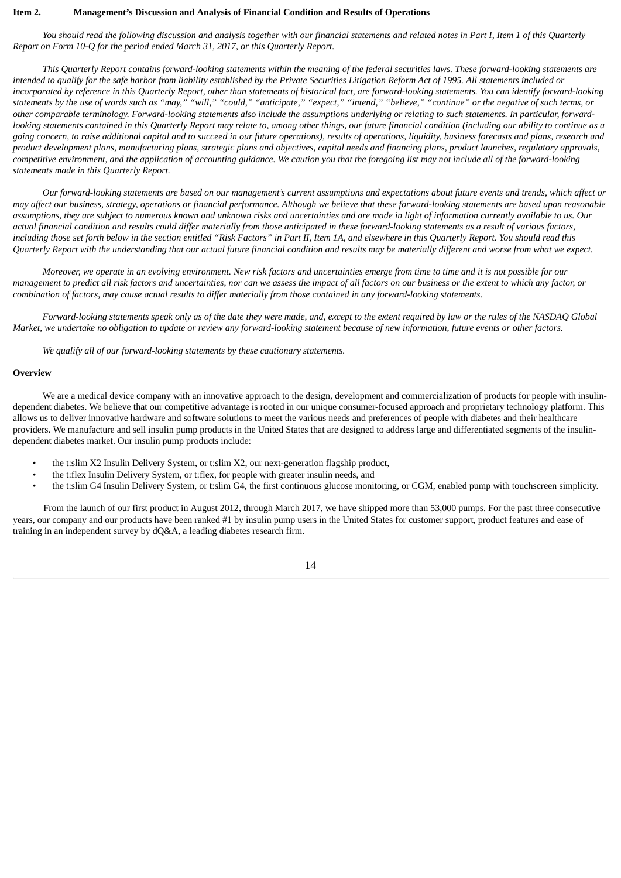## Item 2. Management's Discussion and Analysis of Financial Condition and Results of Operations

*You should read the following discussion and analysis together with our financial statements and related notes in Part I, Item 1 of this Quarterly Report on Form 10-Q for the period ended March 31, 2017, or this Quarterly Report.*

*This Quarterly Report contains forward-looking statements within the meaning of the federal securities laws. These forward-looking statements are intended to qualify for the safe harbor from liability established by the Private Securities Litigation Reform Act of 1995. All statements included or incorporated by reference in this Quarterly Report, other than statements of historical fact, are forward-looking statements. You can identify forward-looking statements by the use of words such as "may," "will," "could," "anticipate," "expect," "intend," "believe," "continue" or the negative of such terms, or other comparable terminology. Forward-looking statements also include the assumptions underlying or relating to such statements. In particular, forward-looking statements contained in this Quarterly Report may relate to, among other things, our future financial condition (including our ability to continue as a going concern, to raise additional capital and to succeed in our future operations), results of operations, liquidity, business forecasts and plans, research and product development plans, manufacturing plans, strategic plans and objectives, capital needs and financing plans, product launches, regulatory approvals, competitive environment, and the application of accounting guidance. We caution you that the foregoing list may not include all of the forward-looking statements made in this Quarterly Report.*

*Our forward-looking statements are based on our management's current assumptions and expectations about future events and trends, which affect or may affect our business, strategy, operations or financial performance. Although we believe that these forward-looking statements are based upon reasonable assumptions, they are subject to numerous known and unknown risks and uncertainties and are made in light of information currently available to us. Our actual financial condition and results could differ materially from those anticipated in these forward-looking statements as a result of various factors, including those set forth below in the section entitled "Risk Factors" in Part II, Item 1A, and elsewhere in this Quarterly Report. You should read this Quarterly Report with the understanding that our actual future financial condition and results may be materially different and worse from what we expect.*

*Moreover, we operate in an evolving environment. New risk factors and uncertainties emerge from time to time and it is not possible for our management to predict all risk factors and uncertainties, nor can we assess the impact of all factors on our business or the extent to which any factor, or combination of factors, may cause actual results to differ materially from those contained in any forward-looking statements.*

*Forward-looking statements speak only as of the date they were made, and, except to the extent required by law or the rules of the NASDAQ Global Market, we undertake no obligation to update or review any forward-looking statement because of new information, future events or other factors.*

*We qualify all of our forward-looking statements by these cautionary statements.*

### Overview

We are a medical device company with an innovative approach to the design, development and commercialization of products for people with insulin-dependent diabetes. We believe that our competitive advantage is rooted in our unique consumer-focused approach and proprietary technology platform. This allows us to deliver innovative hardware and software solutions to meet the various needs and preferences of people with diabetes and their healthcare providers. We manufacture and sell insulin pump products in the United States that are designed to address large and differentiated segments of the insulin-dependent diabetes market. Our insulin pump products include:

- the t:slim X2 Insulin Delivery System, or t:slim X2, our next-generation flagship product,
- the t:flex Insulin Delivery System, or t:flex, for people with greater insulin needs, and
- the t:slim G4 Insulin Delivery System, or t:slim G4, the first continuous glucose monitoring, or CGM, enabled pump with touchscreen simplicity.

From the launch of our first product in August 2012, through March 2017, we have shipped more than 53,000 pumps. For the past three consecutive years, our company and our products have been ranked #1 by insulin pump users in the United States for customer support, product features and ease of training in an independent survey by dQ&A, a leading diabetes research firm.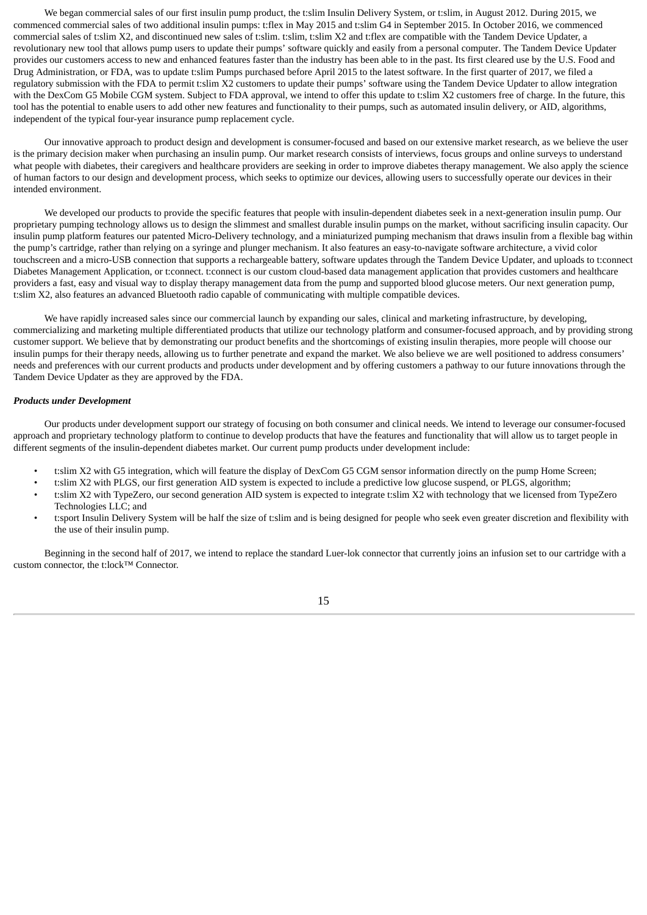We began commercial sales of our first insulin pump product, the t:slim Insulin Delivery System, or t:slim, in August 2012. During 2015, we commenced commercial sales of two additional insulin pumps: t:flex in May 2015 and t:slim G4 in September 2015. In October 2016, we commenced commercial sales of t:slim X2, and discontinued new sales of t:slim. t:slim, t:slim X2 and t:flex are compatible with the Tandem Device Updater, a revolutionary new tool that allows pump users to update their pumps' software quickly and easily from a personal computer. The Tandem Device Updater provides our customers access to new and enhanced features faster than the industry has been able to in the past. Its first cleared use by the U.S. Food and Drug Administration, or FDA, was to update t:slim Pumps purchased before April 2015 to the latest software. In the first quarter of 2017, we filed a regulatory submission with the FDA to permit t:slim X2 customers to update their pumps' software using the Tandem Device Updater to allow integration with the DexCom G5 Mobile CGM system. Subject to FDA approval, we intend to offer this update to t:slim X2 customers free of charge. In the future, this tool has the potential to enable users to add other new features and functionality to their pumps, such as automated insulin delivery, or AID, algorithms, independent of the typical four-year insurance pump replacement cycle.

Our innovative approach to product design and development is consumer-focused and based on our extensive market research, as we believe the user is the primary decision maker when purchasing an insulin pump. Our market research consists of interviews, focus groups and online surveys to understand what people with diabetes, their caregivers and healthcare providers are seeking in order to improve diabetes therapy management. We also apply the science of human factors to our design and development process, which seeks to optimize our devices, allowing users to successfully operate our devices in their intended environment.

We developed our products to provide the specific features that people with insulin-dependent diabetes seek in a next-generation insulin pump. Our proprietary pumping technology allows us to design the slimmest and smallest durable insulin pumps on the market, without sacrificing insulin capacity. Our insulin pump platform features our patented Micro-Delivery technology, and a miniaturized pumping mechanism that draws insulin from a flexible bag within the pump's cartridge, rather than relying on a syringe and plunger mechanism. It also features an easy-to-navigate software architecture, a vivid color touchscreen and a micro-USB connection that supports a rechargeable battery, software updates through the Tandem Device Updater, and uploads to t:connect Diabetes Management Application, or t:connect. t:connect is our custom cloud-based data management application that provides customers and healthcare providers a fast, easy and visual way to display therapy management data from the pump and supported blood glucose meters. Our next generation pump, t:slim X2, also features an advanced Bluetooth radio capable of communicating with multiple compatible devices.

We have rapidly increased sales since our commercial launch by expanding our sales, clinical and marketing infrastructure, by developing, commercializing and marketing multiple differentiated products that utilize our technology platform and consumer-focused approach, and by providing strong customer support. We believe that by demonstrating our product benefits and the shortcomings of existing insulin therapies, more people will choose our insulin pumps for their therapy needs, allowing us to further penetrate and expand the market. We also believe we are well positioned to address consumers' needs and preferences with our current products and products under development and by offering customers a pathway to our future innovations through the Tandem Device Updater as they are approved by the FDA.

***Products under Development***

Our products under development support our strategy of focusing on both consumer and clinical needs. We intend to leverage our consumer-focused approach and proprietary technology platform to continue to develop products that have the features and functionality that will allow us to target people in different segments of the insulin-dependent diabetes market. Our current pump products under development include:

- t:slim X2 with G5 integration, which will feature the display of DexCom G5 CGM sensor information directly on the pump Home Screen;
- t:slim X2 with PLGS, our first generation AID system is expected to include a predictive low glucose suspend, or PLGS, algorithm;
- t:slim X2 with TypeZero, our second generation AID system is expected to integrate t:slim X2 with technology that we licensed from TypeZero Technologies LLC; and
- t:sport Insulin Delivery System will be half the size of t:slim and is being designed for people who seek even greater discretion and flexibility with the use of their insulin pump.

Beginning in the second half of 2017, we intend to replace the standard Luer-lok connector that currently joins an infusion set to our cartridge with a custom connector, the t:lock™ Connector.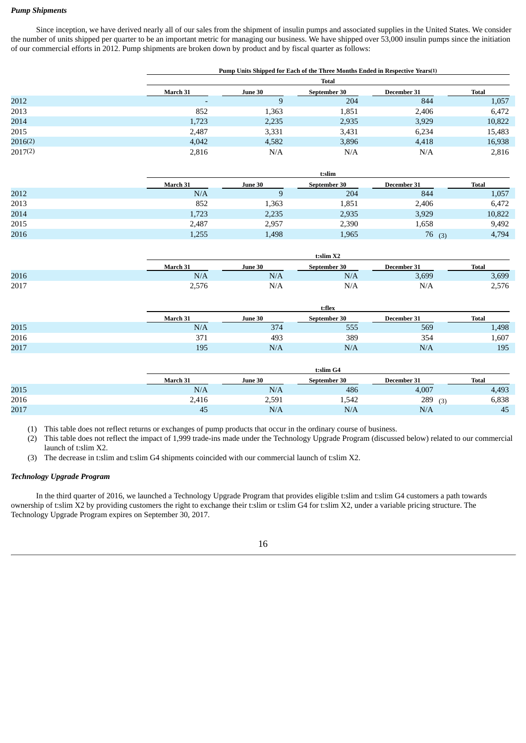***Pump Shipments***

Since inception, we have derived nearly all of our sales from the shipment of insulin pumps and associated supplies in the United States. We consider the number of units shipped per quarter to be an important metric for managing our business. We have shipped over 53,000 insulin pumps since the initiation of our commercial efforts in 2012. Pump shipments are broken down by product and by fiscal quarter as follows:

| | Pump Units Shipped for Each of the Three Months Ended in Respective Years(1) | | | | |
|---|---|---|---|---|---|
| | Total | | | | |
| | March 31 | June 30 | September 30 | December 31 | Total |
| 2012 | - | 9 | 204 | 844 | 1,057 |
| 2013 | 852 | 1,363 | 1,851 | 2,406 | 6,472 |
| 2014 | 1,723 | 2,235 | 2,935 | 3,929 | 10,822 |
| 2015 | 2,487 | 3,331 | 3,431 | 6,234 | 15,483 |
| 2016(2) | 4,042 | 4,582 | 3,896 | 4,418 | 16,938 |
| 2017(2) | 2,816 | N/A | N/A | N/A | 2,816 |

| | t:slim | | | | |
|---|---|---|---|---|---|
| | March 31 | June 30 | September 30 | December 31 | Total |
| 2012 | N/A | 9 | 204 | 844 | 1,057 |
| 2013 | 852 | 1,363 | 1,851 | 2,406 | 6,472 |
| 2014 | 1,723 | 2,235 | 2,935 | 3,929 | 10,822 |
| 2015 | 2,487 | 2,957 | 2,390 | 1,658 | 9,492 |
| 2016 | 1,255 | 1,498 | 1,965 | 76 (3) | 4,794 |

| | t:slim X2 | | | | |
|---|---|---|---|---|---|
| | March 31 | June 30 | September 30 | December 31 | Total |
| 2016 | N/A | N/A | N/A | 3,699 | 3,699 |
| 2017 | 2,576 | N/A | N/A | N/A | 2,576 |

| | t:flex | | | | |
|---|---|---|---|---|---|
| | March 31 | June 30 | September 30 | December 31 | Total |
| 2015 | N/A | 374 | 555 | 569 | 1,498 |
| 2016 | 371 | 493 | 389 | 354 | 1,607 |
| 2017 | 195 | N/A | N/A | N/A | 195 |

| | t:slim G4 | | | | |
|---|---|---|---|---|---|
| | March 31 | June 30 | September 30 | December 31 | Total |
| 2015 | N/A | N/A | 486 | 4,007 | 4,493 |
| 2016 | 2,416 | 2,591 | 1,542 | 289 (3) | 6,838 |
| 2017 | 45 | N/A | N/A | N/A | 45 |

(1) This table does not reflect returns or exchanges of pump products that occur in the ordinary course of business.

(2) This table does not reflect the impact of 1,999 trade-ins made under the Technology Upgrade Program (discussed below) related to our commercial launch of t:slim X2.

(3) The decrease in t:slim and t:slim G4 shipments coincided with our commercial launch of t:slim X2.

***Technology Upgrade Program***

In the third quarter of 2016, we launched a Technology Upgrade Program that provides eligible t:slim and t:slim G4 customers a path towards ownership of t:slim X2 by providing customers the right to exchange their t:slim or t:slim G4 for t:slim X2, under a variable pricing structure. The Technology Upgrade Program expires on September 30, 2017.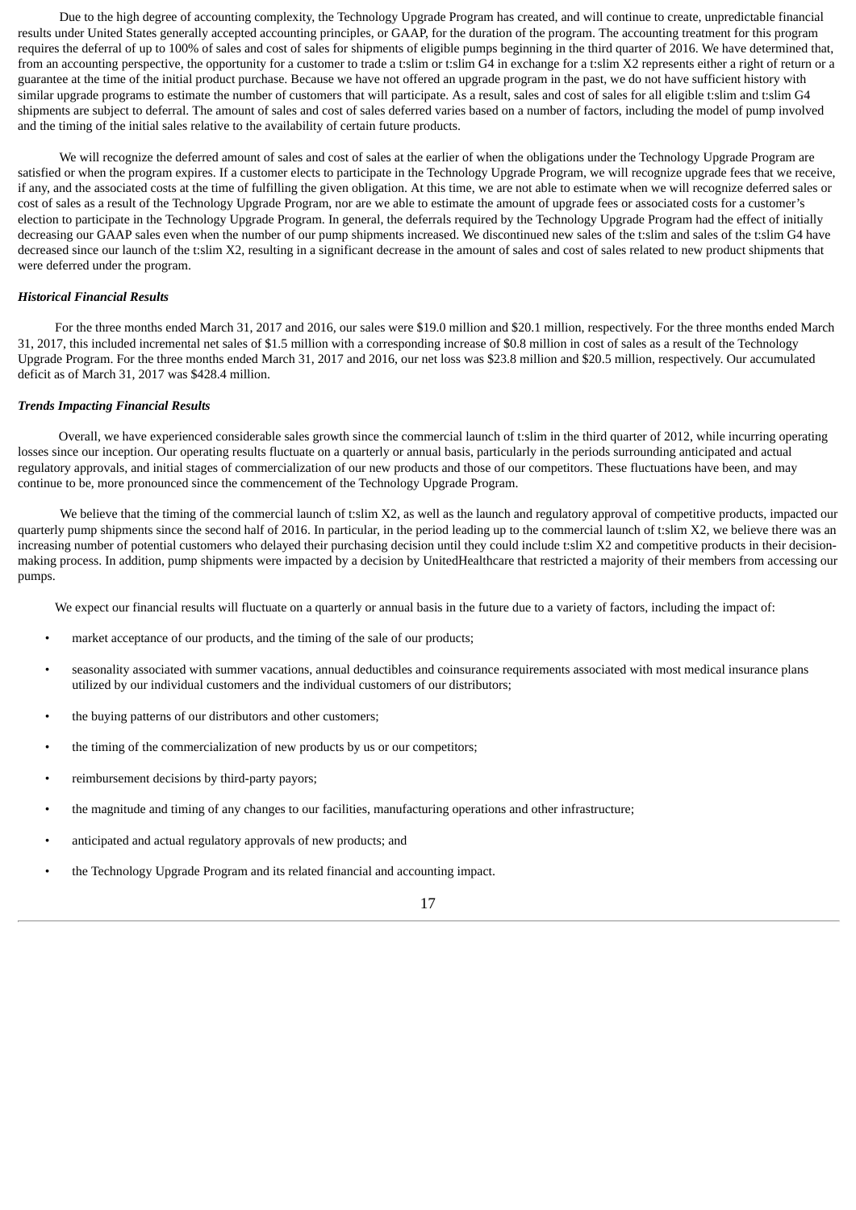Due to the high degree of accounting complexity, the Technology Upgrade Program has created, and will continue to create, unpredictable financial results under United States generally accepted accounting principles, or GAAP, for the duration of the program. The accounting treatment for this program requires the deferral of up to 100% of sales and cost of sales for shipments of eligible pumps beginning in the third quarter of 2016. We have determined that, from an accounting perspective, the opportunity for a customer to trade a t:slim or t:slim G4 in exchange for a t:slim X2 represents either a right of return or a guarantee at the time of the initial product purchase. Because we have not offered an upgrade program in the past, we do not have sufficient history with similar upgrade programs to estimate the number of customers that will participate. As a result, sales and cost of sales for all eligible t:slim and t:slim G4 shipments are subject to deferral. The amount of sales and cost of sales deferred varies based on a number of factors, including the model of pump involved and the timing of the initial sales relative to the availability of certain future products.

We will recognize the deferred amount of sales and cost of sales at the earlier of when the obligations under the Technology Upgrade Program are satisfied or when the program expires. If a customer elects to participate in the Technology Upgrade Program, we will recognize upgrade fees that we receive, if any, and the associated costs at the time of fulfilling the given obligation. At this time, we are not able to estimate when we will recognize deferred sales or cost of sales as a result of the Technology Upgrade Program, nor are we able to estimate the amount of upgrade fees or associated costs for a customer's election to participate in the Technology Upgrade Program. In general, the deferrals required by the Technology Upgrade Program had the effect of initially decreasing our GAAP sales even when the number of our pump shipments increased. We discontinued new sales of the t:slim and sales of the t:slim G4 have decreased since our launch of the t:slim X2, resulting in a significant decrease in the amount of sales and cost of sales related to new product shipments that were deferred under the program.

***Historical Financial Results***

For the three months ended March 31, 2017 and 2016, our sales were $19.0 million and $20.1 million, respectively. For the three months ended March 31, 2017, this included incremental net sales of $1.5 million with a corresponding increase of $0.8 million in cost of sales as a result of the Technology Upgrade Program. For the three months ended March 31, 2017 and 2016, our net loss was $23.8 million and $20.5 million, respectively. Our accumulated deficit as of March 31, 2017 was $428.4 million.

***Trends Impacting Financial Results***

Overall, we have experienced considerable sales growth since the commercial launch of t:slim in the third quarter of 2012, while incurring operating losses since our inception. Our operating results fluctuate on a quarterly or annual basis, particularly in the periods surrounding anticipated and actual regulatory approvals, and initial stages of commercialization of our new products and those of our competitors. These fluctuations have been, and may continue to be, more pronounced since the commencement of the Technology Upgrade Program.

We believe that the timing of the commercial launch of t:slim X2, as well as the launch and regulatory approval of competitive products, impacted our quarterly pump shipments since the second half of 2016. In particular, in the period leading up to the commercial launch of t:slim X2, we believe there was an increasing number of potential customers who delayed their purchasing decision until they could include t:slim X2 and competitive products in their decision-making process. In addition, pump shipments were impacted by a decision by UnitedHealthcare that restricted a majority of their members from accessing our pumps.

We expect our financial results will fluctuate on a quarterly or annual basis in the future due to a variety of factors, including the impact of:

- market acceptance of our products, and the timing of the sale of our products;
- seasonality associated with summer vacations, annual deductibles and coinsurance requirements associated with most medical insurance plans utilized by our individual customers and the individual customers of our distributors;
- the buying patterns of our distributors and other customers;
- the timing of the commercialization of new products by us or our competitors;
- reimbursement decisions by third-party payors;
- the magnitude and timing of any changes to our facilities, manufacturing operations and other infrastructure;
- anticipated and actual regulatory approvals of new products; and
- the Technology Upgrade Program and its related financial and accounting impact.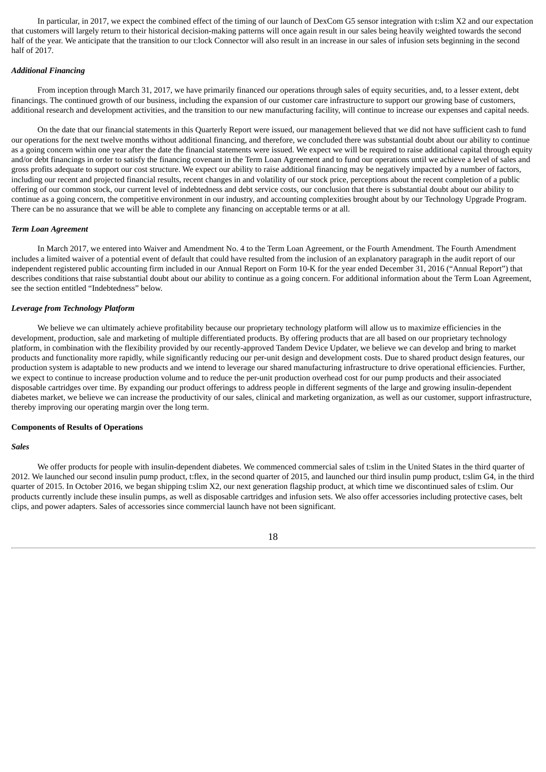In particular, in 2017, we expect the combined effect of the timing of our launch of DexCom G5 sensor integration with t:slim X2 and our expectation that customers will largely return to their historical decision-making patterns will once again result in our sales being heavily weighted towards the second half of the year. We anticipate that the transition to our t:lock Connector will also result in an increase in our sales of infusion sets beginning in the second half of 2017.

*Additional Financing*

From inception through March 31, 2017, we have primarily financed our operations through sales of equity securities, and, to a lesser extent, debt financings. The continued growth of our business, including the expansion of our customer care infrastructure to support our growing base of customers, additional research and development activities, and the transition to our new manufacturing facility, will continue to increase our expenses and capital needs.

On the date that our financial statements in this Quarterly Report were issued, our management believed that we did not have sufficient cash to fund our operations for the next twelve months without additional financing, and therefore, we concluded there was substantial doubt about our ability to continue as a going concern within one year after the date the financial statements were issued. We expect we will be required to raise additional capital through equity and/or debt financings in order to satisfy the financing covenant in the Term Loan Agreement and to fund our operations until we achieve a level of sales and gross profits adequate to support our cost structure. We expect our ability to raise additional financing may be negatively impacted by a number of factors, including our recent and projected financial results, recent changes in and volatility of our stock price, perceptions about the recent completion of a public offering of our common stock, our current level of indebtedness and debt service costs, our conclusion that there is substantial doubt about our ability to continue as a going concern, the competitive environment in our industry, and accounting complexities brought about by our Technology Upgrade Program. There can be no assurance that we will be able to complete any financing on acceptable terms or at all.

*Term Loan Agreement*

In March 2017, we entered into Waiver and Amendment No. 4 to the Term Loan Agreement, or the Fourth Amendment. The Fourth Amendment includes a limited waiver of a potential event of default that could have resulted from the inclusion of an explanatory paragraph in the audit report of our independent registered public accounting firm included in our Annual Report on Form 10-K for the year ended December 31, 2016 ("Annual Report") that describes conditions that raise substantial doubt about our ability to continue as a going concern. For additional information about the Term Loan Agreement, see the section entitled "Indebtedness" below.

*Leverage from Technology Platform*

We believe we can ultimately achieve profitability because our proprietary technology platform will allow us to maximize efficiencies in the development, production, sale and marketing of multiple differentiated products. By offering products that are all based on our proprietary technology platform, in combination with the flexibility provided by our recently-approved Tandem Device Updater, we believe we can develop and bring to market products and functionality more rapidly, while significantly reducing our per-unit design and development costs. Due to shared product design features, our production system is adaptable to new products and we intend to leverage our shared manufacturing infrastructure to drive operational efficiencies. Further, we expect to continue to increase production volume and to reduce the per-unit production overhead cost for our pump products and their associated disposable cartridges over time. By expanding our product offerings to address people in different segments of the large and growing insulin-dependent diabetes market, we believe we can increase the productivity of our sales, clinical and marketing organization, as well as our customer, support infrastructure, thereby improving our operating margin over the long term.

**Components of Results of Operations**

***Sales***

We offer products for people with insulin-dependent diabetes. We commenced commercial sales of t:slim in the United States in the third quarter of 2012. We launched our second insulin pump product, t:flex, in the second quarter of 2015, and launched our third insulin pump product, t:slim G4, in the third quarter of 2015. In October 2016, we began shipping t:slim X2, our next generation flagship product, at which time we discontinued sales of t:slim. Our products currently include these insulin pumps, as well as disposable cartridges and infusion sets. We also offer accessories including protective cases, belt clips, and power adapters. Sales of accessories since commercial launch have not been significant.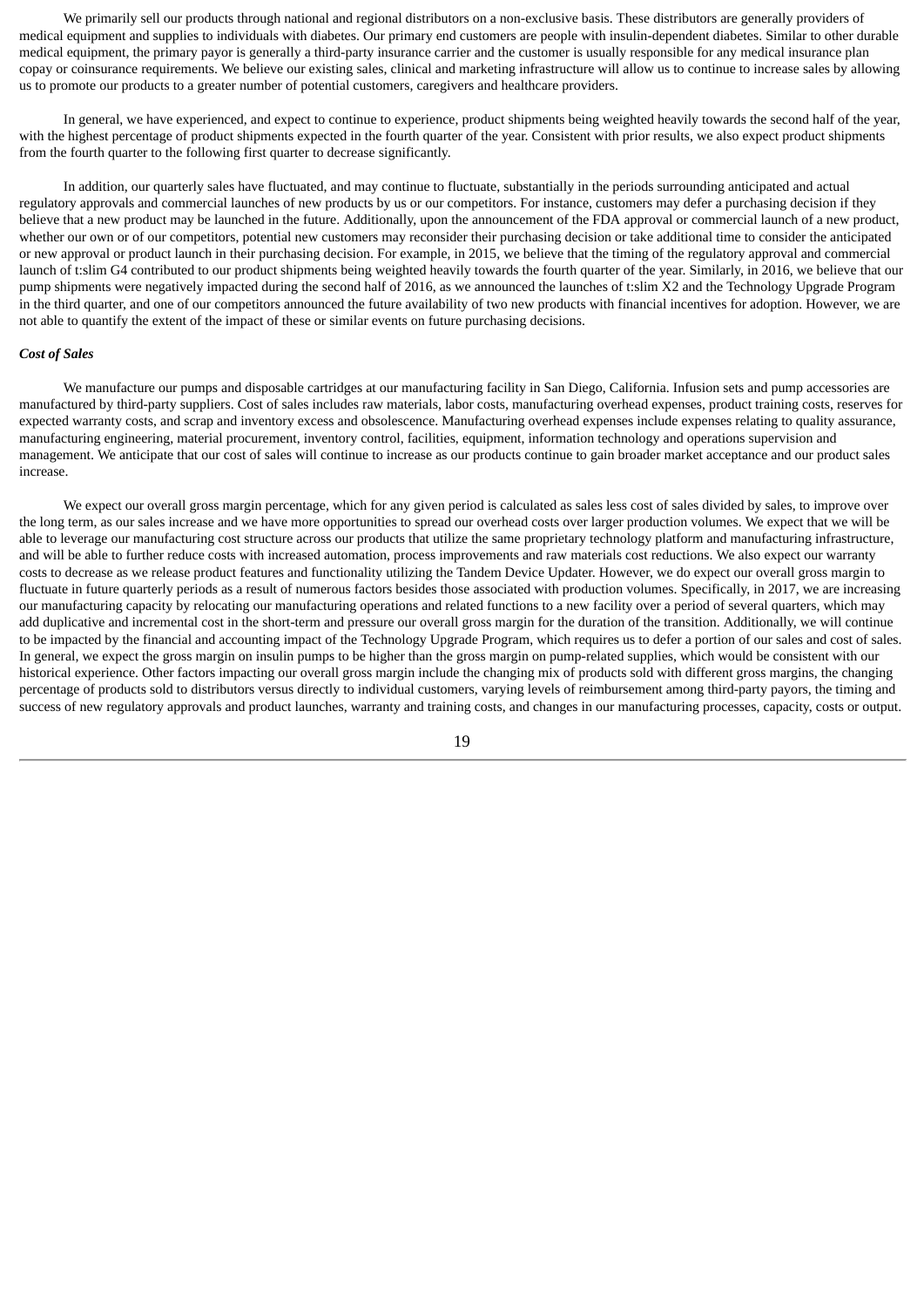We primarily sell our products through national and regional distributors on a non-exclusive basis. These distributors are generally providers of medical equipment and supplies to individuals with diabetes. Our primary end customers are people with insulin-dependent diabetes. Similar to other durable medical equipment, the primary payor is generally a third-party insurance carrier and the customer is usually responsible for any medical insurance plan copay or coinsurance requirements. We believe our existing sales, clinical and marketing infrastructure will allow us to continue to increase sales by allowing us to promote our products to a greater number of potential customers, caregivers and healthcare providers.

In general, we have experienced, and expect to continue to experience, product shipments being weighted heavily towards the second half of the year, with the highest percentage of product shipments expected in the fourth quarter of the year. Consistent with prior results, we also expect product shipments from the fourth quarter to the following first quarter to decrease significantly.

In addition, our quarterly sales have fluctuated, and may continue to fluctuate, substantially in the periods surrounding anticipated and actual regulatory approvals and commercial launches of new products by us or our competitors. For instance, customers may defer a purchasing decision if they believe that a new product may be launched in the future. Additionally, upon the announcement of the FDA approval or commercial launch of a new product, whether our own or of our competitors, potential new customers may reconsider their purchasing decision or take additional time to consider the anticipated or new approval or product launch in their purchasing decision. For example, in 2015, we believe that the timing of the regulatory approval and commercial launch of t:slim G4 contributed to our product shipments being weighted heavily towards the fourth quarter of the year. Similarly, in 2016, we believe that our pump shipments were negatively impacted during the second half of 2016, as we announced the launches of t:slim X2 and the Technology Upgrade Program in the third quarter, and one of our competitors announced the future availability of two new products with financial incentives for adoption. However, we are not able to quantify the extent of the impact of these or similar events on future purchasing decisions.

***Cost of Sales***

We manufacture our pumps and disposable cartridges at our manufacturing facility in San Diego, California. Infusion sets and pump accessories are manufactured by third-party suppliers. Cost of sales includes raw materials, labor costs, manufacturing overhead expenses, product training costs, reserves for expected warranty costs, and scrap and inventory excess and obsolescence. Manufacturing overhead expenses include expenses relating to quality assurance, manufacturing engineering, material procurement, inventory control, facilities, equipment, information technology and operations supervision and management. We anticipate that our cost of sales will continue to increase as our products continue to gain broader market acceptance and our product sales increase.

We expect our overall gross margin percentage, which for any given period is calculated as sales less cost of sales divided by sales, to improve over the long term, as our sales increase and we have more opportunities to spread our overhead costs over larger production volumes. We expect that we will be able to leverage our manufacturing cost structure across our products that utilize the same proprietary technology platform and manufacturing infrastructure, and will be able to further reduce costs with increased automation, process improvements and raw materials cost reductions. We also expect our warranty costs to decrease as we release product features and functionality utilizing the Tandem Device Updater. However, we do expect our overall gross margin to fluctuate in future quarterly periods as a result of numerous factors besides those associated with production volumes. Specifically, in 2017, we are increasing our manufacturing capacity by relocating our manufacturing operations and related functions to a new facility over a period of several quarters, which may add duplicative and incremental cost in the short-term and pressure our overall gross margin for the duration of the transition. Additionally, we will continue to be impacted by the financial and accounting impact of the Technology Upgrade Program, which requires us to defer a portion of our sales and cost of sales. In general, we expect the gross margin on insulin pumps to be higher than the gross margin on pump-related supplies, which would be consistent with our historical experience. Other factors impacting our overall gross margin include the changing mix of products sold with different gross margins, the changing percentage of products sold to distributors versus directly to individual customers, varying levels of reimbursement among third-party payors, the timing and success of new regulatory approvals and product launches, warranty and training costs, and changes in our manufacturing processes, capacity, costs or output.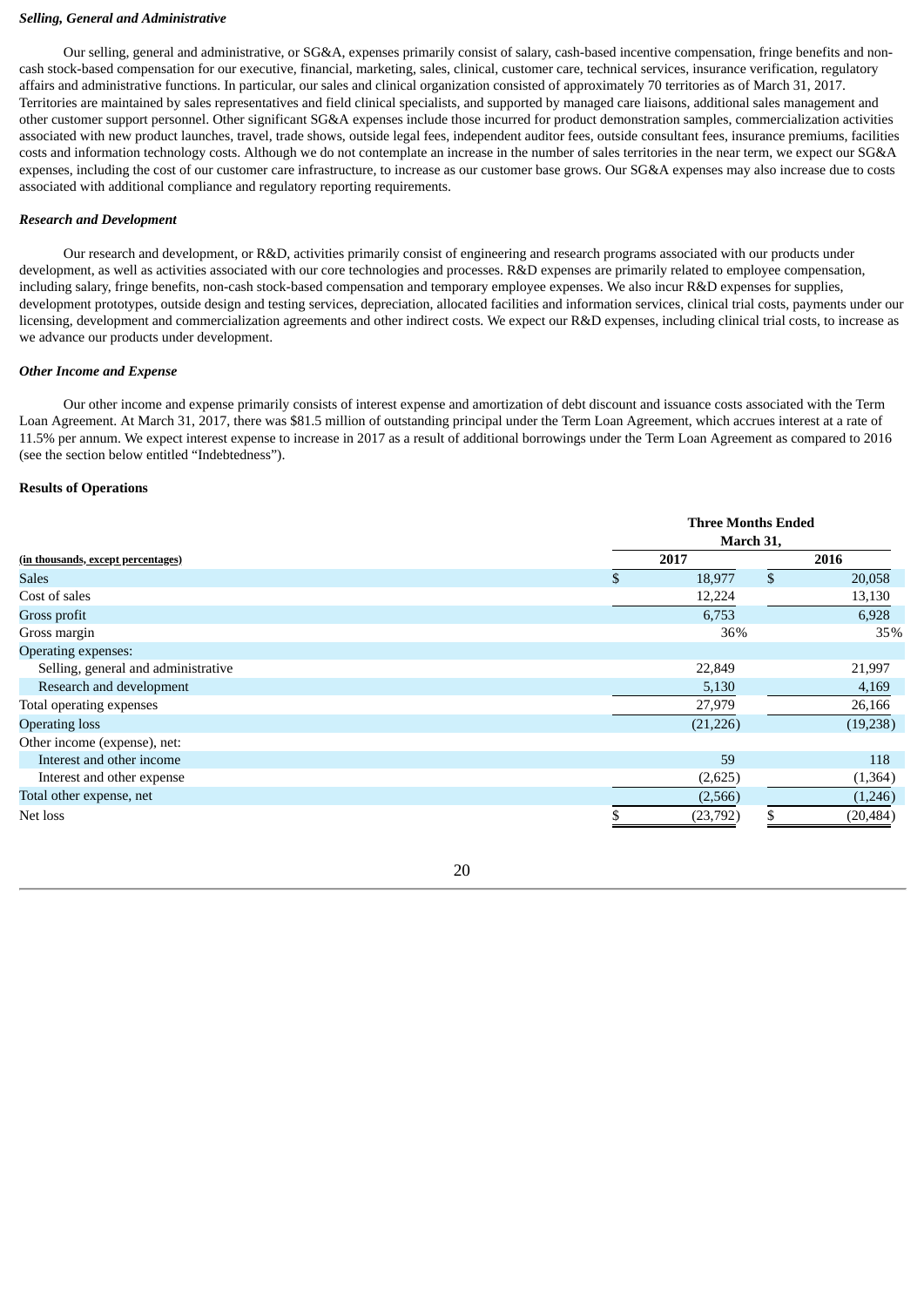***Selling, General and Administrative***

Our selling, general and administrative, or SG&A, expenses primarily consist of salary, cash-based incentive compensation, fringe benefits and non-cash stock-based compensation for our executive, financial, marketing, sales, clinical, customer care, technical services, insurance verification, regulatory affairs and administrative functions. In particular, our sales and clinical organization consisted of approximately 70 territories as of March 31, 2017. Territories are maintained by sales representatives and field clinical specialists, and supported by managed care liaisons, additional sales management and other customer support personnel. Other significant SG&A expenses include those incurred for product demonstration samples, commercialization activities associated with new product launches, travel, trade shows, outside legal fees, independent auditor fees, outside consultant fees, insurance premiums, facilities costs and information technology costs. Although we do not contemplate an increase in the number of sales territories in the near term, we expect our SG&A expenses, including the cost of our customer care infrastructure, to increase as our customer base grows. Our SG&A expenses may also increase due to costs associated with additional compliance and regulatory reporting requirements.

***Research and Development***

Our research and development, or R&D, activities primarily consist of engineering and research programs associated with our products under development, as well as activities associated with our core technologies and processes. R&D expenses are primarily related to employee compensation, including salary, fringe benefits, non-cash stock-based compensation and temporary employee expenses. We also incur R&D expenses for supplies, development prototypes, outside design and testing services, depreciation, allocated facilities and information services, clinical trial costs, payments under our licensing, development and commercialization agreements and other indirect costs. We expect our R&D expenses, including clinical trial costs, to increase as we advance our products under development.

***Other Income and Expense***

Our other income and expense primarily consists of interest expense and amortization of debt discount and issuance costs associated with the Term Loan Agreement. At March 31, 2017, there was $81.5 million of outstanding principal under the Term Loan Agreement, which accrues interest at a rate of 11.5% per annum. We expect interest expense to increase in 2017 as a result of additional borrowings under the Term Loan Agreement as compared to 2016 (see the section below entitled "Indebtedness").

**Results of Operations**

| (in thousands, except percentages) | Three Months Ended March 31, 2017 | Three Months Ended March 31, 2016 |
|---|---|---|
| Sales | $ 18,977 | $ 20,058 |
| Cost of sales | 12,224 | 13,130 |
| Gross profit | 6,753 | 6,928 |
| Gross margin | 36% | 35% |
| Operating expenses: | | |
| Selling, general and administrative | 22,849 | 21,997 |
| Research and development | 5,130 | 4,169 |
| Total operating expenses | 27,979 | 26,166 |
| Operating loss | (21,226) | (19,238) |
| Other income (expense), net: | | |
| Interest and other income | 59 | 118 |
| Interest and other expense | (2,625) | (1,364) |
| Total other expense, net | (2,566) | (1,246) |
| Net loss | $ (23,792) | $ (20,484) |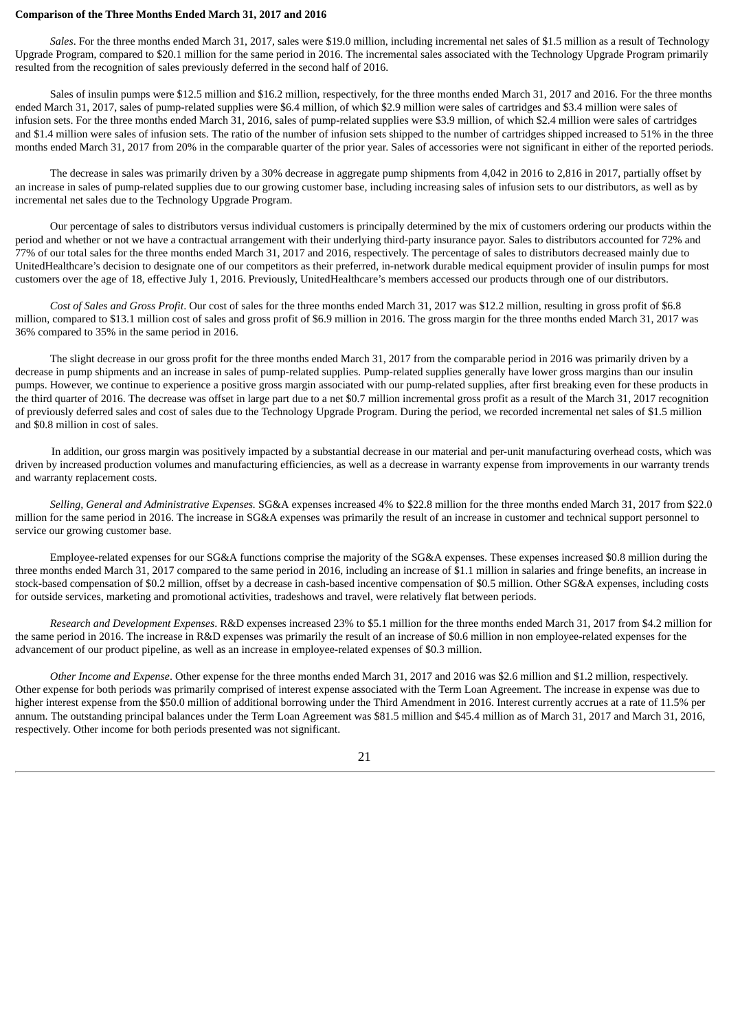**Comparison of the Three Months Ended March 31, 2017 and 2016**

*Sales*. For the three months ended March 31, 2017, sales were $19.0 million, including incremental net sales of $1.5 million as a result of Technology Upgrade Program, compared to $20.1 million for the same period in 2016. The incremental sales associated with the Technology Upgrade Program primarily resulted from the recognition of sales previously deferred in the second half of 2016.

Sales of insulin pumps were $12.5 million and $16.2 million, respectively, for the three months ended March 31, 2017 and 2016. For the three months ended March 31, 2017, sales of pump-related supplies were $6.4 million, of which $2.9 million were sales of cartridges and $3.4 million were sales of infusion sets. For the three months ended March 31, 2016, sales of pump-related supplies were $3.9 million, of which $2.4 million were sales of cartridges and $1.4 million were sales of infusion sets. The ratio of the number of infusion sets shipped to the number of cartridges shipped increased to 51% in the three months ended March 31, 2017 from 20% in the comparable quarter of the prior year. Sales of accessories were not significant in either of the reported periods.

The decrease in sales was primarily driven by a 30% decrease in aggregate pump shipments from 4,042 in 2016 to 2,816 in 2017, partially offset by an increase in sales of pump-related supplies due to our growing customer base, including increasing sales of infusion sets to our distributors, as well as by incremental net sales due to the Technology Upgrade Program.

Our percentage of sales to distributors versus individual customers is principally determined by the mix of customers ordering our products within the period and whether or not we have a contractual arrangement with their underlying third-party insurance payor. Sales to distributors accounted for 72% and 77% of our total sales for the three months ended March 31, 2017 and 2016, respectively. The percentage of sales to distributors decreased mainly due to UnitedHealthcare's decision to designate one of our competitors as their preferred, in-network durable medical equipment provider of insulin pumps for most customers over the age of 18, effective July 1, 2016. Previously, UnitedHealthcare's members accessed our products through one of our distributors.

*Cost of Sales and Gross Profit*. Our cost of sales for the three months ended March 31, 2017 was $12.2 million, resulting in gross profit of $6.8 million, compared to $13.1 million cost of sales and gross profit of $6.9 million in 2016. The gross margin for the three months ended March 31, 2017 was 36% compared to 35% in the same period in 2016.

The slight decrease in our gross profit for the three months ended March 31, 2017 from the comparable period in 2016 was primarily driven by a decrease in pump shipments and an increase in sales of pump-related supplies. Pump-related supplies generally have lower gross margins than our insulin pumps. However, we continue to experience a positive gross margin associated with our pump-related supplies, after first breaking even for these products in the third quarter of 2016. The decrease was offset in large part due to a net $0.7 million incremental gross profit as a result of the March 31, 2017 recognition of previously deferred sales and cost of sales due to the Technology Upgrade Program. During the period, we recorded incremental net sales of $1.5 million and $0.8 million in cost of sales.

In addition, our gross margin was positively impacted by a substantial decrease in our material and per-unit manufacturing overhead costs, which was driven by increased production volumes and manufacturing efficiencies, as well as a decrease in warranty expense from improvements in our warranty trends and warranty replacement costs.

*Selling, General and Administrative Expenses.* SG&A expenses increased 4% to $22.8 million for the three months ended March 31, 2017 from $22.0 million for the same period in 2016. The increase in SG&A expenses was primarily the result of an increase in customer and technical support personnel to service our growing customer base.

Employee-related expenses for our SG&A functions comprise the majority of the SG&A expenses. These expenses increased $0.8 million during the three months ended March 31, 2017 compared to the same period in 2016, including an increase of $1.1 million in salaries and fringe benefits, an increase in stock-based compensation of $0.2 million, offset by a decrease in cash-based incentive compensation of $0.5 million. Other SG&A expenses, including costs for outside services, marketing and promotional activities, tradeshows and travel, were relatively flat between periods.

*Research and Development Expenses*. R&D expenses increased 23% to $5.1 million for the three months ended March 31, 2017 from $4.2 million for the same period in 2016. The increase in R&D expenses was primarily the result of an increase of $0.6 million in non employee-related expenses for the advancement of our product pipeline, as well as an increase in employee-related expenses of $0.3 million.

*Other Income and Expense*. Other expense for the three months ended March 31, 2017 and 2016 was $2.6 million and $1.2 million, respectively. Other expense for both periods was primarily comprised of interest expense associated with the Term Loan Agreement. The increase in expense was due to higher interest expense from the $50.0 million of additional borrowing under the Third Amendment in 2016. Interest currently accrues at a rate of 11.5% per annum. The outstanding principal balances under the Term Loan Agreement was $81.5 million and $45.4 million as of March 31, 2017 and March 31, 2016, respectively. Other income for both periods presented was not significant.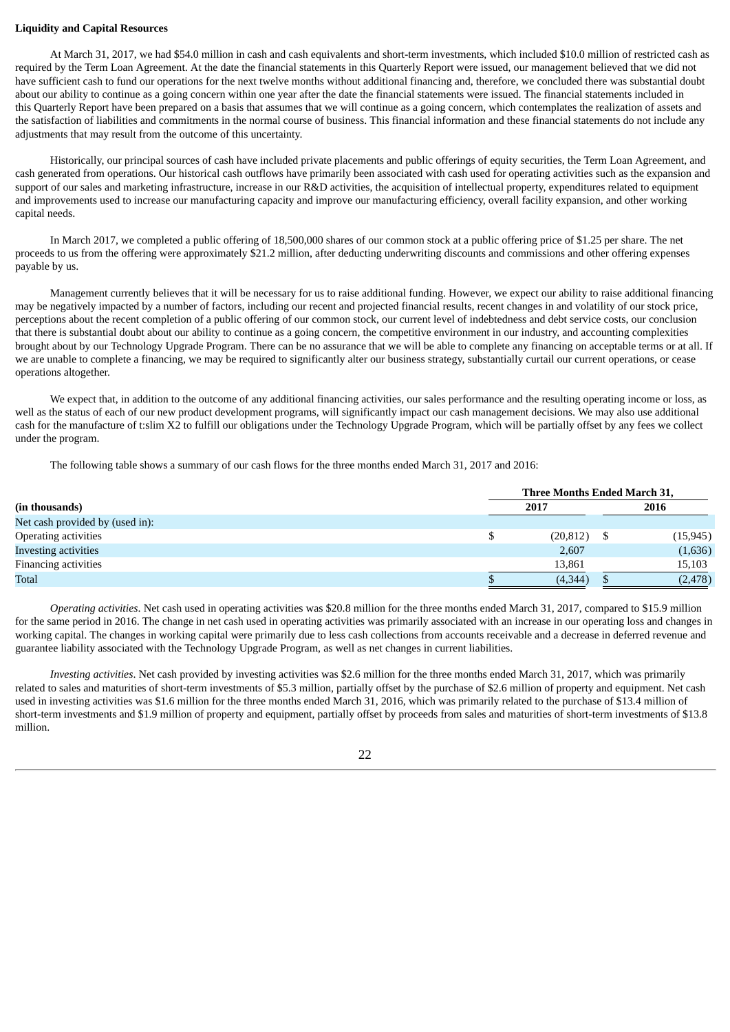**Liquidity and Capital Resources**

At March 31, 2017, we had $54.0 million in cash and cash equivalents and short-term investments, which included $10.0 million of restricted cash as required by the Term Loan Agreement. At the date the financial statements in this Quarterly Report were issued, our management believed that we did not have sufficient cash to fund our operations for the next twelve months without additional financing and, therefore, we concluded there was substantial doubt about our ability to continue as a going concern within one year after the date the financial statements were issued. The financial statements included in this Quarterly Report have been prepared on a basis that assumes that we will continue as a going concern, which contemplates the realization of assets and the satisfaction of liabilities and commitments in the normal course of business. This financial information and these financial statements do not include any adjustments that may result from the outcome of this uncertainty.

Historically, our principal sources of cash have included private placements and public offerings of equity securities, the Term Loan Agreement, and cash generated from operations. Our historical cash outflows have primarily been associated with cash used for operating activities such as the expansion and support of our sales and marketing infrastructure, increase in our R&D activities, the acquisition of intellectual property, expenditures related to equipment and improvements used to increase our manufacturing capacity and improve our manufacturing efficiency, overall facility expansion, and other working capital needs.

In March 2017, we completed a public offering of 18,500,000 shares of our common stock at a public offering price of $1.25 per share. The net proceeds to us from the offering were approximately $21.2 million, after deducting underwriting discounts and commissions and other offering expenses payable by us.

Management currently believes that it will be necessary for us to raise additional funding. However, we expect our ability to raise additional financing may be negatively impacted by a number of factors, including our recent and projected financial results, recent changes in and volatility of our stock price, perceptions about the recent completion of a public offering of our common stock, our current level of indebtedness and debt service costs, our conclusion that there is substantial doubt about our ability to continue as a going concern, the competitive environment in our industry, and accounting complexities brought about by our Technology Upgrade Program. There can be no assurance that we will be able to complete any financing on acceptable terms or at all. If we are unable to complete a financing, we may be required to significantly alter our business strategy, substantially curtail our current operations, or cease operations altogether.

We expect that, in addition to the outcome of any additional financing activities, our sales performance and the resulting operating income or loss, as well as the status of each of our new product development programs, will significantly impact our cash management decisions. We may also use additional cash for the manufacture of t:slim X2 to fulfill our obligations under the Technology Upgrade Program, which will be partially offset by any fees we collect under the program.

The following table shows a summary of our cash flows for the three months ended March 31, 2017 and 2016:

| (in thousands) | Three Months Ended March 31, 2017 | Three Months Ended March 31, 2016 |
|---|---|---|
| Net cash provided by (used in): | | |
| Operating activities | $ (20,812) | $ (15,945) |
| Investing activities | 2,607 | (1,636) |
| Financing activities | 13,861 | 15,103 |
| Total | $ (4,344) | $ (2,478) |

*Operating activities*. Net cash used in operating activities was $20.8 million for the three months ended March 31, 2017, compared to $15.9 million for the same period in 2016. The change in net cash used in operating activities was primarily associated with an increase in our operating loss and changes in working capital. The changes in working capital were primarily due to less cash collections from accounts receivable and a decrease in deferred revenue and guarantee liability associated with the Technology Upgrade Program, as well as net changes in current liabilities.

*Investing activities*. Net cash provided by investing activities was $2.6 million for the three months ended March 31, 2017, which was primarily related to sales and maturities of short-term investments of $5.3 million, partially offset by the purchase of $2.6 million of property and equipment. Net cash used in investing activities was $1.6 million for the three months ended March 31, 2016, which was primarily related to the purchase of $13.4 million of short-term investments and $1.9 million of property and equipment, partially offset by proceeds from sales and maturities of short-term investments of $13.8 million.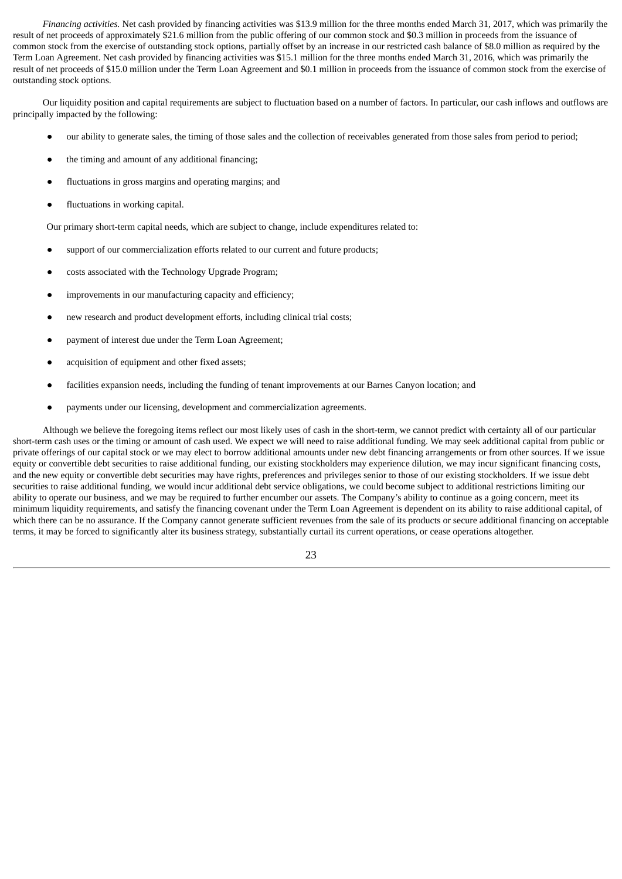*Financing activities.* Net cash provided by financing activities was $13.9 million for the three months ended March 31, 2017, which was primarily the result of net proceeds of approximately $21.6 million from the public offering of our common stock and $0.3 million in proceeds from the issuance of common stock from the exercise of outstanding stock options, partially offset by an increase in our restricted cash balance of $8.0 million as required by the Term Loan Agreement. Net cash provided by financing activities was $15.1 million for the three months ended March 31, 2016, which was primarily the result of net proceeds of $15.0 million under the Term Loan Agreement and $0.1 million in proceeds from the issuance of common stock from the exercise of outstanding stock options.

Our liquidity position and capital requirements are subject to fluctuation based on a number of factors. In particular, our cash inflows and outflows are principally impacted by the following:

- our ability to generate sales, the timing of those sales and the collection of receivables generated from those sales from period to period;
- the timing and amount of any additional financing;
- fluctuations in gross margins and operating margins; and
- fluctuations in working capital.

Our primary short-term capital needs, which are subject to change, include expenditures related to:

- support of our commercialization efforts related to our current and future products;
- costs associated with the Technology Upgrade Program;
- improvements in our manufacturing capacity and efficiency;
- new research and product development efforts, including clinical trial costs;
- payment of interest due under the Term Loan Agreement;
- acquisition of equipment and other fixed assets;
- facilities expansion needs, including the funding of tenant improvements at our Barnes Canyon location; and
- payments under our licensing, development and commercialization agreements.

Although we believe the foregoing items reflect our most likely uses of cash in the short-term, we cannot predict with certainty all of our particular short-term cash uses or the timing or amount of cash used. We expect we will need to raise additional funding. We may seek additional capital from public or private offerings of our capital stock or we may elect to borrow additional amounts under new debt financing arrangements or from other sources. If we issue equity or convertible debt securities to raise additional funding, our existing stockholders may experience dilution, we may incur significant financing costs, and the new equity or convertible debt securities may have rights, preferences and privileges senior to those of our existing stockholders. If we issue debt securities to raise additional funding, we would incur additional debt service obligations, we could become subject to additional restrictions limiting our ability to operate our business, and we may be required to further encumber our assets. The Company's ability to continue as a going concern, meet its minimum liquidity requirements, and satisfy the financing covenant under the Term Loan Agreement is dependent on its ability to raise additional capital, of which there can be no assurance. If the Company cannot generate sufficient revenues from the sale of its products or secure additional financing on acceptable terms, it may be forced to significantly alter its business strategy, substantially curtail its current operations, or cease operations altogether.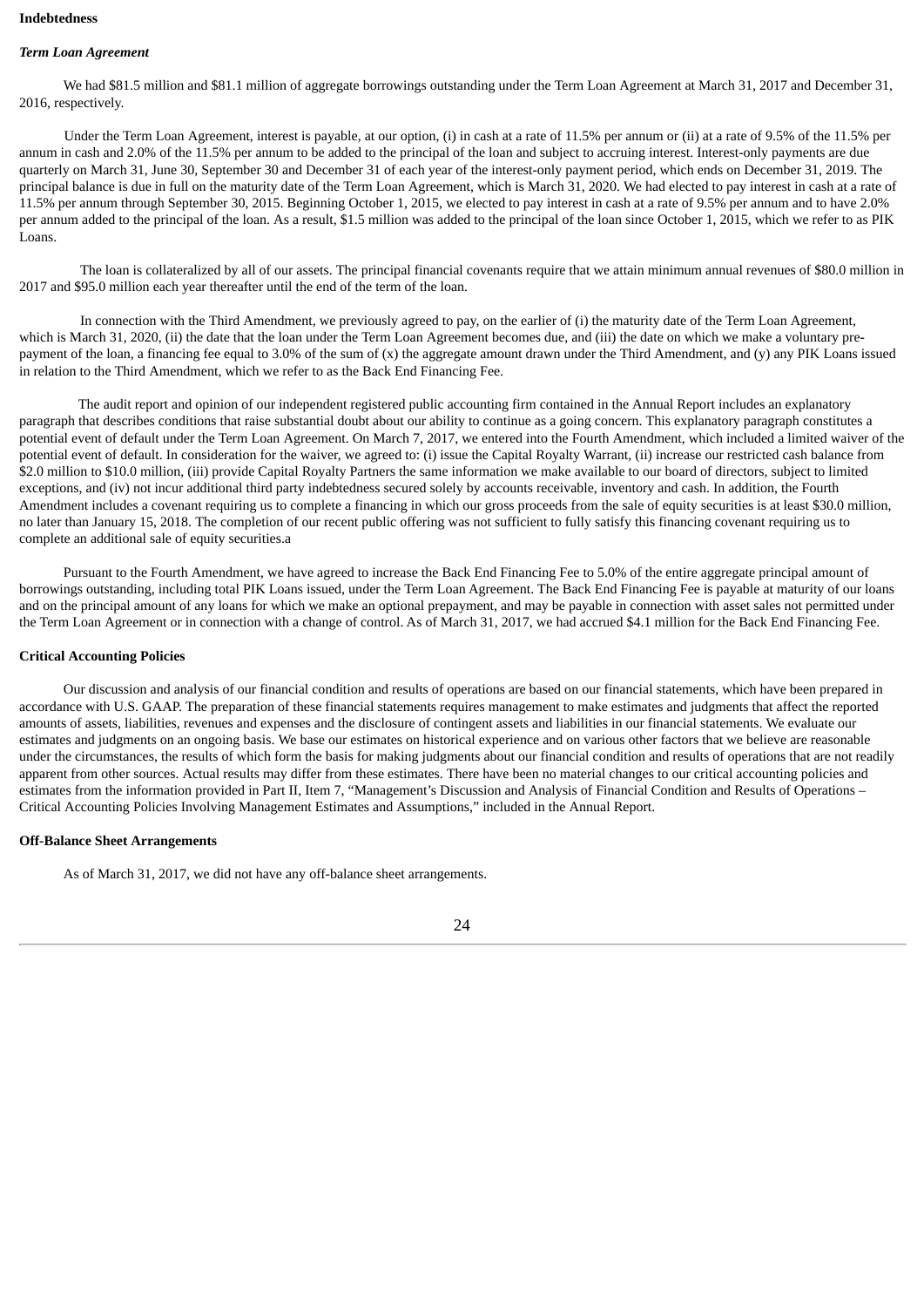**Indebtedness**

***Term Loan Agreement***

We had \$81.5 million and \$81.1 million of aggregate borrowings outstanding under the Term Loan Agreement at March 31, 2017 and December 31, 2016, respectively.

Under the Term Loan Agreement, interest is payable, at our option, (i) in cash at a rate of 11.5% per annum or (ii) at a rate of 9.5% of the 11.5% per annum in cash and 2.0% of the 11.5% per annum to be added to the principal of the loan and subject to accruing interest. Interest-only payments are due quarterly on March 31, June 30, September 30 and December 31 of each year of the interest-only payment period, which ends on December 31, 2019. The principal balance is due in full on the maturity date of the Term Loan Agreement, which is March 31, 2020. We had elected to pay interest in cash at a rate of 11.5% per annum through September 30, 2015. Beginning October 1, 2015, we elected to pay interest in cash at a rate of 9.5% per annum and to have 2.0% per annum added to the principal of the loan. As a result, \$1.5 million was added to the principal of the loan since October 1, 2015, which we refer to as PIK Loans.

The loan is collateralized by all of our assets. The principal financial covenants require that we attain minimum annual revenues of \$80.0 million in 2017 and \$95.0 million each year thereafter until the end of the term of the loan.

In connection with the Third Amendment, we previously agreed to pay, on the earlier of (i) the maturity date of the Term Loan Agreement, which is March 31, 2020, (ii) the date that the loan under the Term Loan Agreement becomes due, and (iii) the date on which we make a voluntary pre-payment of the loan, a financing fee equal to 3.0% of the sum of (x) the aggregate amount drawn under the Third Amendment, and (y) any PIK Loans issued in relation to the Third Amendment, which we refer to as the Back End Financing Fee.

The audit report and opinion of our independent registered public accounting firm contained in the Annual Report includes an explanatory paragraph that describes conditions that raise substantial doubt about our ability to continue as a going concern. This explanatory paragraph constitutes a potential event of default under the Term Loan Agreement. On March 7, 2017, we entered into the Fourth Amendment, which included a limited waiver of the potential event of default. In consideration for the waiver, we agreed to: (i) issue the Capital Royalty Warrant, (ii) increase our restricted cash balance from \$2.0 million to \$10.0 million, (iii) provide Capital Royalty Partners the same information we make available to our board of directors, subject to limited exceptions, and (iv) not incur additional third party indebtedness secured solely by accounts receivable, inventory and cash. In addition, the Fourth Amendment includes a covenant requiring us to complete a financing in which our gross proceeds from the sale of equity securities is at least \$30.0 million, no later than January 15, 2018. The completion of our recent public offering was not sufficient to fully satisfy this financing covenant requiring us to complete an additional sale of equity securities.a

Pursuant to the Fourth Amendment, we have agreed to increase the Back End Financing Fee to 5.0% of the entire aggregate principal amount of borrowings outstanding, including total PIK Loans issued, under the Term Loan Agreement. The Back End Financing Fee is payable at maturity of our loans and on the principal amount of any loans for which we make an optional prepayment, and may be payable in connection with asset sales not permitted under the Term Loan Agreement or in connection with a change of control. As of March 31, 2017, we had accrued \$4.1 million for the Back End Financing Fee.

**Critical Accounting Policies**

Our discussion and analysis of our financial condition and results of operations are based on our financial statements, which have been prepared in accordance with U.S. GAAP. The preparation of these financial statements requires management to make estimates and judgments that affect the reported amounts of assets, liabilities, revenues and expenses and the disclosure of contingent assets and liabilities in our financial statements. We evaluate our estimates and judgments on an ongoing basis. We base our estimates on historical experience and on various other factors that we believe are reasonable under the circumstances, the results of which form the basis for making judgments about our financial condition and results of operations that are not readily apparent from other sources. Actual results may differ from these estimates. There have been no material changes to our critical accounting policies and estimates from the information provided in Part II, Item 7, "Management's Discussion and Analysis of Financial Condition and Results of Operations – Critical Accounting Policies Involving Management Estimates and Assumptions," included in the Annual Report.

**Off-Balance Sheet Arrangements**

As of March 31, 2017, we did not have any off-balance sheet arrangements.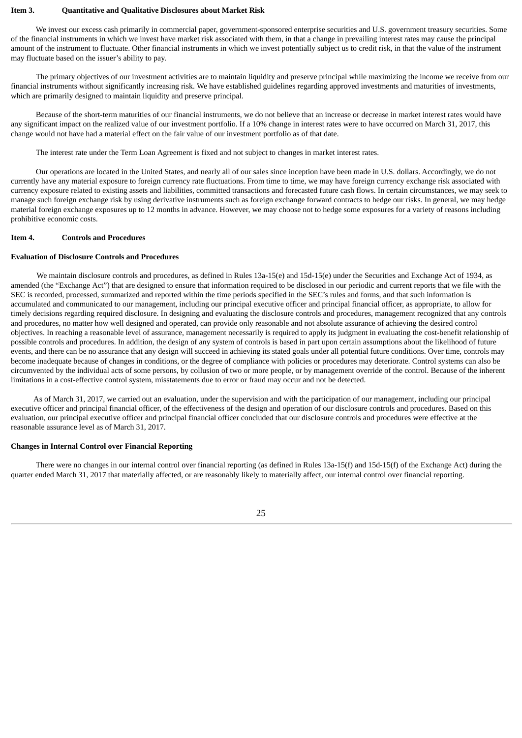## Item 3. Quantitative and Qualitative Disclosures about Market Risk

We invest our excess cash primarily in commercial paper, government-sponsored enterprise securities and U.S. government treasury securities. Some of the financial instruments in which we invest have market risk associated with them, in that a change in prevailing interest rates may cause the principal amount of the instrument to fluctuate. Other financial instruments in which we invest potentially subject us to credit risk, in that the value of the instrument may fluctuate based on the issuer's ability to pay.

The primary objectives of our investment activities are to maintain liquidity and preserve principal while maximizing the income we receive from our financial instruments without significantly increasing risk. We have established guidelines regarding approved investments and maturities of investments, which are primarily designed to maintain liquidity and preserve principal.

Because of the short-term maturities of our financial instruments, we do not believe that an increase or decrease in market interest rates would have any significant impact on the realized value of our investment portfolio. If a 10% change in interest rates were to have occurred on March 31, 2017, this change would not have had a material effect on the fair value of our investment portfolio as of that date.

The interest rate under the Term Loan Agreement is fixed and not subject to changes in market interest rates.

Our operations are located in the United States, and nearly all of our sales since inception have been made in U.S. dollars. Accordingly, we do not currently have any material exposure to foreign currency rate fluctuations. From time to time, we may have foreign currency exchange risk associated with currency exposure related to existing assets and liabilities, committed transactions and forecasted future cash flows. In certain circumstances, we may seek to manage such foreign exchange risk by using derivative instruments such as foreign exchange forward contracts to hedge our risks. In general, we may hedge material foreign exchange exposures up to 12 months in advance. However, we may choose not to hedge some exposures for a variety of reasons including prohibitive economic costs.

## Item 4. Controls and Procedures

### Evaluation of Disclosure Controls and Procedures

We maintain disclosure controls and procedures, as defined in Rules 13a-15(e) and 15d-15(e) under the Securities and Exchange Act of 1934, as amended (the "Exchange Act") that are designed to ensure that information required to be disclosed in our periodic and current reports that we file with the SEC is recorded, processed, summarized and reported within the time periods specified in the SEC's rules and forms, and that such information is accumulated and communicated to our management, including our principal executive officer and principal financial officer, as appropriate, to allow for timely decisions regarding required disclosure. In designing and evaluating the disclosure controls and procedures, management recognized that any controls and procedures, no matter how well designed and operated, can provide only reasonable and not absolute assurance of achieving the desired control objectives. In reaching a reasonable level of assurance, management necessarily is required to apply its judgment in evaluating the cost-benefit relationship of possible controls and procedures. In addition, the design of any system of controls is based in part upon certain assumptions about the likelihood of future events, and there can be no assurance that any design will succeed in achieving its stated goals under all potential future conditions. Over time, controls may become inadequate because of changes in conditions, or the degree of compliance with policies or procedures may deteriorate. Control systems can also be circumvented by the individual acts of some persons, by collusion of two or more people, or by management override of the control. Because of the inherent limitations in a cost-effective control system, misstatements due to error or fraud may occur and not be detected.

As of March 31, 2017, we carried out an evaluation, under the supervision and with the participation of our management, including our principal executive officer and principal financial officer, of the effectiveness of the design and operation of our disclosure controls and procedures. Based on this evaluation, our principal executive officer and principal financial officer concluded that our disclosure controls and procedures were effective at the reasonable assurance level as of March 31, 2017.

### Changes in Internal Control over Financial Reporting

There were no changes in our internal control over financial reporting (as defined in Rules 13a-15(f) and 15d-15(f) of the Exchange Act) during the quarter ended March 31, 2017 that materially affected, or are reasonably likely to materially affect, our internal control over financial reporting.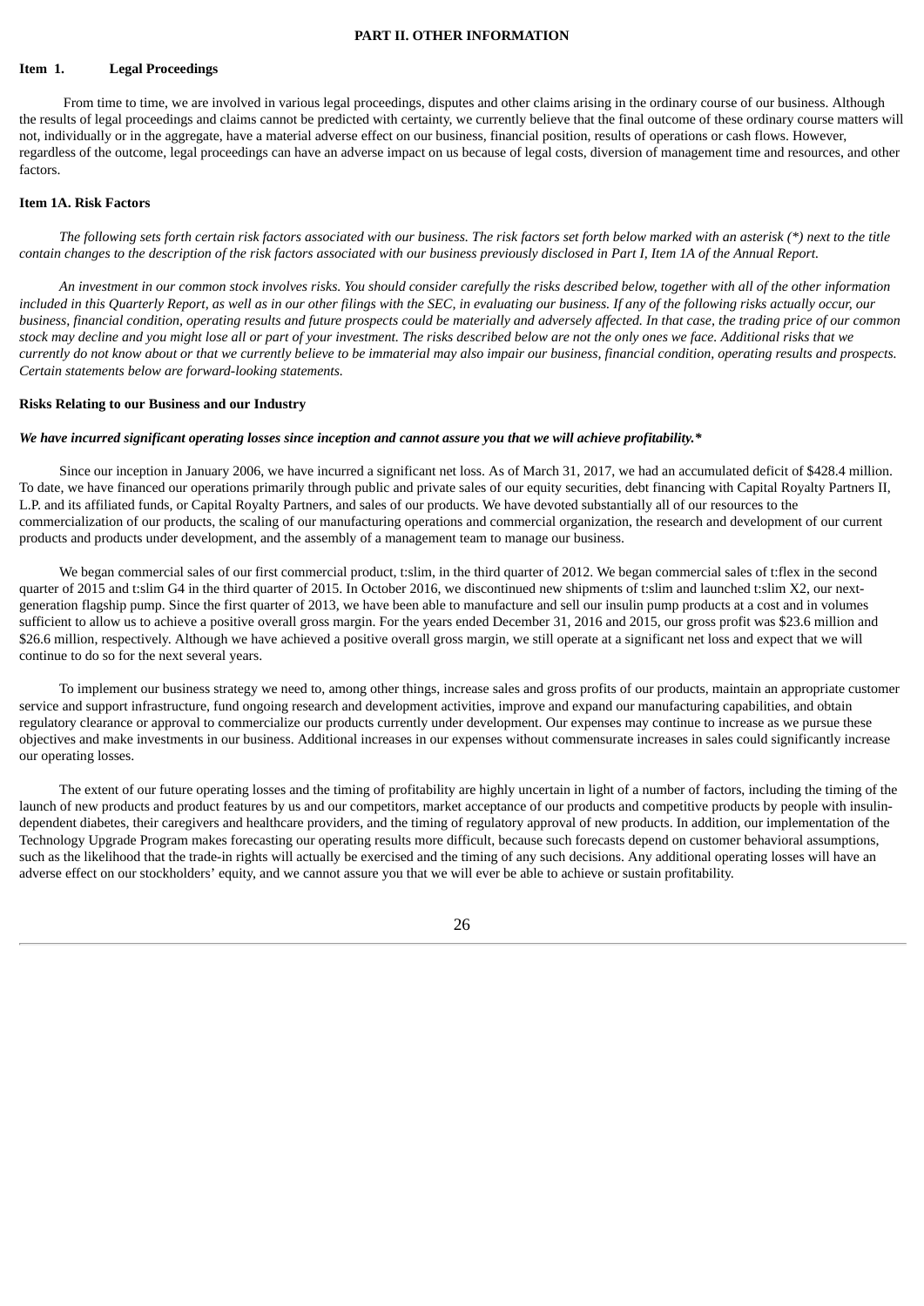# PART II. OTHER INFORMATION

## Item 1. Legal Proceedings

From time to time, we are involved in various legal proceedings, disputes and other claims arising in the ordinary course of our business. Although the results of legal proceedings and claims cannot be predicted with certainty, we currently believe that the final outcome of these ordinary course matters will not, individually or in the aggregate, have a material adverse effect on our business, financial position, results of operations or cash flows. However, regardless of the outcome, legal proceedings can have an adverse impact on us because of legal costs, diversion of management time and resources, and other factors.

## Item 1A. Risk Factors

*The following sets forth certain risk factors associated with our business. The risk factors set forth below marked with an asterisk (*) next to the title contain changes to the description of the risk factors associated with our business previously disclosed in Part I, Item 1A of the Annual Report.*

*An investment in our common stock involves risks. You should consider carefully the risks described below, together with all of the other information included in this Quarterly Report, as well as in our other filings with the SEC, in evaluating our business. If any of the following risks actually occur, our business, financial condition, operating results and future prospects could be materially and adversely affected. In that case, the trading price of our common stock may decline and you might lose all or part of your investment. The risks described below are not the only ones we face. Additional risks that we currently do not know about or that we currently believe to be immaterial may also impair our business, financial condition, operating results and prospects. Certain statements below are forward-looking statements.*

### Risks Relating to our Business and our Industry

***We have incurred significant operating losses since inception and cannot assure you that we will achieve profitability.****

Since our inception in January 2006, we have incurred a significant net loss. As of March 31, 2017, we had an accumulated deficit of $428.4 million. To date, we have financed our operations primarily through public and private sales of our equity securities, debt financing with Capital Royalty Partners II, L.P. and its affiliated funds, or Capital Royalty Partners, and sales of our products. We have devoted substantially all of our resources to the commercialization of our products, the scaling of our manufacturing operations and commercial organization, the research and development of our current products and products under development, and the assembly of a management team to manage our business.

We began commercial sales of our first commercial product, t:slim, in the third quarter of 2012. We began commercial sales of t:flex in the second quarter of 2015 and t:slim G4 in the third quarter of 2015. In October 2016, we discontinued new shipments of t:slim and launched t:slim X2, our next-generation flagship pump. Since the first quarter of 2013, we have been able to manufacture and sell our insulin pump products at a cost and in volumes sufficient to allow us to achieve a positive overall gross margin. For the years ended December 31, 2016 and 2015, our gross profit was $23.6 million and $26.6 million, respectively. Although we have achieved a positive overall gross margin, we still operate at a significant net loss and expect that we will continue to do so for the next several years.

To implement our business strategy we need to, among other things, increase sales and gross profits of our products, maintain an appropriate customer service and support infrastructure, fund ongoing research and development activities, improve and expand our manufacturing capabilities, and obtain regulatory clearance or approval to commercialize our products currently under development. Our expenses may continue to increase as we pursue these objectives and make investments in our business. Additional increases in our expenses without commensurate increases in sales could significantly increase our operating losses.

The extent of our future operating losses and the timing of profitability are highly uncertain in light of a number of factors, including the timing of the launch of new products and product features by us and our competitors, market acceptance of our products and competitive products by people with insulin-dependent diabetes, their caregivers and healthcare providers, and the timing of regulatory approval of new products. In addition, our implementation of the Technology Upgrade Program makes forecasting our operating results more difficult, because such forecasts depend on customer behavioral assumptions, such as the likelihood that the trade-in rights will actually be exercised and the timing of any such decisions. Any additional operating losses will have an adverse effect on our stockholders' equity, and we cannot assure you that we will ever be able to achieve or sustain profitability.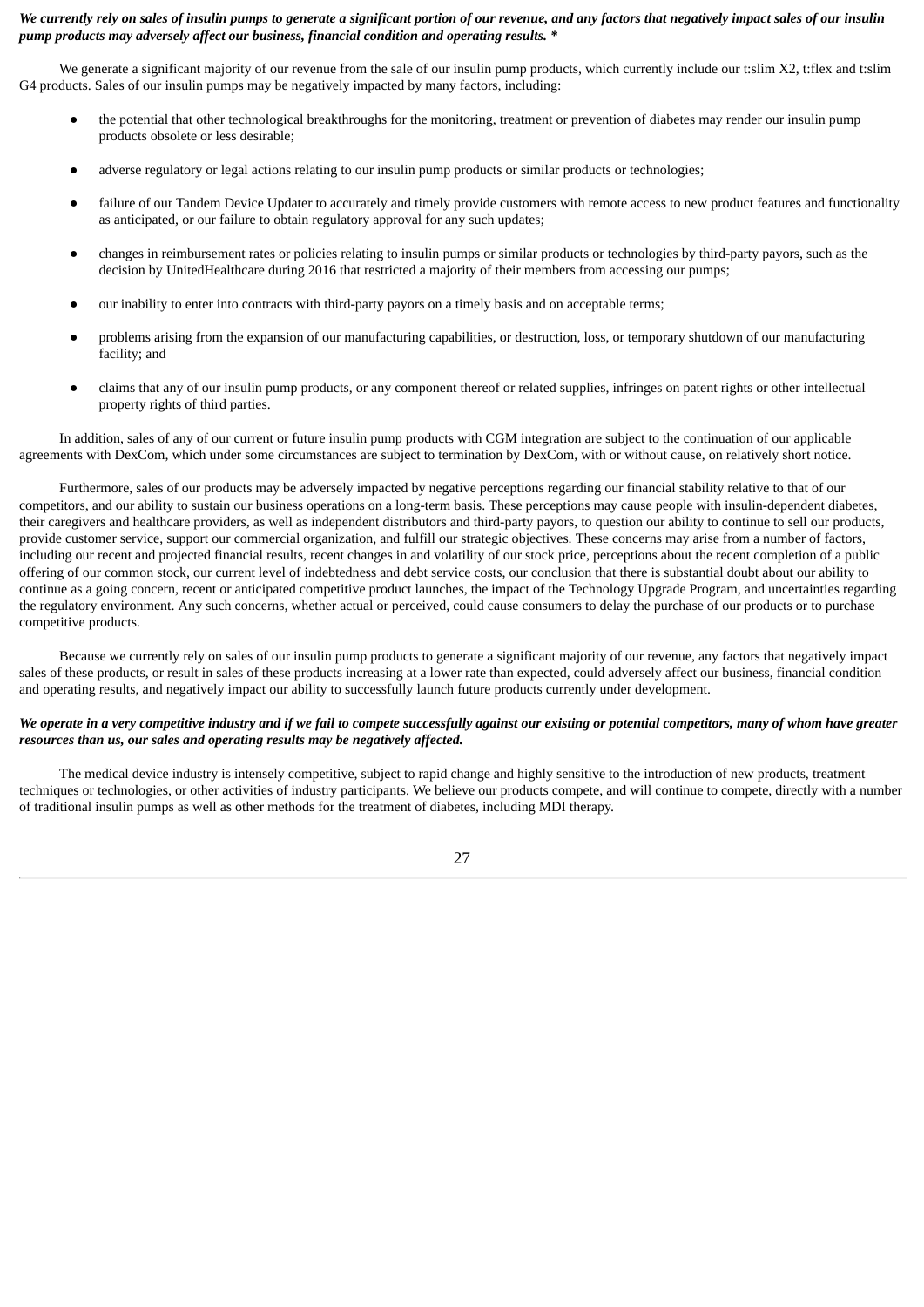***We currently rely on sales of insulin pumps to generate a significant portion of our revenue, and any factors that negatively impact sales of our insulin pump products may adversely affect our business, financial condition and operating results. ****

We generate a significant majority of our revenue from the sale of our insulin pump products, which currently include our t:slim X2, t:flex and t:slim G4 products. Sales of our insulin pumps may be negatively impacted by many factors, including:

- the potential that other technological breakthroughs for the monitoring, treatment or prevention of diabetes may render our insulin pump products obsolete or less desirable;
- adverse regulatory or legal actions relating to our insulin pump products or similar products or technologies;
- failure of our Tandem Device Updater to accurately and timely provide customers with remote access to new product features and functionality as anticipated, or our failure to obtain regulatory approval for any such updates;
- changes in reimbursement rates or policies relating to insulin pumps or similar products or technologies by third-party payors, such as the decision by UnitedHealthcare during 2016 that restricted a majority of their members from accessing our pumps;
- our inability to enter into contracts with third-party payors on a timely basis and on acceptable terms;
- problems arising from the expansion of our manufacturing capabilities, or destruction, loss, or temporary shutdown of our manufacturing facility; and
- claims that any of our insulin pump products, or any component thereof or related supplies, infringes on patent rights or other intellectual property rights of third parties.

In addition, sales of any of our current or future insulin pump products with CGM integration are subject to the continuation of our applicable agreements with DexCom, which under some circumstances are subject to termination by DexCom, with or without cause, on relatively short notice.

Furthermore, sales of our products may be adversely impacted by negative perceptions regarding our financial stability relative to that of our competitors, and our ability to sustain our business operations on a long-term basis. These perceptions may cause people with insulin-dependent diabetes, their caregivers and healthcare providers, as well as independent distributors and third-party payors, to question our ability to continue to sell our products, provide customer service, support our commercial organization, and fulfill our strategic objectives. These concerns may arise from a number of factors, including our recent and projected financial results, recent changes in and volatility of our stock price, perceptions about the recent completion of a public offering of our common stock, our current level of indebtedness and debt service costs, our conclusion that there is substantial doubt about our ability to continue as a going concern, recent or anticipated competitive product launches, the impact of the Technology Upgrade Program, and uncertainties regarding the regulatory environment. Any such concerns, whether actual or perceived, could cause consumers to delay the purchase of our products or to purchase competitive products.

Because we currently rely on sales of our insulin pump products to generate a significant majority of our revenue, any factors that negatively impact sales of these products, or result in sales of these products increasing at a lower rate than expected, could adversely affect our business, financial condition and operating results, and negatively impact our ability to successfully launch future products currently under development.

***We operate in a very competitive industry and if we fail to compete successfully against our existing or potential competitors, many of whom have greater resources than us, our sales and operating results may be negatively affected.***

The medical device industry is intensely competitive, subject to rapid change and highly sensitive to the introduction of new products, treatment techniques or technologies, or other activities of industry participants. We believe our products compete, and will continue to compete, directly with a number of traditional insulin pumps as well as other methods for the treatment of diabetes, including MDI therapy.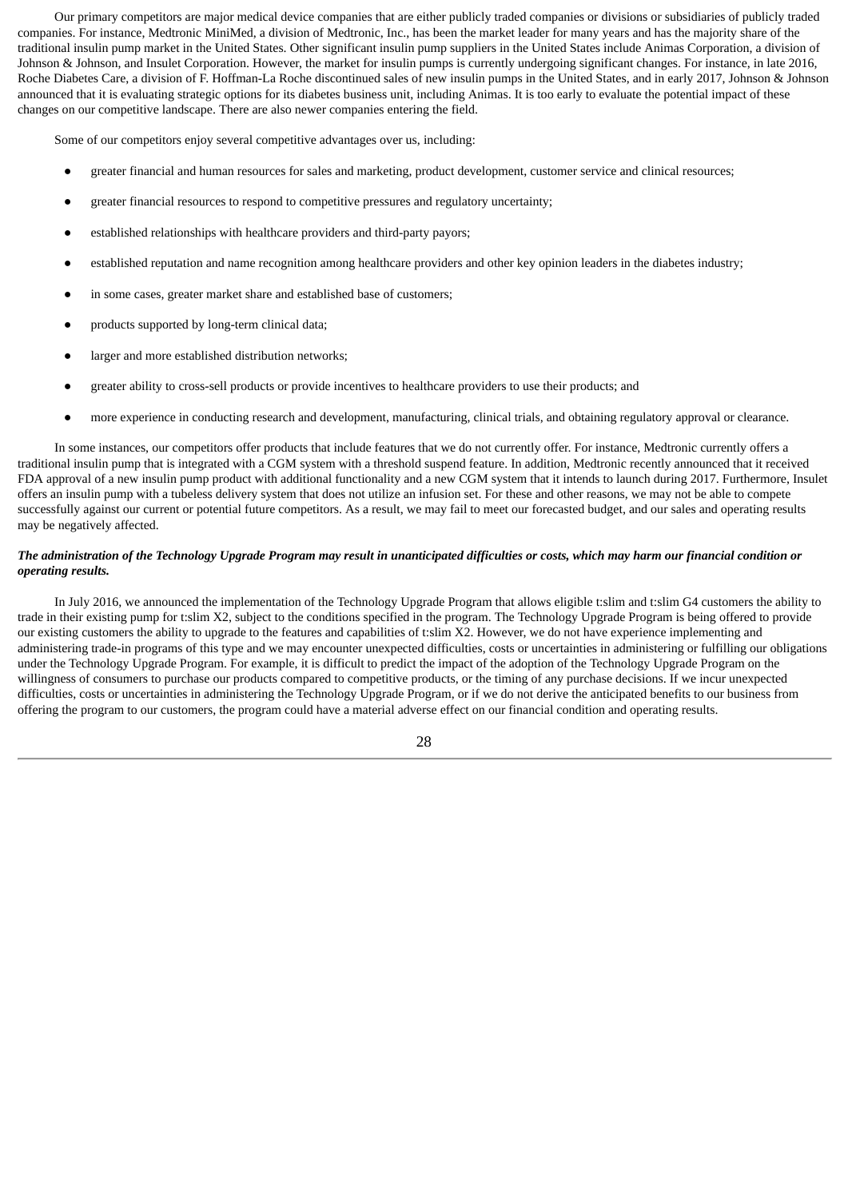Our primary competitors are major medical device companies that are either publicly traded companies or divisions or subsidiaries of publicly traded companies. For instance, Medtronic MiniMed, a division of Medtronic, Inc., has been the market leader for many years and has the majority share of the traditional insulin pump market in the United States. Other significant insulin pump suppliers in the United States include Animas Corporation, a division of Johnson & Johnson, and Insulet Corporation. However, the market for insulin pumps is currently undergoing significant changes. For instance, in late 2016, Roche Diabetes Care, a division of F. Hoffman-La Roche discontinued sales of new insulin pumps in the United States, and in early 2017, Johnson & Johnson announced that it is evaluating strategic options for its diabetes business unit, including Animas. It is too early to evaluate the potential impact of these changes on our competitive landscape. There are also newer companies entering the field.

Some of our competitors enjoy several competitive advantages over us, including:

- greater financial and human resources for sales and marketing, product development, customer service and clinical resources;
- greater financial resources to respond to competitive pressures and regulatory uncertainty;
- established relationships with healthcare providers and third-party payors;
- established reputation and name recognition among healthcare providers and other key opinion leaders in the diabetes industry;
- in some cases, greater market share and established base of customers;
- products supported by long-term clinical data;
- larger and more established distribution networks;
- greater ability to cross-sell products or provide incentives to healthcare providers to use their products; and
- more experience in conducting research and development, manufacturing, clinical trials, and obtaining regulatory approval or clearance.

In some instances, our competitors offer products that include features that we do not currently offer. For instance, Medtronic currently offers a traditional insulin pump that is integrated with a CGM system with a threshold suspend feature. In addition, Medtronic recently announced that it received FDA approval of a new insulin pump product with additional functionality and a new CGM system that it intends to launch during 2017. Furthermore, Insulet offers an insulin pump with a tubeless delivery system that does not utilize an infusion set. For these and other reasons, we may not be able to compete successfully against our current or potential future competitors. As a result, we may fail to meet our forecasted budget, and our sales and operating results may be negatively affected.

***The administration of the Technology Upgrade Program may result in unanticipated difficulties or costs, which may harm our financial condition or operating results.***

In July 2016, we announced the implementation of the Technology Upgrade Program that allows eligible t:slim and t:slim G4 customers the ability to trade in their existing pump for t:slim X2, subject to the conditions specified in the program. The Technology Upgrade Program is being offered to provide our existing customers the ability to upgrade to the features and capabilities of t:slim X2. However, we do not have experience implementing and administering trade-in programs of this type and we may encounter unexpected difficulties, costs or uncertainties in administering or fulfilling our obligations under the Technology Upgrade Program. For example, it is difficult to predict the impact of the adoption of the Technology Upgrade Program on the willingness of consumers to purchase our products compared to competitive products, or the timing of any purchase decisions. If we incur unexpected difficulties, costs or uncertainties in administering the Technology Upgrade Program, or if we do not derive the anticipated benefits to our business from offering the program to our customers, the program could have a material adverse effect on our financial condition and operating results.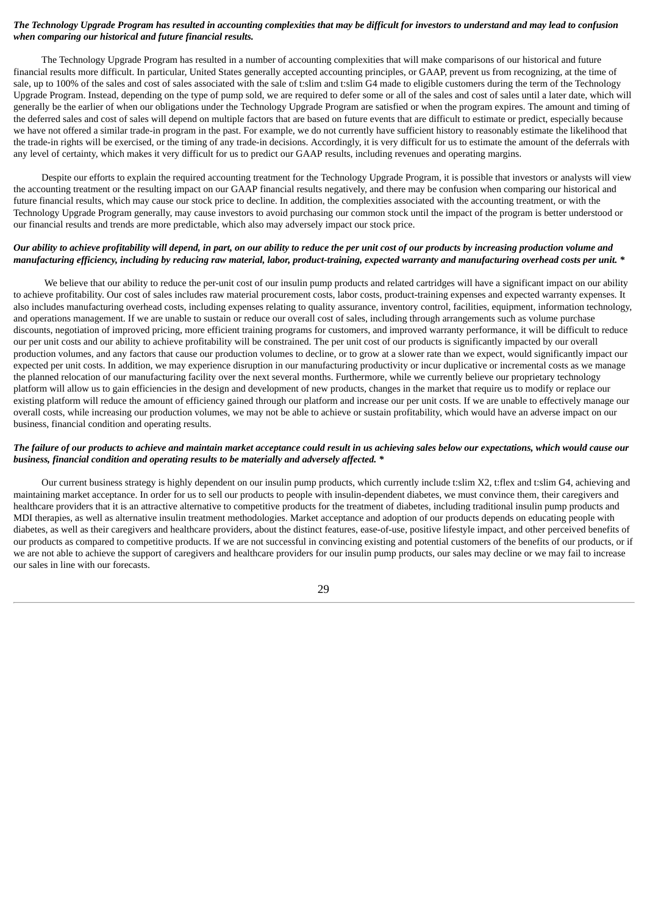***The Technology Upgrade Program has resulted in accounting complexities that may be difficult for investors to understand and may lead to confusion when comparing our historical and future financial results.***

The Technology Upgrade Program has resulted in a number of accounting complexities that will make comparisons of our historical and future financial results more difficult. In particular, United States generally accepted accounting principles, or GAAP, prevent us from recognizing, at the time of sale, up to 100% of the sales and cost of sales associated with the sale of t:slim and t:slim G4 made to eligible customers during the term of the Technology Upgrade Program. Instead, depending on the type of pump sold, we are required to defer some or all of the sales and cost of sales until a later date, which will generally be the earlier of when our obligations under the Technology Upgrade Program are satisfied or when the program expires. The amount and timing of the deferred sales and cost of sales will depend on multiple factors that are based on future events that are difficult to estimate or predict, especially because we have not offered a similar trade-in program in the past. For example, we do not currently have sufficient history to reasonably estimate the likelihood that the trade-in rights will be exercised, or the timing of any trade-in decisions. Accordingly, it is very difficult for us to estimate the amount of the deferrals with any level of certainty, which makes it very difficult for us to predict our GAAP results, including revenues and operating margins.

Despite our efforts to explain the required accounting treatment for the Technology Upgrade Program, it is possible that investors or analysts will view the accounting treatment or the resulting impact on our GAAP financial results negatively, and there may be confusion when comparing our historical and future financial results, which may cause our stock price to decline. In addition, the complexities associated with the accounting treatment, or with the Technology Upgrade Program generally, may cause investors to avoid purchasing our common stock until the impact of the program is better understood or our financial results and trends are more predictable, which also may adversely impact our stock price.

***Our ability to achieve profitability will depend, in part, on our ability to reduce the per unit cost of our products by increasing production volume and manufacturing efficiency, including by reducing raw material, labor, product-training, expected warranty and manufacturing overhead costs per unit. \****

We believe that our ability to reduce the per-unit cost of our insulin pump products and related cartridges will have a significant impact on our ability to achieve profitability. Our cost of sales includes raw material procurement costs, labor costs, product-training expenses and expected warranty expenses. It also includes manufacturing overhead costs, including expenses relating to quality assurance, inventory control, facilities, equipment, information technology, and operations management. If we are unable to sustain or reduce our overall cost of sales, including through arrangements such as volume purchase discounts, negotiation of improved pricing, more efficient training programs for customers, and improved warranty performance, it will be difficult to reduce our per unit costs and our ability to achieve profitability will be constrained. The per unit cost of our products is significantly impacted by our overall production volumes, and any factors that cause our production volumes to decline, or to grow at a slower rate than we expect, would significantly impact our expected per unit costs. In addition, we may experience disruption in our manufacturing productivity or incur duplicative or incremental costs as we manage the planned relocation of our manufacturing facility over the next several months. Furthermore, while we currently believe our proprietary technology platform will allow us to gain efficiencies in the design and development of new products, changes in the market that require us to modify or replace our existing platform will reduce the amount of efficiency gained through our platform and increase our per unit costs. If we are unable to effectively manage our overall costs, while increasing our production volumes, we may not be able to achieve or sustain profitability, which would have an adverse impact on our business, financial condition and operating results.

***The failure of our products to achieve and maintain market acceptance could result in us achieving sales below our expectations, which would cause our business, financial condition and operating results to be materially and adversely affected. \****

Our current business strategy is highly dependent on our insulin pump products, which currently include t:slim X2, t:flex and t:slim G4, achieving and maintaining market acceptance. In order for us to sell our products to people with insulin-dependent diabetes, we must convince them, their caregivers and healthcare providers that it is an attractive alternative to competitive products for the treatment of diabetes, including traditional insulin pump products and MDI therapies, as well as alternative insulin treatment methodologies. Market acceptance and adoption of our products depends on educating people with diabetes, as well as their caregivers and healthcare providers, about the distinct features, ease-of-use, positive lifestyle impact, and other perceived benefits of our products as compared to competitive products. If we are not successful in convincing existing and potential customers of the benefits of our products, or if we are not able to achieve the support of caregivers and healthcare providers for our insulin pump products, our sales may decline or we may fail to increase our sales in line with our forecasts.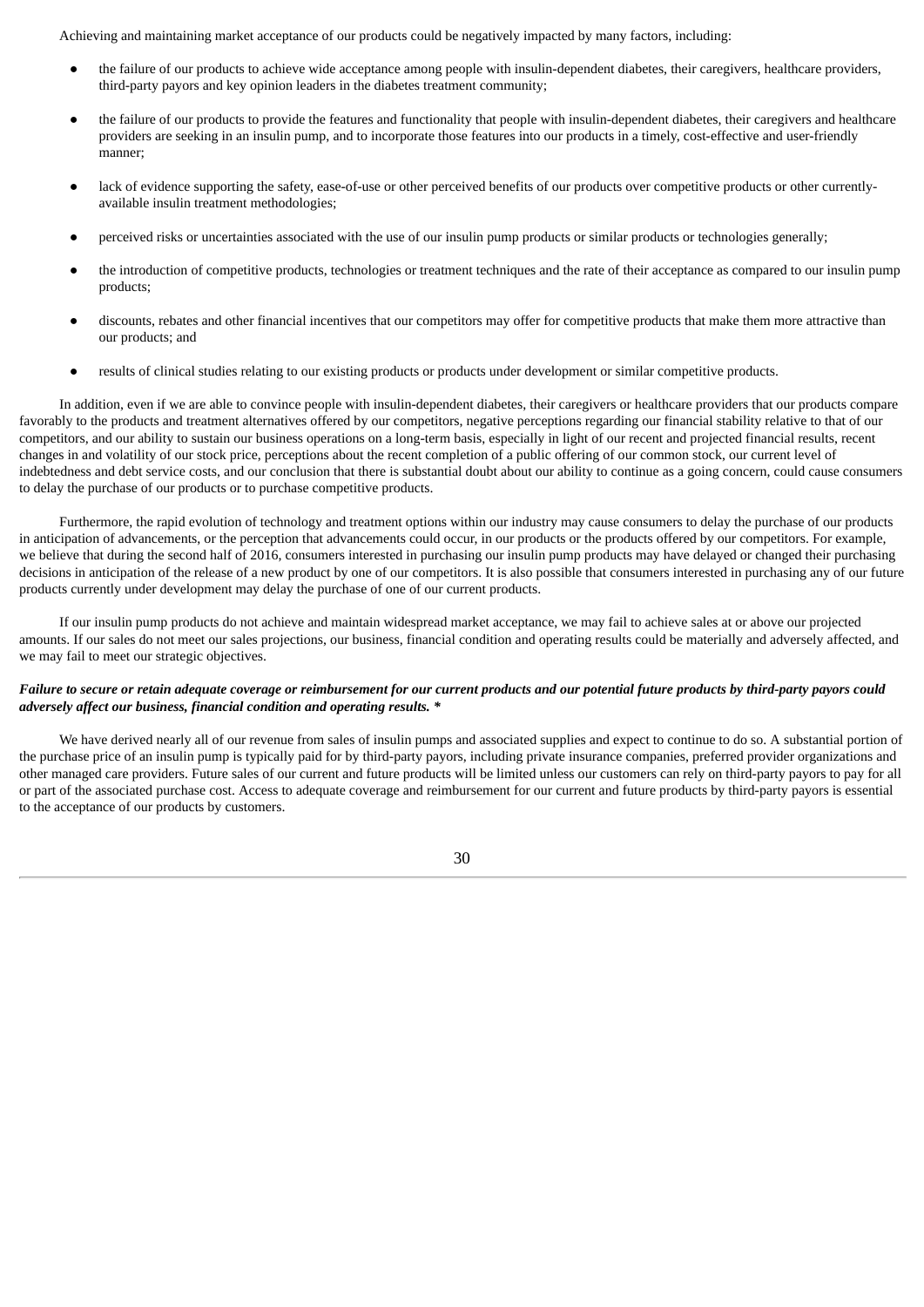Achieving and maintaining market acceptance of our products could be negatively impacted by many factors, including:

- the failure of our products to achieve wide acceptance among people with insulin-dependent diabetes, their caregivers, healthcare providers, third-party payors and key opinion leaders in the diabetes treatment community;
- the failure of our products to provide the features and functionality that people with insulin-dependent diabetes, their caregivers and healthcare providers are seeking in an insulin pump, and to incorporate those features into our products in a timely, cost-effective and user-friendly manner;
- lack of evidence supporting the safety, ease-of-use or other perceived benefits of our products over competitive products or other currently-available insulin treatment methodologies;
- perceived risks or uncertainties associated with the use of our insulin pump products or similar products or technologies generally;
- the introduction of competitive products, technologies or treatment techniques and the rate of their acceptance as compared to our insulin pump products;
- discounts, rebates and other financial incentives that our competitors may offer for competitive products that make them more attractive than our products; and
- results of clinical studies relating to our existing products or products under development or similar competitive products.

In addition, even if we are able to convince people with insulin-dependent diabetes, their caregivers or healthcare providers that our products compare favorably to the products and treatment alternatives offered by our competitors, negative perceptions regarding our financial stability relative to that of our competitors, and our ability to sustain our business operations on a long-term basis, especially in light of our recent and projected financial results, recent changes in and volatility of our stock price, perceptions about the recent completion of a public offering of our common stock, our current level of indebtedness and debt service costs, and our conclusion that there is substantial doubt about our ability to continue as a going concern, could cause consumers to delay the purchase of our products or to purchase competitive products.

Furthermore, the rapid evolution of technology and treatment options within our industry may cause consumers to delay the purchase of our products in anticipation of advancements, or the perception that advancements could occur, in our products or the products offered by our competitors. For example, we believe that during the second half of 2016, consumers interested in purchasing our insulin pump products may have delayed or changed their purchasing decisions in anticipation of the release of a new product by one of our competitors. It is also possible that consumers interested in purchasing any of our future products currently under development may delay the purchase of one of our current products.

If our insulin pump products do not achieve and maintain widespread market acceptance, we may fail to achieve sales at or above our projected amounts. If our sales do not meet our sales projections, our business, financial condition and operating results could be materially and adversely affected, and we may fail to meet our strategic objectives.

***Failure to secure or retain adequate coverage or reimbursement for our current products and our potential future products by third-party payors could adversely affect our business, financial condition and operating results. \****

We have derived nearly all of our revenue from sales of insulin pumps and associated supplies and expect to continue to do so. A substantial portion of the purchase price of an insulin pump is typically paid for by third-party payors, including private insurance companies, preferred provider organizations and other managed care providers. Future sales of our current and future products will be limited unless our customers can rely on third-party payors to pay for all or part of the associated purchase cost. Access to adequate coverage and reimbursement for our current and future products by third-party payors is essential to the acceptance of our products by customers.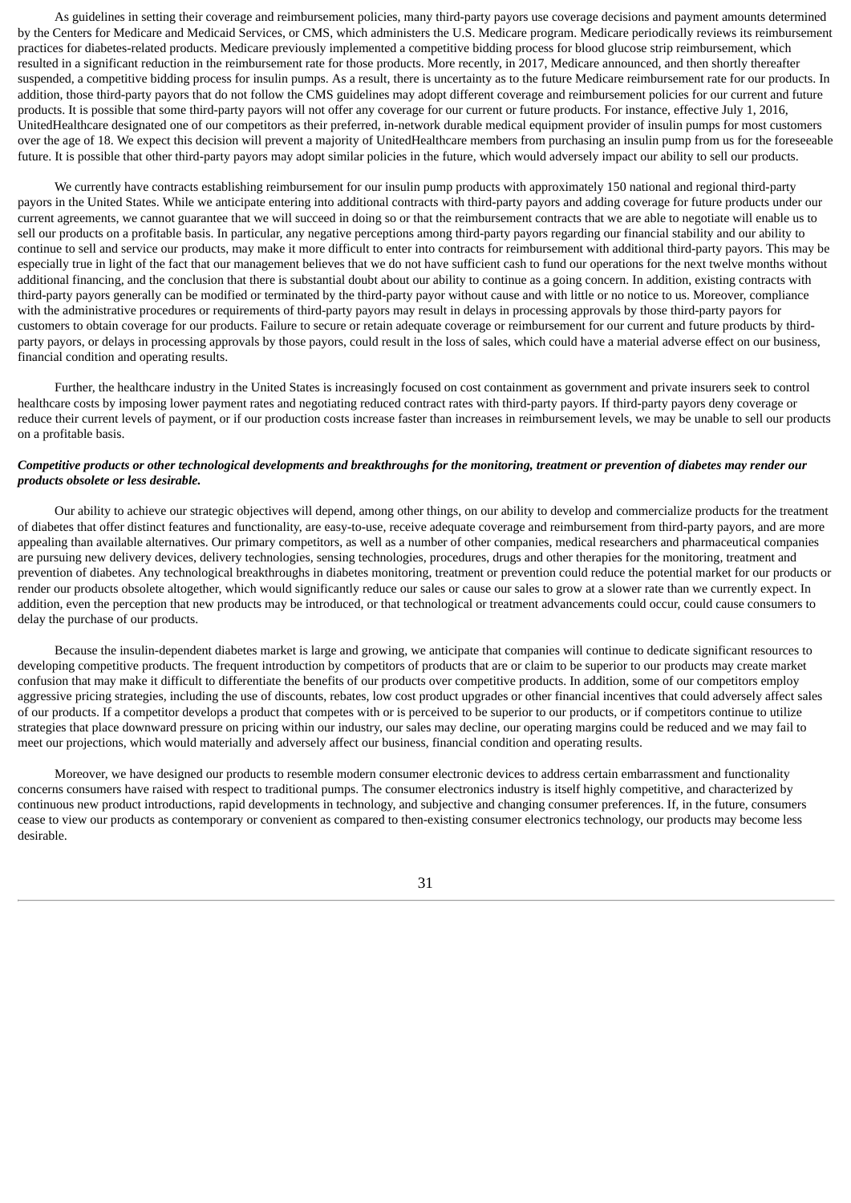As guidelines in setting their coverage and reimbursement policies, many third-party payors use coverage decisions and payment amounts determined by the Centers for Medicare and Medicaid Services, or CMS, which administers the U.S. Medicare program. Medicare periodically reviews its reimbursement practices for diabetes-related products. Medicare previously implemented a competitive bidding process for blood glucose strip reimbursement, which resulted in a significant reduction in the reimbursement rate for those products. More recently, in 2017, Medicare announced, and then shortly thereafter suspended, a competitive bidding process for insulin pumps. As a result, there is uncertainty as to the future Medicare reimbursement rate for our products. In addition, those third-party payors that do not follow the CMS guidelines may adopt different coverage and reimbursement policies for our current and future products. It is possible that some third-party payors will not offer any coverage for our current or future products. For instance, effective July 1, 2016, UnitedHealthcare designated one of our competitors as their preferred, in-network durable medical equipment provider of insulin pumps for most customers over the age of 18. We expect this decision will prevent a majority of UnitedHealthcare members from purchasing an insulin pump from us for the foreseeable future. It is possible that other third-party payors may adopt similar policies in the future, which would adversely impact our ability to sell our products.

We currently have contracts establishing reimbursement for our insulin pump products with approximately 150 national and regional third-party payors in the United States. While we anticipate entering into additional contracts with third-party payors and adding coverage for future products under our current agreements, we cannot guarantee that we will succeed in doing so or that the reimbursement contracts that we are able to negotiate will enable us to sell our products on a profitable basis. In particular, any negative perceptions among third-party payors regarding our financial stability and our ability to continue to sell and service our products, may make it more difficult to enter into contracts for reimbursement with additional third-party payors. This may be especially true in light of the fact that our management believes that we do not have sufficient cash to fund our operations for the next twelve months without additional financing, and the conclusion that there is substantial doubt about our ability to continue as a going concern. In addition, existing contracts with third-party payors generally can be modified or terminated by the third-party payor without cause and with little or no notice to us. Moreover, compliance with the administrative procedures or requirements of third-party payors may result in delays in processing approvals by those third-party payors for customers to obtain coverage for our products. Failure to secure or retain adequate coverage or reimbursement for our current and future products by third-party payors, or delays in processing approvals by those payors, could result in the loss of sales, which could have a material adverse effect on our business, financial condition and operating results.

Further, the healthcare industry in the United States is increasingly focused on cost containment as government and private insurers seek to control healthcare costs by imposing lower payment rates and negotiating reduced contract rates with third-party payors. If third-party payors deny coverage or reduce their current levels of payment, or if our production costs increase faster than increases in reimbursement levels, we may be unable to sell our products on a profitable basis.

***Competitive products or other technological developments and breakthroughs for the monitoring, treatment or prevention of diabetes may render our products obsolete or less desirable.***

Our ability to achieve our strategic objectives will depend, among other things, on our ability to develop and commercialize products for the treatment of diabetes that offer distinct features and functionality, are easy-to-use, receive adequate coverage and reimbursement from third-party payors, and are more appealing than available alternatives. Our primary competitors, as well as a number of other companies, medical researchers and pharmaceutical companies are pursuing new delivery devices, delivery technologies, sensing technologies, procedures, drugs and other therapies for the monitoring, treatment and prevention of diabetes. Any technological breakthroughs in diabetes monitoring, treatment or prevention could reduce the potential market for our products or render our products obsolete altogether, which would significantly reduce our sales or cause our sales to grow at a slower rate than we currently expect. In addition, even the perception that new products may be introduced, or that technological or treatment advancements could occur, could cause consumers to delay the purchase of our products.

Because the insulin-dependent diabetes market is large and growing, we anticipate that companies will continue to dedicate significant resources to developing competitive products. The frequent introduction by competitors of products that are or claim to be superior to our products may create market confusion that may make it difficult to differentiate the benefits of our products over competitive products. In addition, some of our competitors employ aggressive pricing strategies, including the use of discounts, rebates, low cost product upgrades or other financial incentives that could adversely affect sales of our products. If a competitor develops a product that competes with or is perceived to be superior to our products, or if competitors continue to utilize strategies that place downward pressure on pricing within our industry, our sales may decline, our operating margins could be reduced and we may fail to meet our projections, which would materially and adversely affect our business, financial condition and operating results.

Moreover, we have designed our products to resemble modern consumer electronic devices to address certain embarrassment and functionality concerns consumers have raised with respect to traditional pumps. The consumer electronics industry is itself highly competitive, and characterized by continuous new product introductions, rapid developments in technology, and subjective and changing consumer preferences. If, in the future, consumers cease to view our products as contemporary or convenient as compared to then-existing consumer electronics technology, our products may become less desirable.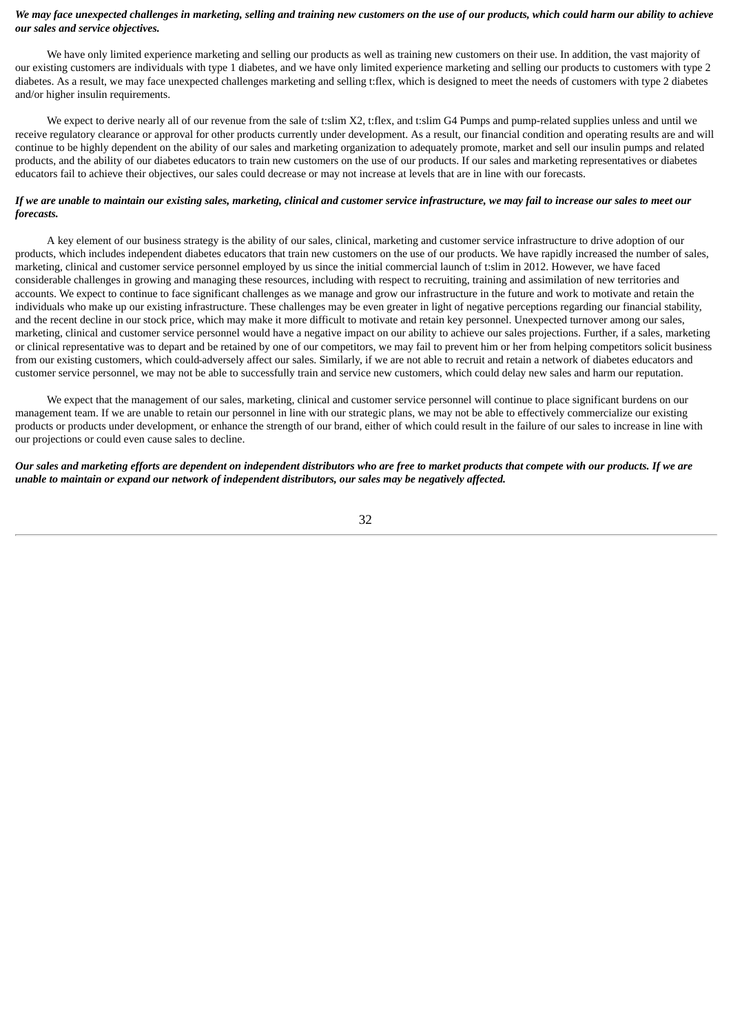***We may face unexpected challenges in marketing, selling and training new customers on the use of our products, which could harm our ability to achieve our sales and service objectives.***

We have only limited experience marketing and selling our products as well as training new customers on their use. In addition, the vast majority of our existing customers are individuals with type 1 diabetes, and we have only limited experience marketing and selling our products to customers with type 2 diabetes. As a result, we may face unexpected challenges marketing and selling t:flex, which is designed to meet the needs of customers with type 2 diabetes and/or higher insulin requirements.

We expect to derive nearly all of our revenue from the sale of t:slim X2, t:flex, and t:slim G4 Pumps and pump-related supplies unless and until we receive regulatory clearance or approval for other products currently under development. As a result, our financial condition and operating results are and will continue to be highly dependent on the ability of our sales and marketing organization to adequately promote, market and sell our insulin pumps and related products, and the ability of our diabetes educators to train new customers on the use of our products. If our sales and marketing representatives or diabetes educators fail to achieve their objectives, our sales could decrease or may not increase at levels that are in line with our forecasts.

***If we are unable to maintain our existing sales, marketing, clinical and customer service infrastructure, we may fail to increase our sales to meet our forecasts.***

A key element of our business strategy is the ability of our sales, clinical, marketing and customer service infrastructure to drive adoption of our products, which includes independent diabetes educators that train new customers on the use of our products. We have rapidly increased the number of sales, marketing, clinical and customer service personnel employed by us since the initial commercial launch of t:slim in 2012. However, we have faced considerable challenges in growing and managing these resources, including with respect to recruiting, training and assimilation of new territories and accounts. We expect to continue to face significant challenges as we manage and grow our infrastructure in the future and work to motivate and retain the individuals who make up our existing infrastructure. These challenges may be even greater in light of negative perceptions regarding our financial stability, and the recent decline in our stock price, which may make it more difficult to motivate and retain key personnel. Unexpected turnover among our sales, marketing, clinical and customer service personnel would have a negative impact on our ability to achieve our sales projections. Further, if a sales, marketing or clinical representative was to depart and be retained by one of our competitors, we may fail to prevent him or her from helping competitors solicit business from our existing customers, which could adversely affect our sales. Similarly, if we are not able to recruit and retain a network of diabetes educators and customer service personnel, we may not be able to successfully train and service new customers, which could delay new sales and harm our reputation.

We expect that the management of our sales, marketing, clinical and customer service personnel will continue to place significant burdens on our management team. If we are unable to retain our personnel in line with our strategic plans, we may not be able to effectively commercialize our existing products or products under development, or enhance the strength of our brand, either of which could result in the failure of our sales to increase in line with our projections or could even cause sales to decline.

***Our sales and marketing efforts are dependent on independent distributors who are free to market products that compete with our products. If we are unable to maintain or expand our network of independent distributors, our sales may be negatively affected.***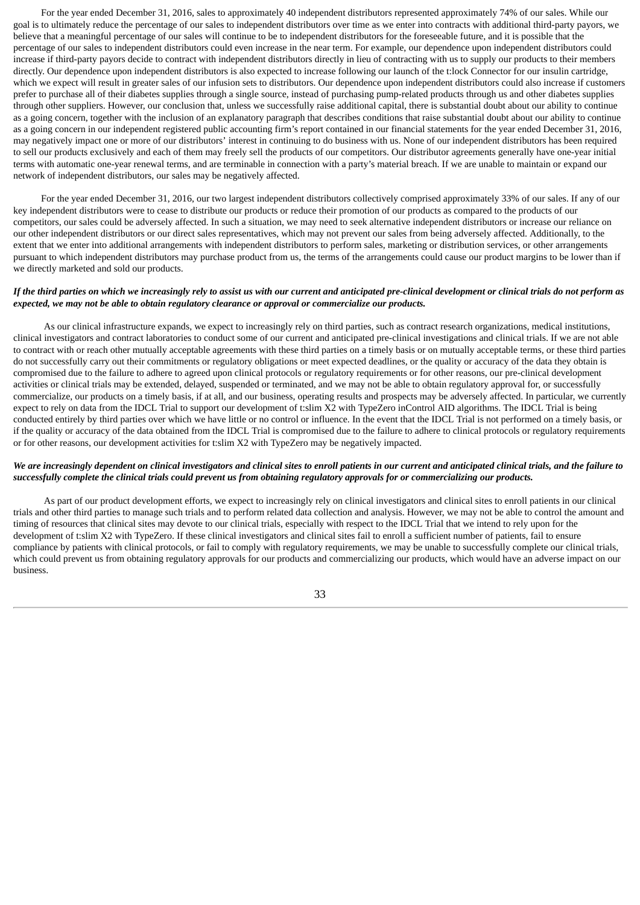For the year ended December 31, 2016, sales to approximately 40 independent distributors represented approximately 74% of our sales. While our goal is to ultimately reduce the percentage of our sales to independent distributors over time as we enter into contracts with additional third-party payors, we believe that a meaningful percentage of our sales will continue to be to independent distributors for the foreseeable future, and it is possible that the percentage of our sales to independent distributors could even increase in the near term. For example, our dependence upon independent distributors could increase if third-party payors decide to contract with independent distributors directly in lieu of contracting with us to supply our products to their members directly. Our dependence upon independent distributors is also expected to increase following our launch of the t:lock Connector for our insulin cartridge, which we expect will result in greater sales of our infusion sets to distributors. Our dependence upon independent distributors could also increase if customers prefer to purchase all of their diabetes supplies through a single source, instead of purchasing pump-related products through us and other diabetes supplies through other suppliers. However, our conclusion that, unless we successfully raise additional capital, there is substantial doubt about our ability to continue as a going concern, together with the inclusion of an explanatory paragraph that describes conditions that raise substantial doubt about our ability to continue as a going concern in our independent registered public accounting firm's report contained in our financial statements for the year ended December 31, 2016, may negatively impact one or more of our distributors' interest in continuing to do business with us. None of our independent distributors has been required to sell our products exclusively and each of them may freely sell the products of our competitors. Our distributor agreements generally have one-year initial terms with automatic one-year renewal terms, and are terminable in connection with a party's material breach. If we are unable to maintain or expand our network of independent distributors, our sales may be negatively affected.

For the year ended December 31, 2016, our two largest independent distributors collectively comprised approximately 33% of our sales. If any of our key independent distributors were to cease to distribute our products or reduce their promotion of our products as compared to the products of our competitors, our sales could be adversely affected. In such a situation, we may need to seek alternative independent distributors or increase our reliance on our other independent distributors or our direct sales representatives, which may not prevent our sales from being adversely affected. Additionally, to the extent that we enter into additional arrangements with independent distributors to perform sales, marketing or distribution services, or other arrangements pursuant to which independent distributors may purchase product from us, the terms of the arrangements could cause our product margins to be lower than if we directly marketed and sold our products.

***If the third parties on which we increasingly rely to assist us with our current and anticipated pre-clinical development or clinical trials do not perform as expected, we may not be able to obtain regulatory clearance or approval or commercialize our products.***

As our clinical infrastructure expands, we expect to increasingly rely on third parties, such as contract research organizations, medical institutions, clinical investigators and contract laboratories to conduct some of our current and anticipated pre-clinical investigations and clinical trials. If we are not able to contract with or reach other mutually acceptable agreements with these third parties on a timely basis or on mutually acceptable terms, or these third parties do not successfully carry out their commitments or regulatory obligations or meet expected deadlines, or the quality or accuracy of the data they obtain is compromised due to the failure to adhere to agreed upon clinical protocols or regulatory requirements or for other reasons, our pre-clinical development activities or clinical trials may be extended, delayed, suspended or terminated, and we may not be able to obtain regulatory approval for, or successfully commercialize, our products on a timely basis, if at all, and our business, operating results and prospects may be adversely affected. In particular, we currently expect to rely on data from the IDCL Trial to support our development of t:slim X2 with TypeZero inControl AID algorithms. The IDCL Trial is being conducted entirely by third parties over which we have little or no control or influence. In the event that the IDCL Trial is not performed on a timely basis, or if the quality or accuracy of the data obtained from the IDCL Trial is compromised due to the failure to adhere to clinical protocols or regulatory requirements or for other reasons, our development activities for t:slim X2 with TypeZero may be negatively impacted.

***We are increasingly dependent on clinical investigators and clinical sites to enroll patients in our current and anticipated clinical trials, and the failure to successfully complete the clinical trials could prevent us from obtaining regulatory approvals for or commercializing our products.***

As part of our product development efforts, we expect to increasingly rely on clinical investigators and clinical sites to enroll patients in our clinical trials and other third parties to manage such trials and to perform related data collection and analysis. However, we may not be able to control the amount and timing of resources that clinical sites may devote to our clinical trials, especially with respect to the IDCL Trial that we intend to rely upon for the development of t:slim X2 with TypeZero. If these clinical investigators and clinical sites fail to enroll a sufficient number of patients, fail to ensure compliance by patients with clinical protocols, or fail to comply with regulatory requirements, we may be unable to successfully complete our clinical trials, which could prevent us from obtaining regulatory approvals for our products and commercializing our products, which would have an adverse impact on our business.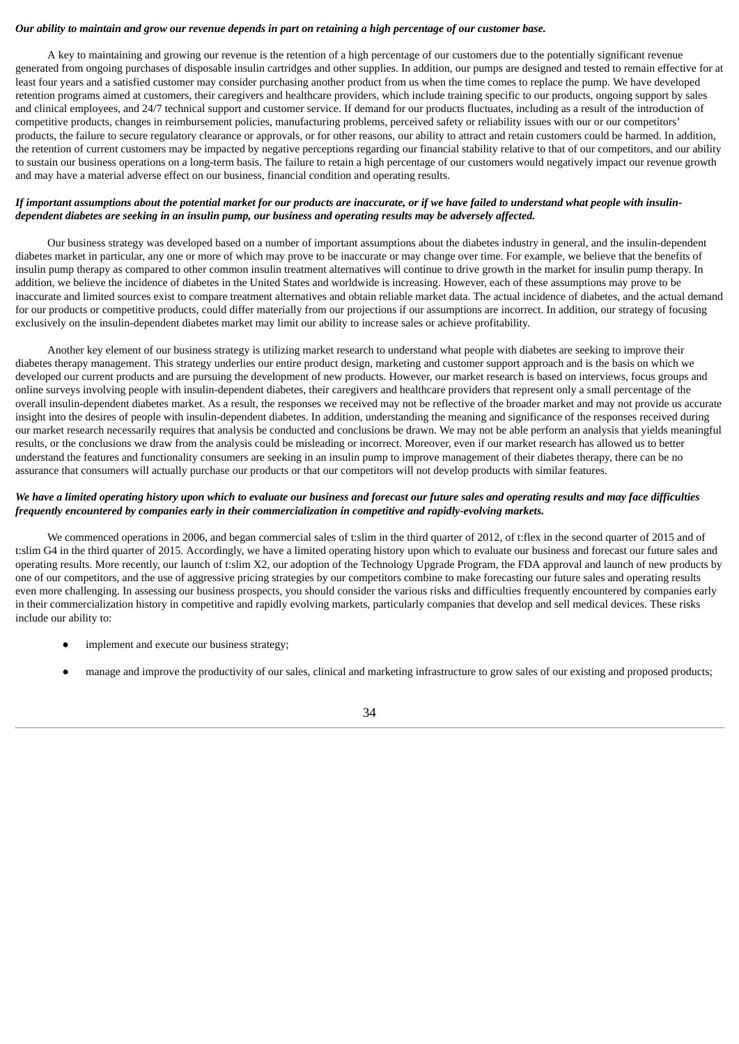***Our ability to maintain and grow our revenue depends in part on retaining a high percentage of our customer base.***

A key to maintaining and growing our revenue is the retention of a high percentage of our customers due to the potentially significant revenue generated from ongoing purchases of disposable insulin cartridges and other supplies. In addition, our pumps are designed and tested to remain effective for at least four years and a satisfied customer may consider purchasing another product from us when the time comes to replace the pump. We have developed retention programs aimed at customers, their caregivers and healthcare providers, which include training specific to our products, ongoing support by sales and clinical employees, and 24/7 technical support and customer service. If demand for our products fluctuates, including as a result of the introduction of competitive products, changes in reimbursement policies, manufacturing problems, perceived safety or reliability issues with our or our competitors' products, the failure to secure regulatory clearance or approvals, or for other reasons, our ability to attract and retain customers could be harmed. In addition, the retention of current customers may be impacted by negative perceptions regarding our financial stability relative to that of our competitors, and our ability to sustain our business operations on a long-term basis. The failure to retain a high percentage of our customers would negatively impact our revenue growth and may have a material adverse effect on our business, financial condition and operating results.

***If important assumptions about the potential market for our products are inaccurate, or if we have failed to understand what people with insulin-dependent diabetes are seeking in an insulin pump, our business and operating results may be adversely affected.***

Our business strategy was developed based on a number of important assumptions about the diabetes industry in general, and the insulin-dependent diabetes market in particular, any one or more of which may prove to be inaccurate or may change over time. For example, we believe that the benefits of insulin pump therapy as compared to other common insulin treatment alternatives will continue to drive growth in the market for insulin pump therapy. In addition, we believe the incidence of diabetes in the United States and worldwide is increasing. However, each of these assumptions may prove to be inaccurate and limited sources exist to compare treatment alternatives and obtain reliable market data. The actual incidence of diabetes, and the actual demand for our products or competitive products, could differ materially from our projections if our assumptions are incorrect. In addition, our strategy of focusing exclusively on the insulin-dependent diabetes market may limit our ability to increase sales or achieve profitability.

Another key element of our business strategy is utilizing market research to understand what people with diabetes are seeking to improve their diabetes therapy management. This strategy underlies our entire product design, marketing and customer support approach and is the basis on which we developed our current products and are pursuing the development of new products. However, our market research is based on interviews, focus groups and online surveys involving people with insulin-dependent diabetes, their caregivers and healthcare providers that represent only a small percentage of the overall insulin-dependent diabetes market. As a result, the responses we received may not be reflective of the broader market and may not provide us accurate insight into the desires of people with insulin-dependent diabetes. In addition, understanding the meaning and significance of the responses received during our market research necessarily requires that analysis be conducted and conclusions be drawn. We may not be able perform an analysis that yields meaningful results, or the conclusions we draw from the analysis could be misleading or incorrect. Moreover, even if our market research has allowed us to better understand the features and functionality consumers are seeking in an insulin pump to improve management of their diabetes therapy, there can be no assurance that consumers will actually purchase our products or that our competitors will not develop products with similar features.

***We have a limited operating history upon which to evaluate our business and forecast our future sales and operating results and may face difficulties frequently encountered by companies early in their commercialization in competitive and rapidly-evolving markets.***

We commenced operations in 2006, and began commercial sales of t:slim in the third quarter of 2012, of t:flex in the second quarter of 2015 and of t:slim G4 in the third quarter of 2015. Accordingly, we have a limited operating history upon which to evaluate our business and forecast our future sales and operating results. More recently, our launch of t:slim X2, our adoption of the Technology Upgrade Program, the FDA approval and launch of new products by one of our competitors, and the use of aggressive pricing strategies by our competitors combine to make forecasting our future sales and operating results even more challenging. In assessing our business prospects, you should consider the various risks and difficulties frequently encountered by companies early in their commercialization history in competitive and rapidly evolving markets, particularly companies that develop and sell medical devices. These risks include our ability to:

- implement and execute our business strategy;
- manage and improve the productivity of our sales, clinical and marketing infrastructure to grow sales of our existing and proposed products;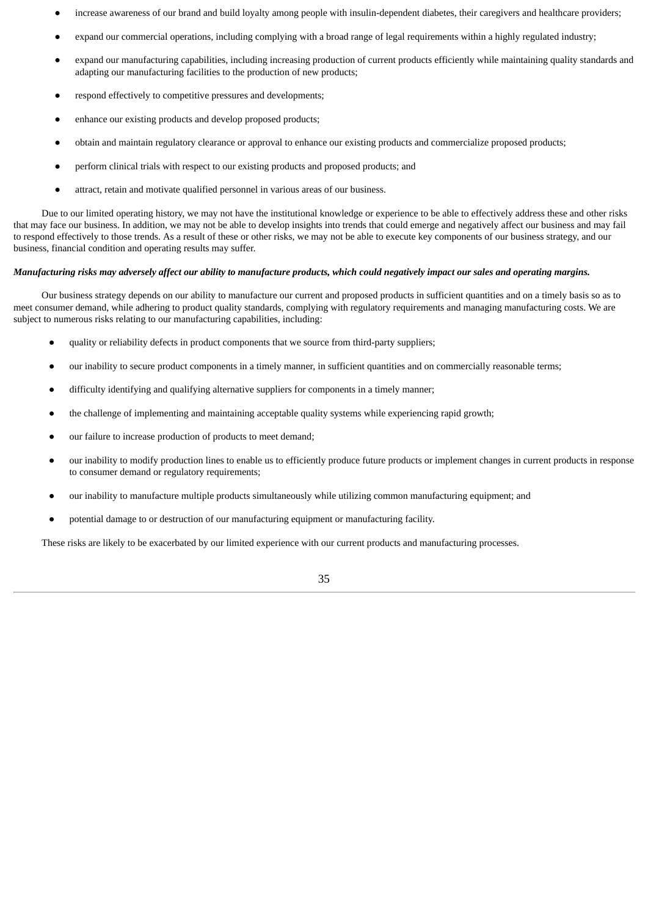- increase awareness of our brand and build loyalty among people with insulin-dependent diabetes, their caregivers and healthcare providers;
- expand our commercial operations, including complying with a broad range of legal requirements within a highly regulated industry;
- expand our manufacturing capabilities, including increasing production of current products efficiently while maintaining quality standards and adapting our manufacturing facilities to the production of new products;
- respond effectively to competitive pressures and developments;
- enhance our existing products and develop proposed products;
- obtain and maintain regulatory clearance or approval to enhance our existing products and commercialize proposed products;
- perform clinical trials with respect to our existing products and proposed products; and
- attract, retain and motivate qualified personnel in various areas of our business.

Due to our limited operating history, we may not have the institutional knowledge or experience to be able to effectively address these and other risks that may face our business. In addition, we may not be able to develop insights into trends that could emerge and negatively affect our business and may fail to respond effectively to those trends. As a result of these or other risks, we may not be able to execute key components of our business strategy, and our business, financial condition and operating results may suffer.

***Manufacturing risks may adversely affect our ability to manufacture products, which could negatively impact our sales and operating margins.***

Our business strategy depends on our ability to manufacture our current and proposed products in sufficient quantities and on a timely basis so as to meet consumer demand, while adhering to product quality standards, complying with regulatory requirements and managing manufacturing costs. We are subject to numerous risks relating to our manufacturing capabilities, including:

- quality or reliability defects in product components that we source from third-party suppliers;
- our inability to secure product components in a timely manner, in sufficient quantities and on commercially reasonable terms;
- difficulty identifying and qualifying alternative suppliers for components in a timely manner;
- the challenge of implementing and maintaining acceptable quality systems while experiencing rapid growth;
- our failure to increase production of products to meet demand;
- our inability to modify production lines to enable us to efficiently produce future products or implement changes in current products in response to consumer demand or regulatory requirements;
- our inability to manufacture multiple products simultaneously while utilizing common manufacturing equipment; and
- potential damage to or destruction of our manufacturing equipment or manufacturing facility.

These risks are likely to be exacerbated by our limited experience with our current products and manufacturing processes.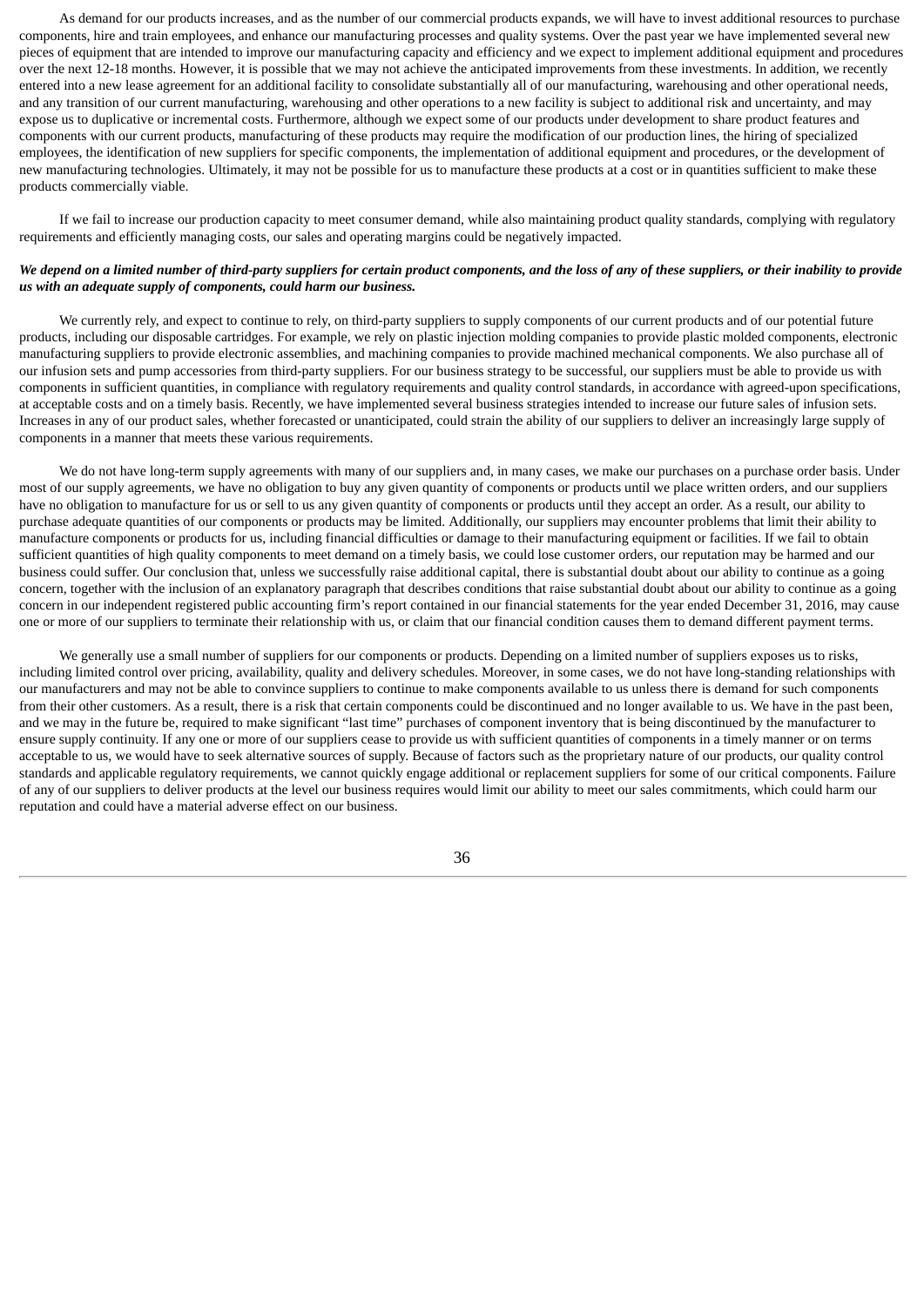As demand for our products increases, and as the number of our commercial products expands, we will have to invest additional resources to purchase components, hire and train employees, and enhance our manufacturing processes and quality systems. Over the past year we have implemented several new pieces of equipment that are intended to improve our manufacturing capacity and efficiency and we expect to implement additional equipment and procedures over the next 12-18 months. However, it is possible that we may not achieve the anticipated improvements from these investments. In addition, we recently entered into a new lease agreement for an additional facility to consolidate substantially all of our manufacturing, warehousing and other operational needs, and any transition of our current manufacturing, warehousing and other operations to a new facility is subject to additional risk and uncertainty, and may expose us to duplicative or incremental costs. Furthermore, although we expect some of our products under development to share product features and components with our current products, manufacturing of these products may require the modification of our production lines, the hiring of specialized employees, the identification of new suppliers for specific components, the implementation of additional equipment and procedures, or the development of new manufacturing technologies. Ultimately, it may not be possible for us to manufacture these products at a cost or in quantities sufficient to make these products commercially viable.

If we fail to increase our production capacity to meet consumer demand, while also maintaining product quality standards, complying with regulatory requirements and efficiently managing costs, our sales and operating margins could be negatively impacted.

***We depend on a limited number of third-party suppliers for certain product components, and the loss of any of these suppliers, or their inability to provide us with an adequate supply of components, could harm our business.***

We currently rely, and expect to continue to rely, on third-party suppliers to supply components of our current products and of our potential future products, including our disposable cartridges. For example, we rely on plastic injection molding companies to provide plastic molded components, electronic manufacturing suppliers to provide electronic assemblies, and machining companies to provide machined mechanical components. We also purchase all of our infusion sets and pump accessories from third-party suppliers. For our business strategy to be successful, our suppliers must be able to provide us with components in sufficient quantities, in compliance with regulatory requirements and quality control standards, in accordance with agreed-upon specifications, at acceptable costs and on a timely basis. Recently, we have implemented several business strategies intended to increase our future sales of infusion sets. Increases in any of our product sales, whether forecasted or unanticipated, could strain the ability of our suppliers to deliver an increasingly large supply of components in a manner that meets these various requirements.

We do not have long-term supply agreements with many of our suppliers and, in many cases, we make our purchases on a purchase order basis. Under most of our supply agreements, we have no obligation to buy any given quantity of components or products until we place written orders, and our suppliers have no obligation to manufacture for us or sell to us any given quantity of components or products until they accept an order. As a result, our ability to purchase adequate quantities of our components or products may be limited. Additionally, our suppliers may encounter problems that limit their ability to manufacture components or products for us, including financial difficulties or damage to their manufacturing equipment or facilities. If we fail to obtain sufficient quantities of high quality components to meet demand on a timely basis, we could lose customer orders, our reputation may be harmed and our business could suffer. Our conclusion that, unless we successfully raise additional capital, there is substantial doubt about our ability to continue as a going concern, together with the inclusion of an explanatory paragraph that describes conditions that raise substantial doubt about our ability to continue as a going concern in our independent registered public accounting firm's report contained in our financial statements for the year ended December 31, 2016, may cause one or more of our suppliers to terminate their relationship with us, or claim that our financial condition causes them to demand different payment terms.

We generally use a small number of suppliers for our components or products. Depending on a limited number of suppliers exposes us to risks, including limited control over pricing, availability, quality and delivery schedules. Moreover, in some cases, we do not have long-standing relationships with our manufacturers and may not be able to convince suppliers to continue to make components available to us unless there is demand for such components from their other customers. As a result, there is a risk that certain components could be discontinued and no longer available to us. We have in the past been, and we may in the future be, required to make significant "last time" purchases of component inventory that is being discontinued by the manufacturer to ensure supply continuity. If any one or more of our suppliers cease to provide us with sufficient quantities of components in a timely manner or on terms acceptable to us, we would have to seek alternative sources of supply. Because of factors such as the proprietary nature of our products, our quality control standards and applicable regulatory requirements, we cannot quickly engage additional or replacement suppliers for some of our critical components. Failure of any of our suppliers to deliver products at the level our business requires would limit our ability to meet our sales commitments, which could harm our reputation and could have a material adverse effect on our business.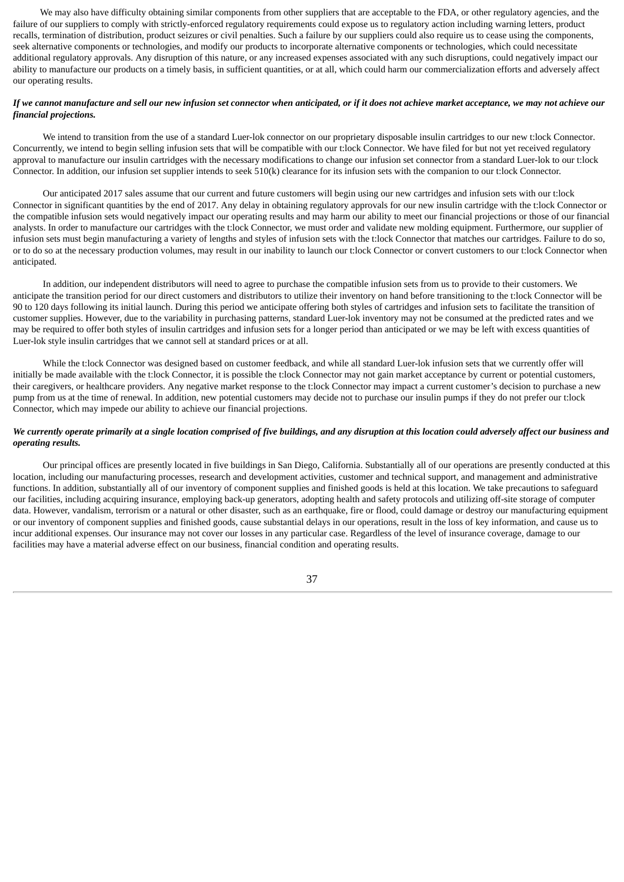We may also have difficulty obtaining similar components from other suppliers that are acceptable to the FDA, or other regulatory agencies, and the failure of our suppliers to comply with strictly-enforced regulatory requirements could expose us to regulatory action including warning letters, product recalls, termination of distribution, product seizures or civil penalties. Such a failure by our suppliers could also require us to cease using the components, seek alternative components or technologies, and modify our products to incorporate alternative components or technologies, which could necessitate additional regulatory approvals. Any disruption of this nature, or any increased expenses associated with any such disruptions, could negatively impact our ability to manufacture our products on a timely basis, in sufficient quantities, or at all, which could harm our commercialization efforts and adversely affect our operating results.

***If we cannot manufacture and sell our new infusion set connector when anticipated, or if it does not achieve market acceptance, we may not achieve our financial projections.***

We intend to transition from the use of a standard Luer-lok connector on our proprietary disposable insulin cartridges to our new t:lock Connector. Concurrently, we intend to begin selling infusion sets that will be compatible with our t:lock Connector. We have filed for but not yet received regulatory approval to manufacture our insulin cartridges with the necessary modifications to change our infusion set connector from a standard Luer-lok to our t:lock Connector. In addition, our infusion set supplier intends to seek 510(k) clearance for its infusion sets with the companion to our t:lock Connector.

Our anticipated 2017 sales assume that our current and future customers will begin using our new cartridges and infusion sets with our t:lock Connector in significant quantities by the end of 2017. Any delay in obtaining regulatory approvals for our new insulin cartridge with the t:lock Connector or the compatible infusion sets would negatively impact our operating results and may harm our ability to meet our financial projections or those of our financial analysts. In order to manufacture our cartridges with the t:lock Connector, we must order and validate new molding equipment. Furthermore, our supplier of infusion sets must begin manufacturing a variety of lengths and styles of infusion sets with the t:lock Connector that matches our cartridges. Failure to do so, or to do so at the necessary production volumes, may result in our inability to launch our t:lock Connector or convert customers to our t:lock Connector when anticipated.

In addition, our independent distributors will need to agree to purchase the compatible infusion sets from us to provide to their customers. We anticipate the transition period for our direct customers and distributors to utilize their inventory on hand before transitioning to the t:lock Connector will be 90 to 120 days following its initial launch. During this period we anticipate offering both styles of cartridges and infusion sets to facilitate the transition of customer supplies. However, due to the variability in purchasing patterns, standard Luer-lok inventory may not be consumed at the predicted rates and we may be required to offer both styles of insulin cartridges and infusion sets for a longer period than anticipated or we may be left with excess quantities of Luer-lok style insulin cartridges that we cannot sell at standard prices or at all.

While the t:lock Connector was designed based on customer feedback, and while all standard Luer-lok infusion sets that we currently offer will initially be made available with the t:lock Connector, it is possible the t:lock Connector may not gain market acceptance by current or potential customers, their caregivers, or healthcare providers. Any negative market response to the t:lock Connector may impact a current customer's decision to purchase a new pump from us at the time of renewal. In addition, new potential customers may decide not to purchase our insulin pumps if they do not prefer our t:lock Connector, which may impede our ability to achieve our financial projections.

***We currently operate primarily at a single location comprised of five buildings, and any disruption at this location could adversely affect our business and operating results.***

Our principal offices are presently located in five buildings in San Diego, California. Substantially all of our operations are presently conducted at this location, including our manufacturing processes, research and development activities, customer and technical support, and management and administrative functions. In addition, substantially all of our inventory of component supplies and finished goods is held at this location. We take precautions to safeguard our facilities, including acquiring insurance, employing back-up generators, adopting health and safety protocols and utilizing off-site storage of computer data. However, vandalism, terrorism or a natural or other disaster, such as an earthquake, fire or flood, could damage or destroy our manufacturing equipment or our inventory of component supplies and finished goods, cause substantial delays in our operations, result in the loss of key information, and cause us to incur additional expenses. Our insurance may not cover our losses in any particular case. Regardless of the level of insurance coverage, damage to our facilities may have a material adverse effect on our business, financial condition and operating results.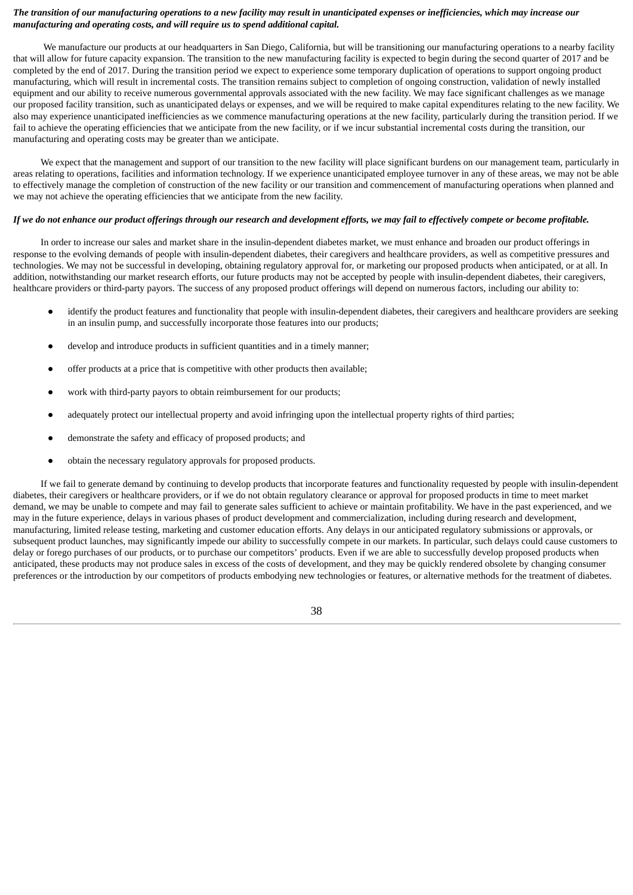***The transition of our manufacturing operations to a new facility may result in unanticipated expenses or inefficiencies, which may increase our manufacturing and operating costs, and will require us to spend additional capital.***

We manufacture our products at our headquarters in San Diego, California, but will be transitioning our manufacturing operations to a nearby facility that will allow for future capacity expansion. The transition to the new manufacturing facility is expected to begin during the second quarter of 2017 and be completed by the end of 2017. During the transition period we expect to experience some temporary duplication of operations to support ongoing product manufacturing, which will result in incremental costs. The transition remains subject to completion of ongoing construction, validation of newly installed equipment and our ability to receive numerous governmental approvals associated with the new facility. We may face significant challenges as we manage our proposed facility transition, such as unanticipated delays or expenses, and we will be required to make capital expenditures relating to the new facility. We also may experience unanticipated inefficiencies as we commence manufacturing operations at the new facility, particularly during the transition period. If we fail to achieve the operating efficiencies that we anticipate from the new facility, or if we incur substantial incremental costs during the transition, our manufacturing and operating costs may be greater than we anticipate.

We expect that the management and support of our transition to the new facility will place significant burdens on our management team, particularly in areas relating to operations, facilities and information technology. If we experience unanticipated employee turnover in any of these areas, we may not be able to effectively manage the completion of construction of the new facility or our transition and commencement of manufacturing operations when planned and we may not achieve the operating efficiencies that we anticipate from the new facility.

***If we do not enhance our product offerings through our research and development efforts, we may fail to effectively compete or become profitable.***

In order to increase our sales and market share in the insulin-dependent diabetes market, we must enhance and broaden our product offerings in response to the evolving demands of people with insulin-dependent diabetes, their caregivers and healthcare providers, as well as competitive pressures and technologies. We may not be successful in developing, obtaining regulatory approval for, or marketing our proposed products when anticipated, or at all. In addition, notwithstanding our market research efforts, our future products may not be accepted by people with insulin-dependent diabetes, their caregivers, healthcare providers or third-party payors. The success of any proposed product offerings will depend on numerous factors, including our ability to:

- identify the product features and functionality that people with insulin-dependent diabetes, their caregivers and healthcare providers are seeking in an insulin pump, and successfully incorporate those features into our products;
- develop and introduce products in sufficient quantities and in a timely manner;
- offer products at a price that is competitive with other products then available;
- work with third-party payors to obtain reimbursement for our products;
- adequately protect our intellectual property and avoid infringing upon the intellectual property rights of third parties;
- demonstrate the safety and efficacy of proposed products; and
- obtain the necessary regulatory approvals for proposed products.

If we fail to generate demand by continuing to develop products that incorporate features and functionality requested by people with insulin-dependent diabetes, their caregivers or healthcare providers, or if we do not obtain regulatory clearance or approval for proposed products in time to meet market demand, we may be unable to compete and may fail to generate sales sufficient to achieve or maintain profitability. We have in the past experienced, and we may in the future experience, delays in various phases of product development and commercialization, including during research and development, manufacturing, limited release testing, marketing and customer education efforts. Any delays in our anticipated regulatory submissions or approvals, or subsequent product launches, may significantly impede our ability to successfully compete in our markets. In particular, such delays could cause customers to delay or forego purchases of our products, or to purchase our competitors' products. Even if we are able to successfully develop proposed products when anticipated, these products may not produce sales in excess of the costs of development, and they may be quickly rendered obsolete by changing consumer preferences or the introduction by our competitors of products embodying new technologies or features, or alternative methods for the treatment of diabetes.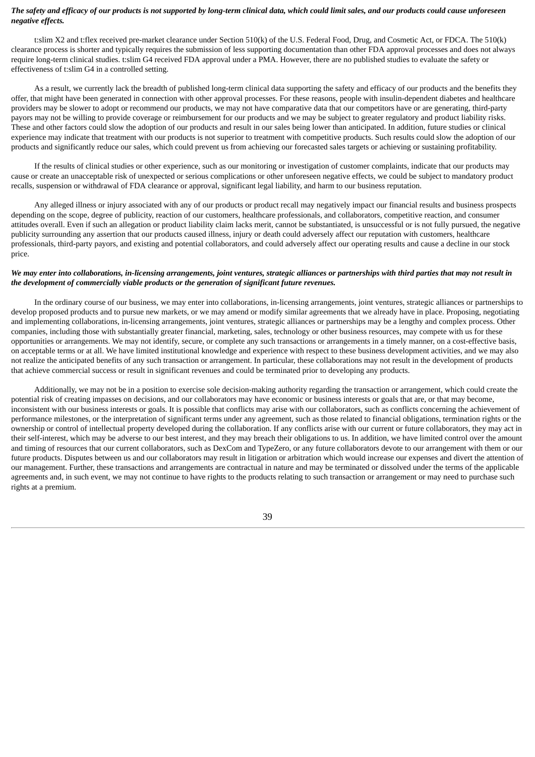***The safety and efficacy of our products is not supported by long-term clinical data, which could limit sales, and our products could cause unforeseen negative effects.***

t:slim X2 and t:flex received pre-market clearance under Section 510(k) of the U.S. Federal Food, Drug, and Cosmetic Act, or FDCA. The 510(k) clearance process is shorter and typically requires the submission of less supporting documentation than other FDA approval processes and does not always require long-term clinical studies. t:slim G4 received FDA approval under a PMA. However, there are no published studies to evaluate the safety or effectiveness of t:slim G4 in a controlled setting.

As a result, we currently lack the breadth of published long-term clinical data supporting the safety and efficacy of our products and the benefits they offer, that might have been generated in connection with other approval processes. For these reasons, people with insulin-dependent diabetes and healthcare providers may be slower to adopt or recommend our products, we may not have comparative data that our competitors have or are generating, third-party payors may not be willing to provide coverage or reimbursement for our products and we may be subject to greater regulatory and product liability risks. These and other factors could slow the adoption of our products and result in our sales being lower than anticipated. In addition, future studies or clinical experience may indicate that treatment with our products is not superior to treatment with competitive products. Such results could slow the adoption of our products and significantly reduce our sales, which could prevent us from achieving our forecasted sales targets or achieving or sustaining profitability.

If the results of clinical studies or other experience, such as our monitoring or investigation of customer complaints, indicate that our products may cause or create an unacceptable risk of unexpected or serious complications or other unforeseen negative effects, we could be subject to mandatory product recalls, suspension or withdrawal of FDA clearance or approval, significant legal liability, and harm to our business reputation.

Any alleged illness or injury associated with any of our products or product recall may negatively impact our financial results and business prospects depending on the scope, degree of publicity, reaction of our customers, healthcare professionals, and collaborators, competitive reaction, and consumer attitudes overall. Even if such an allegation or product liability claim lacks merit, cannot be substantiated, is unsuccessful or is not fully pursued, the negative publicity surrounding any assertion that our products caused illness, injury or death could adversely affect our reputation with customers, healthcare professionals, third-party payors, and existing and potential collaborators, and could adversely affect our operating results and cause a decline in our stock price.

***We may enter into collaborations, in-licensing arrangements, joint ventures, strategic alliances or partnerships with third parties that may not result in the development of commercially viable products or the generation of significant future revenues.***

In the ordinary course of our business, we may enter into collaborations, in-licensing arrangements, joint ventures, strategic alliances or partnerships to develop proposed products and to pursue new markets, or we may amend or modify similar agreements that we already have in place. Proposing, negotiating and implementing collaborations, in-licensing arrangements, joint ventures, strategic alliances or partnerships may be a lengthy and complex process. Other companies, including those with substantially greater financial, marketing, sales, technology or other business resources, may compete with us for these opportunities or arrangements. We may not identify, secure, or complete any such transactions or arrangements in a timely manner, on a cost-effective basis, on acceptable terms or at all. We have limited institutional knowledge and experience with respect to these business development activities, and we may also not realize the anticipated benefits of any such transaction or arrangement. In particular, these collaborations may not result in the development of products that achieve commercial success or result in significant revenues and could be terminated prior to developing any products.

Additionally, we may not be in a position to exercise sole decision-making authority regarding the transaction or arrangement, which could create the potential risk of creating impasses on decisions, and our collaborators may have economic or business interests or goals that are, or that may become, inconsistent with our business interests or goals. It is possible that conflicts may arise with our collaborators, such as conflicts concerning the achievement of performance milestones, or the interpretation of significant terms under any agreement, such as those related to financial obligations, termination rights or the ownership or control of intellectual property developed during the collaboration. If any conflicts arise with our current or future collaborators, they may act in their self-interest, which may be adverse to our best interest, and they may breach their obligations to us. In addition, we have limited control over the amount and timing of resources that our current collaborators, such as DexCom and TypeZero, or any future collaborators devote to our arrangement with them or our future products. Disputes between us and our collaborators may result in litigation or arbitration which would increase our expenses and divert the attention of our management. Further, these transactions and arrangements are contractual in nature and may be terminated or dissolved under the terms of the applicable agreements and, in such event, we may not continue to have rights to the products relating to such transaction or arrangement or may need to purchase such rights at a premium.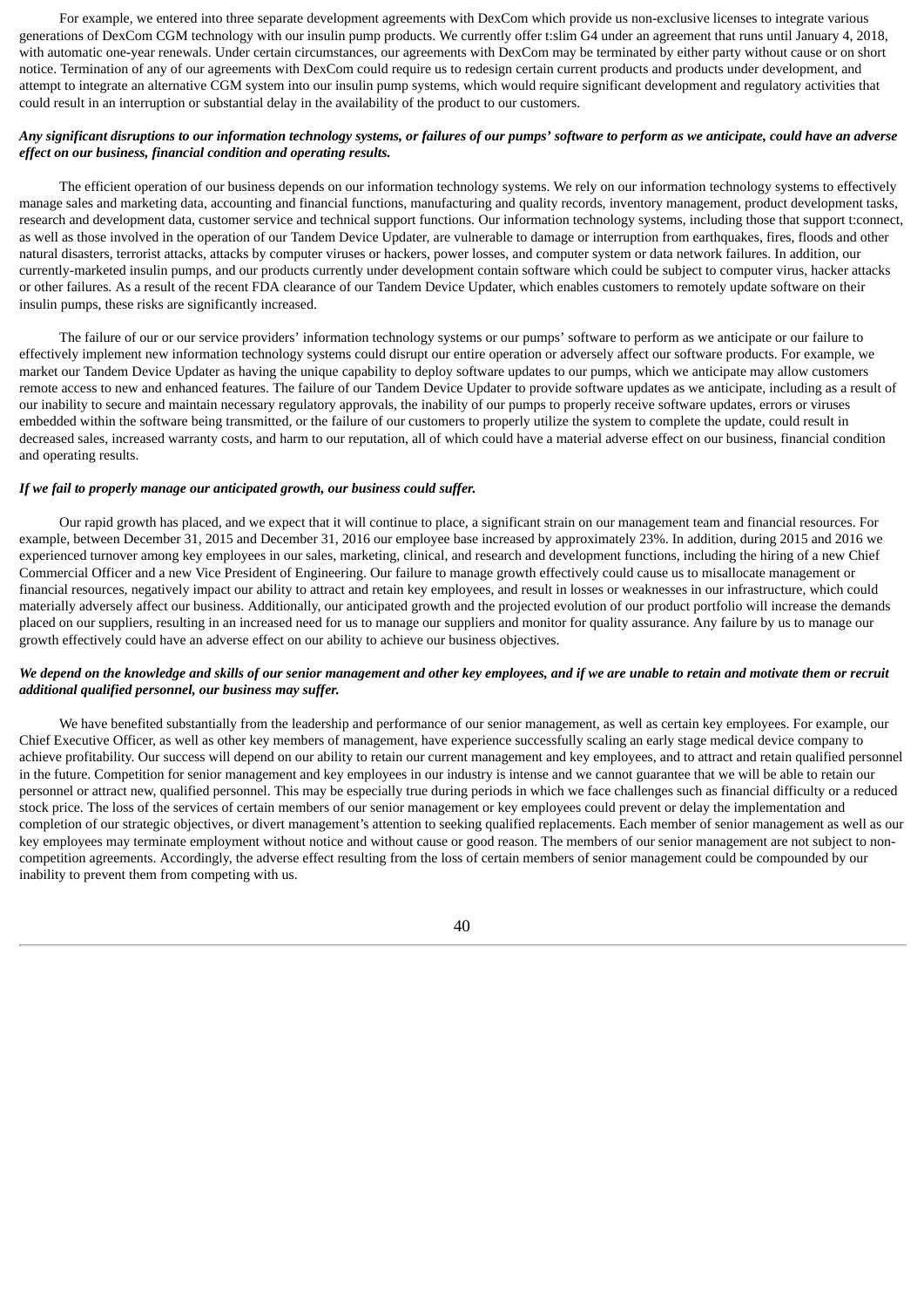For example, we entered into three separate development agreements with DexCom which provide us non-exclusive licenses to integrate various generations of DexCom CGM technology with our insulin pump products. We currently offer t:slim G4 under an agreement that runs until January 4, 2018, with automatic one-year renewals. Under certain circumstances, our agreements with DexCom may be terminated by either party without cause or on short notice. Termination of any of our agreements with DexCom could require us to redesign certain current products and products under development, and attempt to integrate an alternative CGM system into our insulin pump systems, which would require significant development and regulatory activities that could result in an interruption or substantial delay in the availability of the product to our customers.

***Any significant disruptions to our information technology systems, or failures of our pumps' software to perform as we anticipate, could have an adverse effect on our business, financial condition and operating results.***

The efficient operation of our business depends on our information technology systems. We rely on our information technology systems to effectively manage sales and marketing data, accounting and financial functions, manufacturing and quality records, inventory management, product development tasks, research and development data, customer service and technical support functions. Our information technology systems, including those that support t:connect, as well as those involved in the operation of our Tandem Device Updater, are vulnerable to damage or interruption from earthquakes, fires, floods and other natural disasters, terrorist attacks, attacks by computer viruses or hackers, power losses, and computer system or data network failures. In addition, our currently-marketed insulin pumps, and our products currently under development contain software which could be subject to computer virus, hacker attacks or other failures. As a result of the recent FDA clearance of our Tandem Device Updater, which enables customers to remotely update software on their insulin pumps, these risks are significantly increased.

The failure of our or our service providers' information technology systems or our pumps' software to perform as we anticipate or our failure to effectively implement new information technology systems could disrupt our entire operation or adversely affect our software products. For example, we market our Tandem Device Updater as having the unique capability to deploy software updates to our pumps, which we anticipate may allow customers remote access to new and enhanced features. The failure of our Tandem Device Updater to provide software updates as we anticipate, including as a result of our inability to secure and maintain necessary regulatory approvals, the inability of our pumps to properly receive software updates, errors or viruses embedded within the software being transmitted, or the failure of our customers to properly utilize the system to complete the update, could result in decreased sales, increased warranty costs, and harm to our reputation, all of which could have a material adverse effect on our business, financial condition and operating results.

***If we fail to properly manage our anticipated growth, our business could suffer.***

Our rapid growth has placed, and we expect that it will continue to place, a significant strain on our management team and financial resources. For example, between December 31, 2015 and December 31, 2016 our employee base increased by approximately 23%. In addition, during 2015 and 2016 we experienced turnover among key employees in our sales, marketing, clinical, and research and development functions, including the hiring of a new Chief Commercial Officer and a new Vice President of Engineering. Our failure to manage growth effectively could cause us to misallocate management or financial resources, negatively impact our ability to attract and retain key employees, and result in losses or weaknesses in our infrastructure, which could materially adversely affect our business. Additionally, our anticipated growth and the projected evolution of our product portfolio will increase the demands placed on our suppliers, resulting in an increased need for us to manage our suppliers and monitor for quality assurance. Any failure by us to manage our growth effectively could have an adverse effect on our ability to achieve our business objectives.

***We depend on the knowledge and skills of our senior management and other key employees, and if we are unable to retain and motivate them or recruit additional qualified personnel, our business may suffer.***

We have benefited substantially from the leadership and performance of our senior management, as well as certain key employees. For example, our Chief Executive Officer, as well as other key members of management, have experience successfully scaling an early stage medical device company to achieve profitability. Our success will depend on our ability to retain our current management and key employees, and to attract and retain qualified personnel in the future. Competition for senior management and key employees in our industry is intense and we cannot guarantee that we will be able to retain our personnel or attract new, qualified personnel. This may be especially true during periods in which we face challenges such as financial difficulty or a reduced stock price. The loss of the services of certain members of our senior management or key employees could prevent or delay the implementation and completion of our strategic objectives, or divert management's attention to seeking qualified replacements. Each member of senior management as well as our key employees may terminate employment without notice and without cause or good reason. The members of our senior management are not subject to non-competition agreements. Accordingly, the adverse effect resulting from the loss of certain members of senior management could be compounded by our inability to prevent them from competing with us.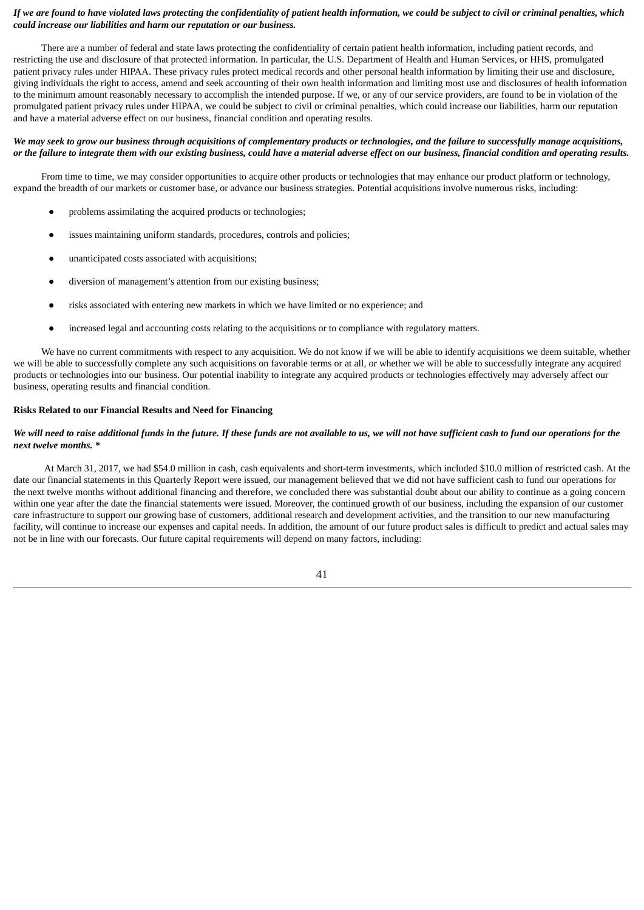***If we are found to have violated laws protecting the confidentiality of patient health information, we could be subject to civil or criminal penalties, which could increase our liabilities and harm our reputation or our business.***

There are a number of federal and state laws protecting the confidentiality of certain patient health information, including patient records, and restricting the use and disclosure of that protected information. In particular, the U.S. Department of Health and Human Services, or HHS, promulgated patient privacy rules under HIPAA. These privacy rules protect medical records and other personal health information by limiting their use and disclosure, giving individuals the right to access, amend and seek accounting of their own health information and limiting most use and disclosures of health information to the minimum amount reasonably necessary to accomplish the intended purpose. If we, or any of our service providers, are found to be in violation of the promulgated patient privacy rules under HIPAA, we could be subject to civil or criminal penalties, which could increase our liabilities, harm our reputation and have a material adverse effect on our business, financial condition and operating results.

***We may seek to grow our business through acquisitions of complementary products or technologies, and the failure to successfully manage acquisitions, or the failure to integrate them with our existing business, could have a material adverse effect on our business, financial condition and operating results.***

From time to time, we may consider opportunities to acquire other products or technologies that may enhance our product platform or technology, expand the breadth of our markets or customer base, or advance our business strategies. Potential acquisitions involve numerous risks, including:

- problems assimilating the acquired products or technologies;
- issues maintaining uniform standards, procedures, controls and policies;
- unanticipated costs associated with acquisitions;
- diversion of management's attention from our existing business;
- risks associated with entering new markets in which we have limited or no experience; and
- increased legal and accounting costs relating to the acquisitions or to compliance with regulatory matters.

We have no current commitments with respect to any acquisition. We do not know if we will be able to identify acquisitions we deem suitable, whether we will be able to successfully complete any such acquisitions on favorable terms or at all, or whether we will be able to successfully integrate any acquired products or technologies into our business. Our potential inability to integrate any acquired products or technologies effectively may adversely affect our business, operating results and financial condition.

**Risks Related to our Financial Results and Need for Financing**

***We will need to raise additional funds in the future. If these funds are not available to us, we will not have sufficient cash to fund our operations for the next twelve months. \****

At March 31, 2017, we had $54.0 million in cash, cash equivalents and short-term investments, which included $10.0 million of restricted cash. At the date our financial statements in this Quarterly Report were issued, our management believed that we did not have sufficient cash to fund our operations for the next twelve months without additional financing and therefore, we concluded there was substantial doubt about our ability to continue as a going concern within one year after the date the financial statements were issued. Moreover, the continued growth of our business, including the expansion of our customer care infrastructure to support our growing base of customers, additional research and development activities, and the transition to our new manufacturing facility, will continue to increase our expenses and capital needs. In addition, the amount of our future product sales is difficult to predict and actual sales may not be in line with our forecasts. Our future capital requirements will depend on many factors, including: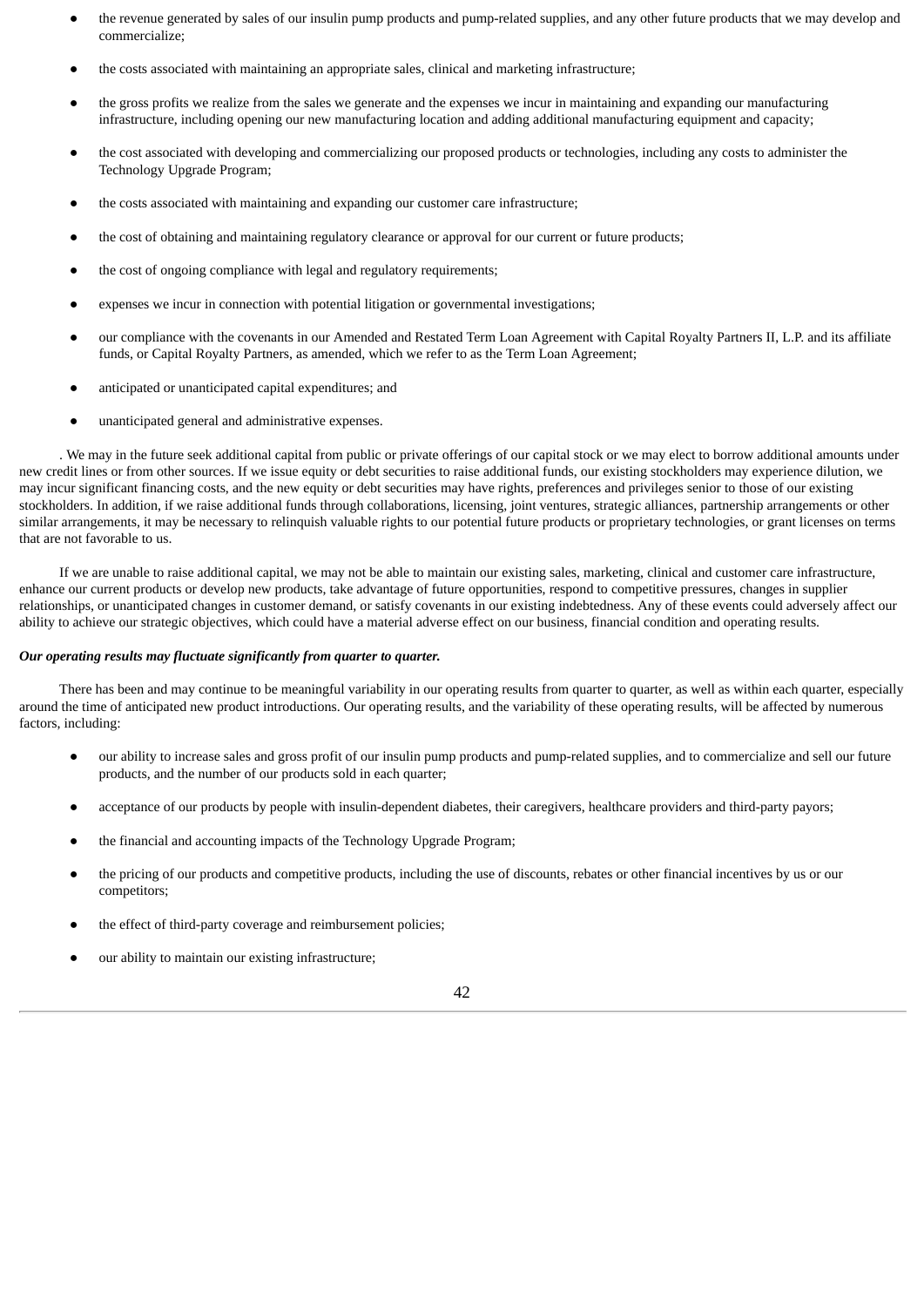- the revenue generated by sales of our insulin pump products and pump-related supplies, and any other future products that we may develop and commercialize;
- the costs associated with maintaining an appropriate sales, clinical and marketing infrastructure;
- the gross profits we realize from the sales we generate and the expenses we incur in maintaining and expanding our manufacturing infrastructure, including opening our new manufacturing location and adding additional manufacturing equipment and capacity;
- the cost associated with developing and commercializing our proposed products or technologies, including any costs to administer the Technology Upgrade Program;
- the costs associated with maintaining and expanding our customer care infrastructure;
- the cost of obtaining and maintaining regulatory clearance or approval for our current or future products;
- the cost of ongoing compliance with legal and regulatory requirements;
- expenses we incur in connection with potential litigation or governmental investigations;
- our compliance with the covenants in our Amended and Restated Term Loan Agreement with Capital Royalty Partners II, L.P. and its affiliate funds, or Capital Royalty Partners, as amended, which we refer to as the Term Loan Agreement;
- anticipated or unanticipated capital expenditures; and
- unanticipated general and administrative expenses.

. We may in the future seek additional capital from public or private offerings of our capital stock or we may elect to borrow additional amounts under new credit lines or from other sources. If we issue equity or debt securities to raise additional funds, our existing stockholders may experience dilution, we may incur significant financing costs, and the new equity or debt securities may have rights, preferences and privileges senior to those of our existing stockholders. In addition, if we raise additional funds through collaborations, licensing, joint ventures, strategic alliances, partnership arrangements or other similar arrangements, it may be necessary to relinquish valuable rights to our potential future products or proprietary technologies, or grant licenses on terms that are not favorable to us.

If we are unable to raise additional capital, we may not be able to maintain our existing sales, marketing, clinical and customer care infrastructure, enhance our current products or develop new products, take advantage of future opportunities, respond to competitive pressures, changes in supplier relationships, or unanticipated changes in customer demand, or satisfy covenants in our existing indebtedness. Any of these events could adversely affect our ability to achieve our strategic objectives, which could have a material adverse effect on our business, financial condition and operating results.

***Our operating results may fluctuate significantly from quarter to quarter.***

There has been and may continue to be meaningful variability in our operating results from quarter to quarter, as well as within each quarter, especially around the time of anticipated new product introductions. Our operating results, and the variability of these operating results, will be affected by numerous factors, including:

- our ability to increase sales and gross profit of our insulin pump products and pump-related supplies, and to commercialize and sell our future products, and the number of our products sold in each quarter;
- acceptance of our products by people with insulin-dependent diabetes, their caregivers, healthcare providers and third-party payors;
- the financial and accounting impacts of the Technology Upgrade Program;
- the pricing of our products and competitive products, including the use of discounts, rebates or other financial incentives by us or our competitors;
- the effect of third-party coverage and reimbursement policies;
- our ability to maintain our existing infrastructure;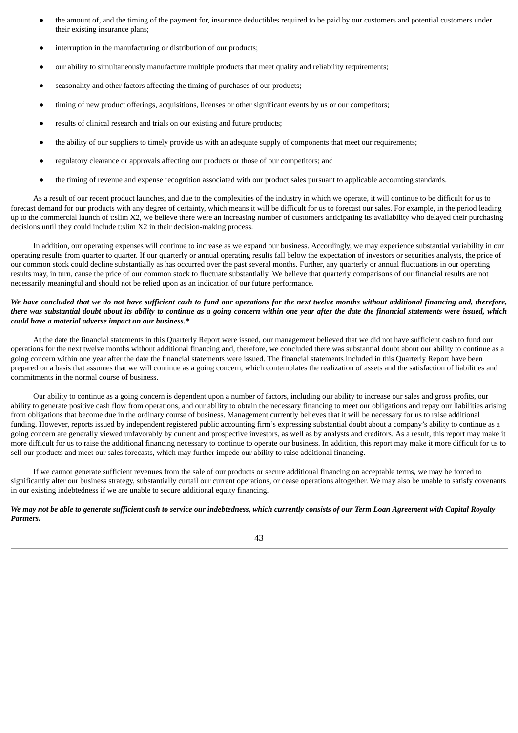- the amount of, and the timing of the payment for, insurance deductibles required to be paid by our customers and potential customers under their existing insurance plans;
- interruption in the manufacturing or distribution of our products;
- our ability to simultaneously manufacture multiple products that meet quality and reliability requirements;
- seasonality and other factors affecting the timing of purchases of our products;
- timing of new product offerings, acquisitions, licenses or other significant events by us or our competitors;
- results of clinical research and trials on our existing and future products;
- the ability of our suppliers to timely provide us with an adequate supply of components that meet our requirements;
- regulatory clearance or approvals affecting our products or those of our competitors; and
- the timing of revenue and expense recognition associated with our product sales pursuant to applicable accounting standards.

As a result of our recent product launches, and due to the complexities of the industry in which we operate, it will continue to be difficult for us to forecast demand for our products with any degree of certainty, which means it will be difficult for us to forecast our sales. For example, in the period leading up to the commercial launch of t:slim X2, we believe there were an increasing number of customers anticipating its availability who delayed their purchasing decisions until they could include t:slim X2 in their decision-making process.

In addition, our operating expenses will continue to increase as we expand our business. Accordingly, we may experience substantial variability in our operating results from quarter to quarter. If our quarterly or annual operating results fall below the expectation of investors or securities analysts, the price of our common stock could decline substantially as has occurred over the past several months. Further, any quarterly or annual fluctuations in our operating results may, in turn, cause the price of our common stock to fluctuate substantially. We believe that quarterly comparisons of our financial results are not necessarily meaningful and should not be relied upon as an indication of our future performance.

***We have concluded that we do not have sufficient cash to fund our operations for the next twelve months without additional financing and, therefore, there was substantial doubt about its ability to continue as a going concern within one year after the date the financial statements were issued, which could have a material adverse impact on our business.****

At the date the financial statements in this Quarterly Report were issued, our management believed that we did not have sufficient cash to fund our operations for the next twelve months without additional financing and, therefore, we concluded there was substantial doubt about our ability to continue as a going concern within one year after the date the financial statements were issued. The financial statements included in this Quarterly Report have been prepared on a basis that assumes that we will continue as a going concern, which contemplates the realization of assets and the satisfaction of liabilities and commitments in the normal course of business.

Our ability to continue as a going concern is dependent upon a number of factors, including our ability to increase our sales and gross profits, our ability to generate positive cash flow from operations, and our ability to obtain the necessary financing to meet our obligations and repay our liabilities arising from obligations that become due in the ordinary course of business. Management currently believes that it will be necessary for us to raise additional funding. However, reports issued by independent registered public accounting firm's expressing substantial doubt about a company's ability to continue as a going concern are generally viewed unfavorably by current and prospective investors, as well as by analysts and creditors. As a result, this report may make it more difficult for us to raise the additional financing necessary to continue to operate our business. In addition, this report may make it more difficult for us to sell our products and meet our sales forecasts, which may further impede our ability to raise additional financing.

If we cannot generate sufficient revenues from the sale of our products or secure additional financing on acceptable terms, we may be forced to significantly alter our business strategy, substantially curtail our current operations, or cease operations altogether. We may also be unable to satisfy covenants in our existing indebtedness if we are unable to secure additional equity financing.

***We may not be able to generate sufficient cash to service our indebtedness, which currently consists of our Term Loan Agreement with Capital Royalty Partners.***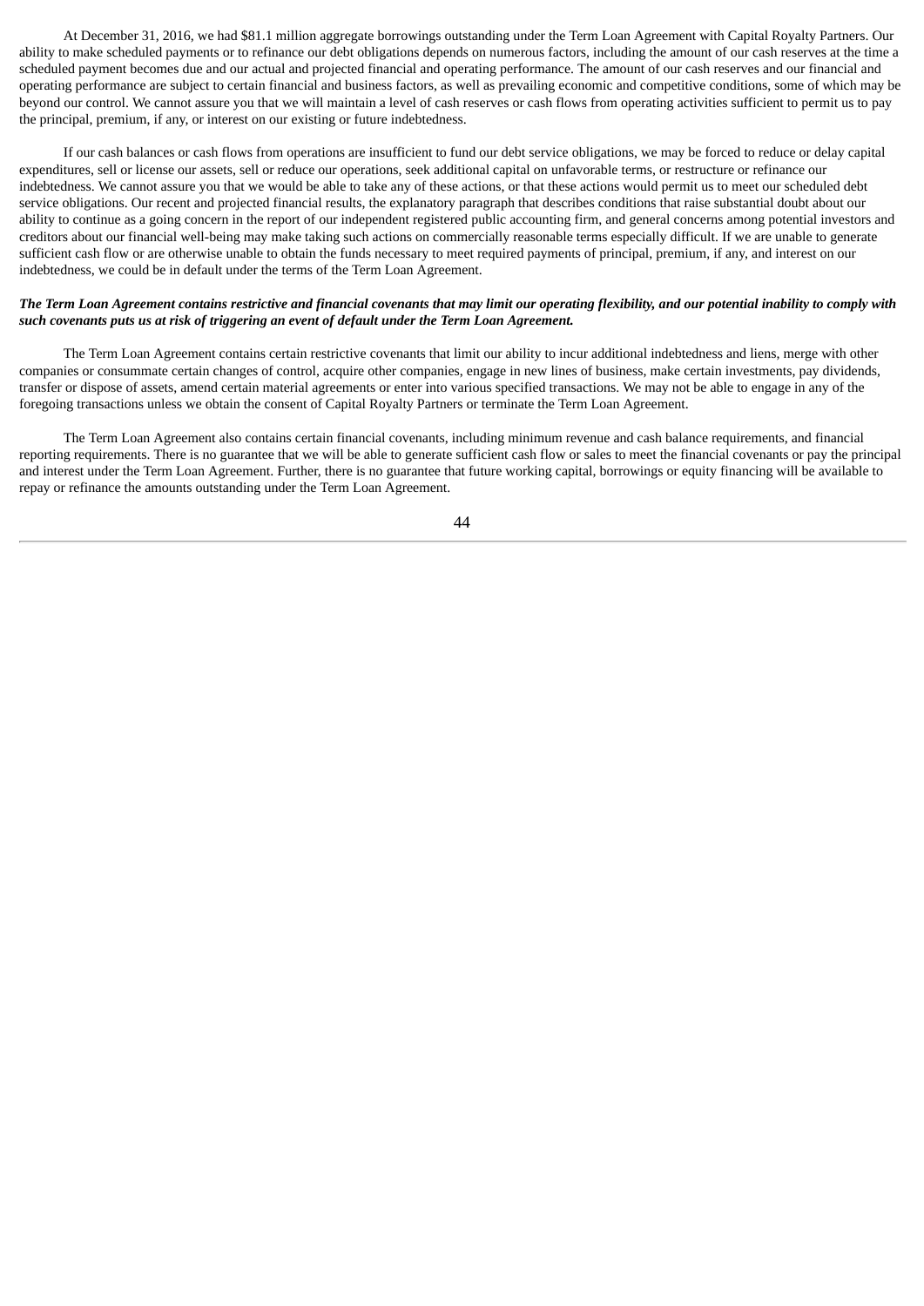At December 31, 2016, we had $81.1 million aggregate borrowings outstanding under the Term Loan Agreement with Capital Royalty Partners. Our ability to make scheduled payments or to refinance our debt obligations depends on numerous factors, including the amount of our cash reserves at the time a scheduled payment becomes due and our actual and projected financial and operating performance. The amount of our cash reserves and our financial and operating performance are subject to certain financial and business factors, as well as prevailing economic and competitive conditions, some of which may be beyond our control. We cannot assure you that we will maintain a level of cash reserves or cash flows from operating activities sufficient to permit us to pay the principal, premium, if any, or interest on our existing or future indebtedness.

If our cash balances or cash flows from operations are insufficient to fund our debt service obligations, we may be forced to reduce or delay capital expenditures, sell or license our assets, sell or reduce our operations, seek additional capital on unfavorable terms, or restructure or refinance our indebtedness. We cannot assure you that we would be able to take any of these actions, or that these actions would permit us to meet our scheduled debt service obligations. Our recent and projected financial results, the explanatory paragraph that describes conditions that raise substantial doubt about our ability to continue as a going concern in the report of our independent registered public accounting firm, and general concerns among potential investors and creditors about our financial well-being may make taking such actions on commercially reasonable terms especially difficult. If we are unable to generate sufficient cash flow or are otherwise unable to obtain the funds necessary to meet required payments of principal, premium, if any, and interest on our indebtedness, we could be in default under the terms of the Term Loan Agreement.

***The Term Loan Agreement contains restrictive and financial covenants that may limit our operating flexibility, and our potential inability to comply with such covenants puts us at risk of triggering an event of default under the Term Loan Agreement.***

The Term Loan Agreement contains certain restrictive covenants that limit our ability to incur additional indebtedness and liens, merge with other companies or consummate certain changes of control, acquire other companies, engage in new lines of business, make certain investments, pay dividends, transfer or dispose of assets, amend certain material agreements or enter into various specified transactions. We may not be able to engage in any of the foregoing transactions unless we obtain the consent of Capital Royalty Partners or terminate the Term Loan Agreement.

The Term Loan Agreement also contains certain financial covenants, including minimum revenue and cash balance requirements, and financial reporting requirements. There is no guarantee that we will be able to generate sufficient cash flow or sales to meet the financial covenants or pay the principal and interest under the Term Loan Agreement. Further, there is no guarantee that future working capital, borrowings or equity financing will be available to repay or refinance the amounts outstanding under the Term Loan Agreement.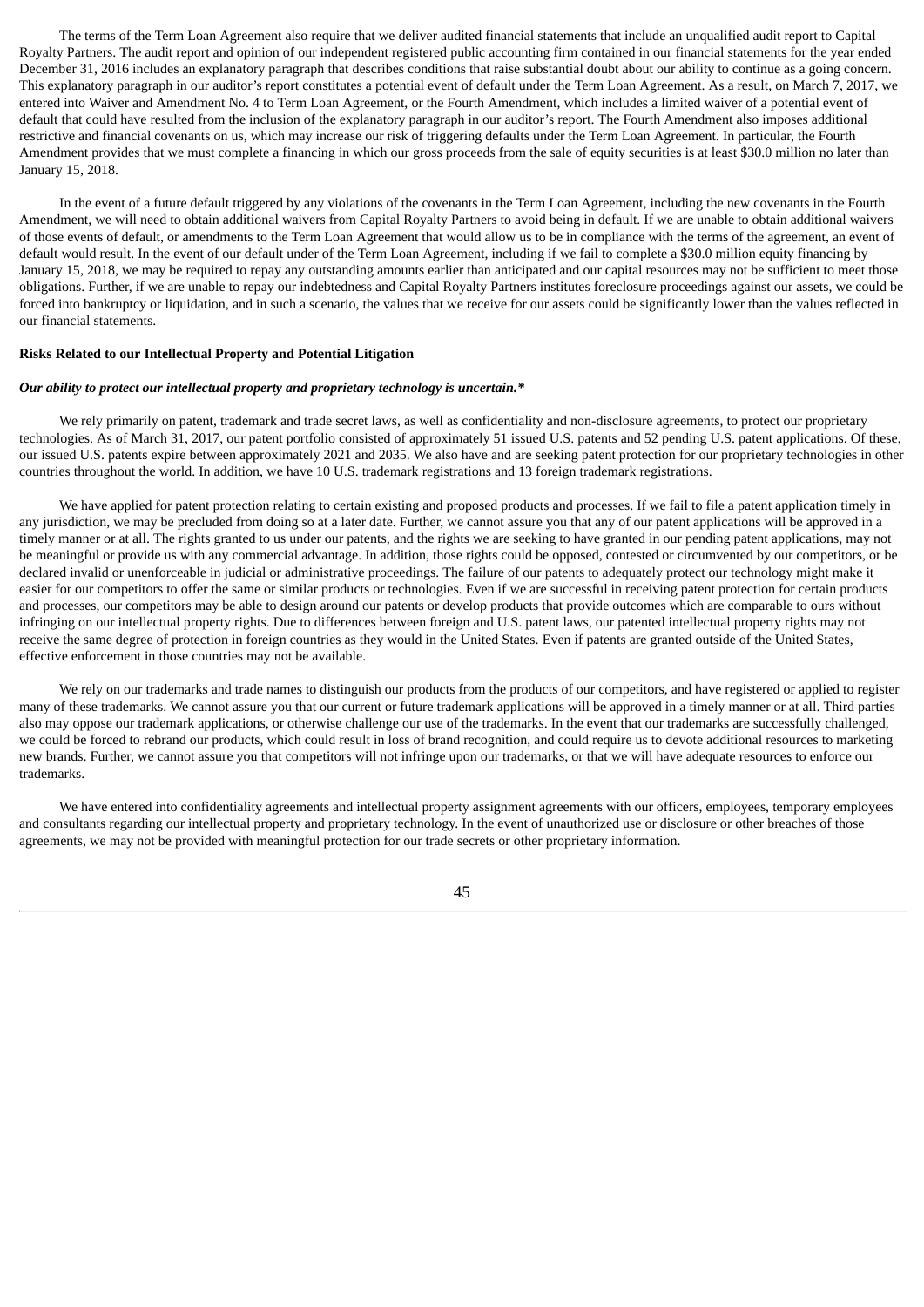The terms of the Term Loan Agreement also require that we deliver audited financial statements that include an unqualified audit report to Capital Royalty Partners. The audit report and opinion of our independent registered public accounting firm contained in our financial statements for the year ended December 31, 2016 includes an explanatory paragraph that describes conditions that raise substantial doubt about our ability to continue as a going concern. This explanatory paragraph in our auditor's report constitutes a potential event of default under the Term Loan Agreement. As a result, on March 7, 2017, we entered into Waiver and Amendment No. 4 to Term Loan Agreement, or the Fourth Amendment, which includes a limited waiver of a potential event of default that could have resulted from the inclusion of the explanatory paragraph in our auditor's report. The Fourth Amendment also imposes additional restrictive and financial covenants on us, which may increase our risk of triggering defaults under the Term Loan Agreement. In particular, the Fourth Amendment provides that we must complete a financing in which our gross proceeds from the sale of equity securities is at least $30.0 million no later than January 15, 2018.

In the event of a future default triggered by any violations of the covenants in the Term Loan Agreement, including the new covenants in the Fourth Amendment, we will need to obtain additional waivers from Capital Royalty Partners to avoid being in default. If we are unable to obtain additional waivers of those events of default, or amendments to the Term Loan Agreement that would allow us to be in compliance with the terms of the agreement, an event of default would result. In the event of our default under of the Term Loan Agreement, including if we fail to complete a $30.0 million equity financing by January 15, 2018, we may be required to repay any outstanding amounts earlier than anticipated and our capital resources may not be sufficient to meet those obligations. Further, if we are unable to repay our indebtedness and Capital Royalty Partners institutes foreclosure proceedings against our assets, we could be forced into bankruptcy or liquidation, and in such a scenario, the values that we receive for our assets could be significantly lower than the values reflected in our financial statements.

**Risks Related to our Intellectual Property and Potential Litigation**

***Our ability to protect our intellectual property and proprietary technology is uncertain.****

We rely primarily on patent, trademark and trade secret laws, as well as confidentiality and non-disclosure agreements, to protect our proprietary technologies. As of March 31, 2017, our patent portfolio consisted of approximately 51 issued U.S. patents and 52 pending U.S. patent applications. Of these, our issued U.S. patents expire between approximately 2021 and 2035. We also have and are seeking patent protection for our proprietary technologies in other countries throughout the world. In addition, we have 10 U.S. trademark registrations and 13 foreign trademark registrations.

We have applied for patent protection relating to certain existing and proposed products and processes. If we fail to file a patent application timely in any jurisdiction, we may be precluded from doing so at a later date. Further, we cannot assure you that any of our patent applications will be approved in a timely manner or at all. The rights granted to us under our patents, and the rights we are seeking to have granted in our pending patent applications, may not be meaningful or provide us with any commercial advantage. In addition, those rights could be opposed, contested or circumvented by our competitors, or be declared invalid or unenforceable in judicial or administrative proceedings. The failure of our patents to adequately protect our technology might make it easier for our competitors to offer the same or similar products or technologies. Even if we are successful in receiving patent protection for certain products and processes, our competitors may be able to design around our patents or develop products that provide outcomes which are comparable to ours without infringing on our intellectual property rights. Due to differences between foreign and U.S. patent laws, our patented intellectual property rights may not receive the same degree of protection in foreign countries as they would in the United States. Even if patents are granted outside of the United States, effective enforcement in those countries may not be available.

We rely on our trademarks and trade names to distinguish our products from the products of our competitors, and have registered or applied to register many of these trademarks. We cannot assure you that our current or future trademark applications will be approved in a timely manner or at all. Third parties also may oppose our trademark applications, or otherwise challenge our use of the trademarks. In the event that our trademarks are successfully challenged, we could be forced to rebrand our products, which could result in loss of brand recognition, and could require us to devote additional resources to marketing new brands. Further, we cannot assure you that competitors will not infringe upon our trademarks, or that we will have adequate resources to enforce our trademarks.

We have entered into confidentiality agreements and intellectual property assignment agreements with our officers, employees, temporary employees and consultants regarding our intellectual property and proprietary technology. In the event of unauthorized use or disclosure or other breaches of those agreements, we may not be provided with meaningful protection for our trade secrets or other proprietary information.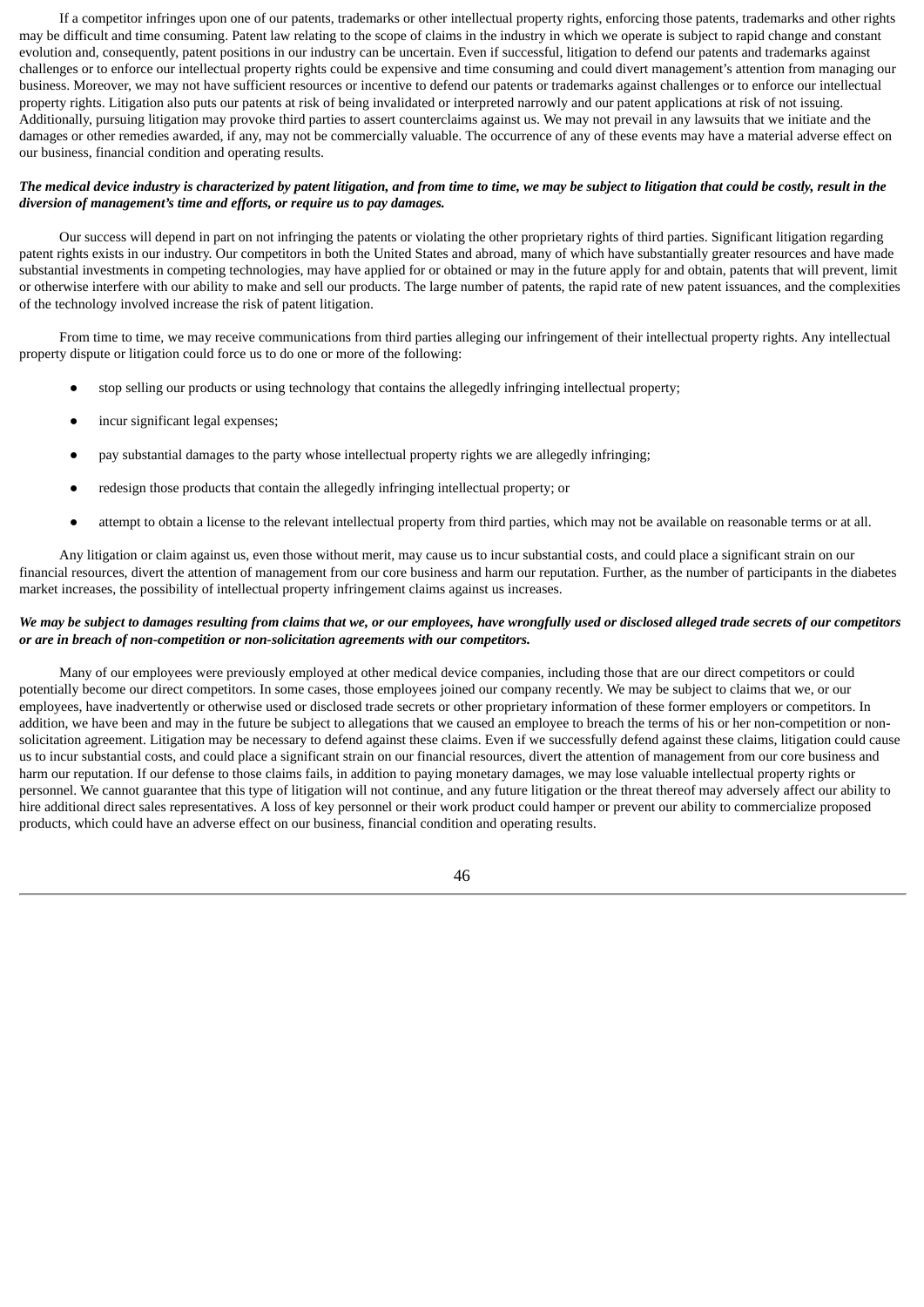If a competitor infringes upon one of our patents, trademarks or other intellectual property rights, enforcing those patents, trademarks and other rights may be difficult and time consuming. Patent law relating to the scope of claims in the industry in which we operate is subject to rapid change and constant evolution and, consequently, patent positions in our industry can be uncertain. Even if successful, litigation to defend our patents and trademarks against challenges or to enforce our intellectual property rights could be expensive and time consuming and could divert management's attention from managing our business. Moreover, we may not have sufficient resources or incentive to defend our patents or trademarks against challenges or to enforce our intellectual property rights. Litigation also puts our patents at risk of being invalidated or interpreted narrowly and our patent applications at risk of not issuing. Additionally, pursuing litigation may provoke third parties to assert counterclaims against us. We may not prevail in any lawsuits that we initiate and the damages or other remedies awarded, if any, may not be commercially valuable. The occurrence of any of these events may have a material adverse effect on our business, financial condition and operating results.

***The medical device industry is characterized by patent litigation, and from time to time, we may be subject to litigation that could be costly, result in the diversion of management's time and efforts, or require us to pay damages.***

Our success will depend in part on not infringing the patents or violating the other proprietary rights of third parties. Significant litigation regarding patent rights exists in our industry. Our competitors in both the United States and abroad, many of which have substantially greater resources and have made substantial investments in competing technologies, may have applied for or obtained or may in the future apply for and obtain, patents that will prevent, limit or otherwise interfere with our ability to make and sell our products. The large number of patents, the rapid rate of new patent issuances, and the complexities of the technology involved increase the risk of patent litigation.

From time to time, we may receive communications from third parties alleging our infringement of their intellectual property rights. Any intellectual property dispute or litigation could force us to do one or more of the following:

- stop selling our products or using technology that contains the allegedly infringing intellectual property;
- incur significant legal expenses;
- pay substantial damages to the party whose intellectual property rights we are allegedly infringing;
- redesign those products that contain the allegedly infringing intellectual property; or
- attempt to obtain a license to the relevant intellectual property from third parties, which may not be available on reasonable terms or at all.

Any litigation or claim against us, even those without merit, may cause us to incur substantial costs, and could place a significant strain on our financial resources, divert the attention of management from our core business and harm our reputation. Further, as the number of participants in the diabetes market increases, the possibility of intellectual property infringement claims against us increases.

***We may be subject to damages resulting from claims that we, or our employees, have wrongfully used or disclosed alleged trade secrets of our competitors or are in breach of non-competition or non-solicitation agreements with our competitors.***

Many of our employees were previously employed at other medical device companies, including those that are our direct competitors or could potentially become our direct competitors. In some cases, those employees joined our company recently. We may be subject to claims that we, or our employees, have inadvertently or otherwise used or disclosed trade secrets or other proprietary information of these former employers or competitors. In addition, we have been and may in the future be subject to allegations that we caused an employee to breach the terms of his or her non-competition or non-solicitation agreement. Litigation may be necessary to defend against these claims. Even if we successfully defend against these claims, litigation could cause us to incur substantial costs, and could place a significant strain on our financial resources, divert the attention of management from our core business and harm our reputation. If our defense to those claims fails, in addition to paying monetary damages, we may lose valuable intellectual property rights or personnel. We cannot guarantee that this type of litigation will not continue, and any future litigation or the threat thereof may adversely affect our ability to hire additional direct sales representatives. A loss of key personnel or their work product could hamper or prevent our ability to commercialize proposed products, which could have an adverse effect on our business, financial condition and operating results.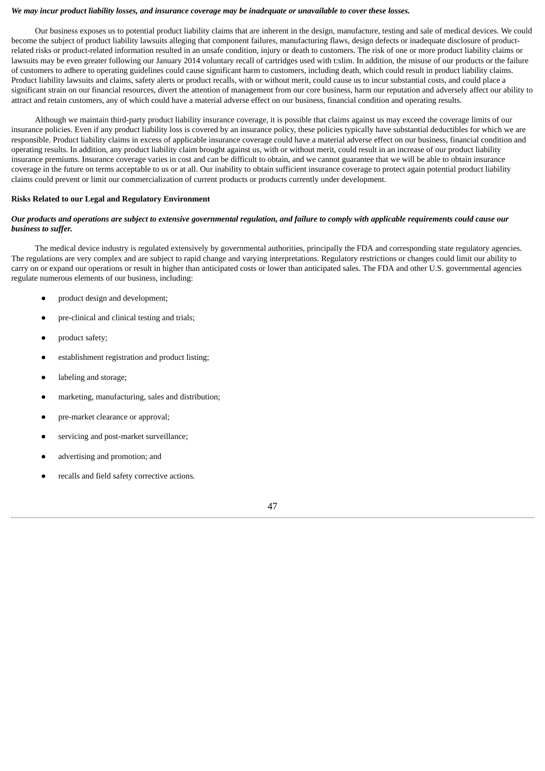***We may incur product liability losses, and insurance coverage may be inadequate or unavailable to cover these losses.***

Our business exposes us to potential product liability claims that are inherent in the design, manufacture, testing and sale of medical devices. We could become the subject of product liability lawsuits alleging that component failures, manufacturing flaws, design defects or inadequate disclosure of product-related risks or product-related information resulted in an unsafe condition, injury or death to customers. The risk of one or more product liability claims or lawsuits may be even greater following our January 2014 voluntary recall of cartridges used with t:slim. In addition, the misuse of our products or the failure of customers to adhere to operating guidelines could cause significant harm to customers, including death, which could result in product liability claims. Product liability lawsuits and claims, safety alerts or product recalls, with or without merit, could cause us to incur substantial costs, and could place a significant strain on our financial resources, divert the attention of management from our core business, harm our reputation and adversely affect our ability to attract and retain customers, any of which could have a material adverse effect on our business, financial condition and operating results.

Although we maintain third-party product liability insurance coverage, it is possible that claims against us may exceed the coverage limits of our insurance policies. Even if any product liability loss is covered by an insurance policy, these policies typically have substantial deductibles for which we are responsible. Product liability claims in excess of applicable insurance coverage could have a material adverse effect on our business, financial condition and operating results. In addition, any product liability claim brought against us, with or without merit, could result in an increase of our product liability insurance premiums. Insurance coverage varies in cost and can be difficult to obtain, and we cannot guarantee that we will be able to obtain insurance coverage in the future on terms acceptable to us or at all. Our inability to obtain sufficient insurance coverage to protect again potential product liability claims could prevent or limit our commercialization of current products or products currently under development.

**Risks Related to our Legal and Regulatory Environment**

***Our products and operations are subject to extensive governmental regulation, and failure to comply with applicable requirements could cause our business to suffer.***

The medical device industry is regulated extensively by governmental authorities, principally the FDA and corresponding state regulatory agencies. The regulations are very complex and are subject to rapid change and varying interpretations. Regulatory restrictions or changes could limit our ability to carry on or expand our operations or result in higher than anticipated costs or lower than anticipated sales. The FDA and other U.S. governmental agencies regulate numerous elements of our business, including:

- product design and development;
- pre-clinical and clinical testing and trials;
- product safety;
- establishment registration and product listing;
- labeling and storage;
- marketing, manufacturing, sales and distribution;
- pre-market clearance or approval;
- servicing and post-market surveillance;
- advertising and promotion; and
- recalls and field safety corrective actions.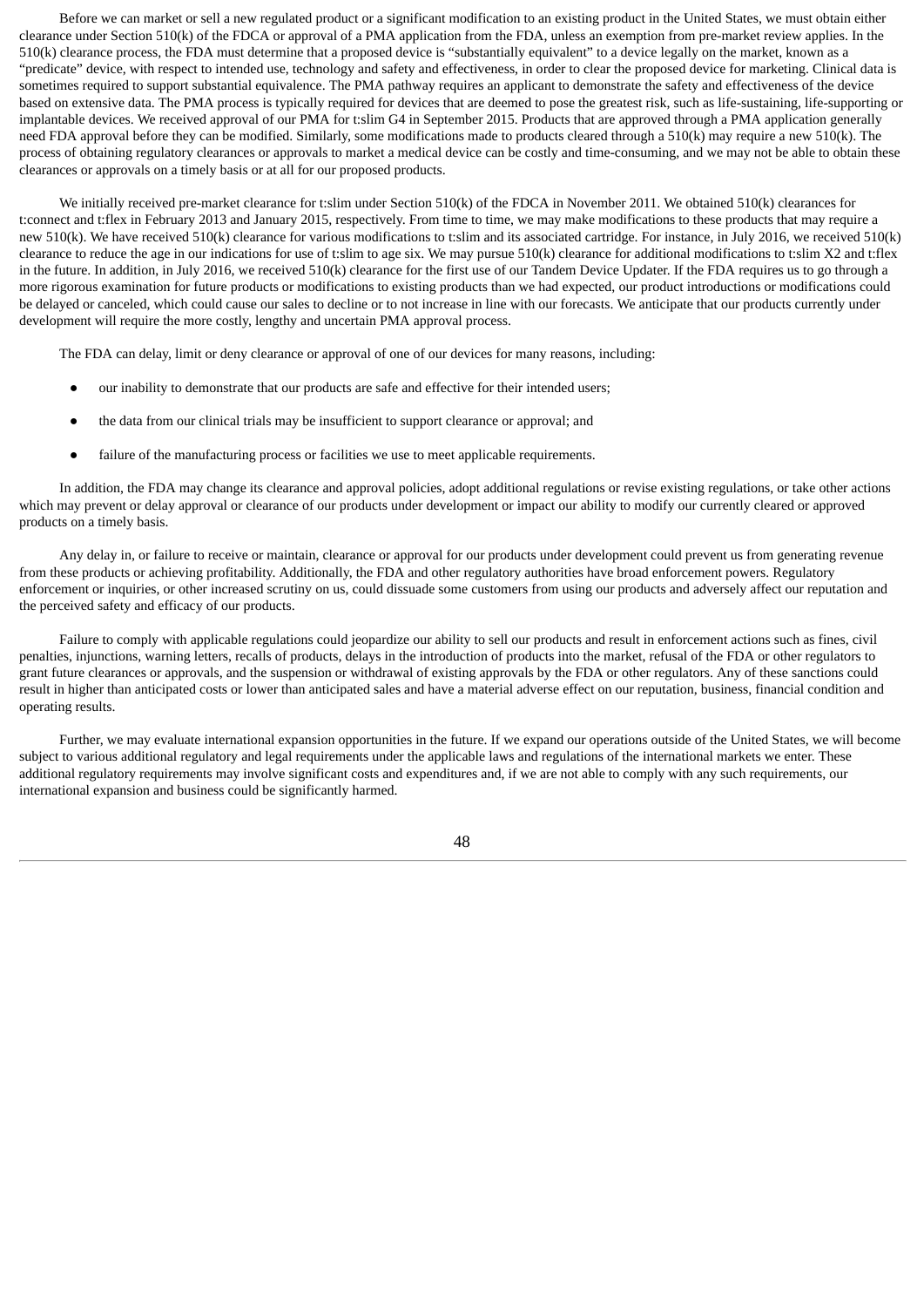Before we can market or sell a new regulated product or a significant modification to an existing product in the United States, we must obtain either clearance under Section 510(k) of the FDCA or approval of a PMA application from the FDA, unless an exemption from pre-market review applies. In the 510(k) clearance process, the FDA must determine that a proposed device is "substantially equivalent" to a device legally on the market, known as a "predicate" device, with respect to intended use, technology and safety and effectiveness, in order to clear the proposed device for marketing. Clinical data is sometimes required to support substantial equivalence. The PMA pathway requires an applicant to demonstrate the safety and effectiveness of the device based on extensive data. The PMA process is typically required for devices that are deemed to pose the greatest risk, such as life-sustaining, life-supporting or implantable devices. We received approval of our PMA for t:slim G4 in September 2015. Products that are approved through a PMA application generally need FDA approval before they can be modified. Similarly, some modifications made to products cleared through a 510(k) may require a new 510(k). The process of obtaining regulatory clearances or approvals to market a medical device can be costly and time-consuming, and we may not be able to obtain these clearances or approvals on a timely basis or at all for our proposed products.

We initially received pre-market clearance for t:slim under Section 510(k) of the FDCA in November 2011. We obtained 510(k) clearances for t:connect and t:flex in February 2013 and January 2015, respectively. From time to time, we may make modifications to these products that may require a new 510(k). We have received 510(k) clearance for various modifications to t:slim and its associated cartridge. For instance, in July 2016, we received 510(k) clearance to reduce the age in our indications for use of t:slim to age six. We may pursue 510(k) clearance for additional modifications to t:slim X2 and t:flex in the future. In addition, in July 2016, we received 510(k) clearance for the first use of our Tandem Device Updater. If the FDA requires us to go through a more rigorous examination for future products or modifications to existing products than we had expected, our product introductions or modifications could be delayed or canceled, which could cause our sales to decline or to not increase in line with our forecasts. We anticipate that our products currently under development will require the more costly, lengthy and uncertain PMA approval process.

The FDA can delay, limit or deny clearance or approval of one of our devices for many reasons, including:

- our inability to demonstrate that our products are safe and effective for their intended users;
- the data from our clinical trials may be insufficient to support clearance or approval; and
- failure of the manufacturing process or facilities we use to meet applicable requirements.

In addition, the FDA may change its clearance and approval policies, adopt additional regulations or revise existing regulations, or take other actions which may prevent or delay approval or clearance of our products under development or impact our ability to modify our currently cleared or approved products on a timely basis.

Any delay in, or failure to receive or maintain, clearance or approval for our products under development could prevent us from generating revenue from these products or achieving profitability. Additionally, the FDA and other regulatory authorities have broad enforcement powers. Regulatory enforcement or inquiries, or other increased scrutiny on us, could dissuade some customers from using our products and adversely affect our reputation and the perceived safety and efficacy of our products.

Failure to comply with applicable regulations could jeopardize our ability to sell our products and result in enforcement actions such as fines, civil penalties, injunctions, warning letters, recalls of products, delays in the introduction of products into the market, refusal of the FDA or other regulators to grant future clearances or approvals, and the suspension or withdrawal of existing approvals by the FDA or other regulators. Any of these sanctions could result in higher than anticipated costs or lower than anticipated sales and have a material adverse effect on our reputation, business, financial condition and operating results.

Further, we may evaluate international expansion opportunities in the future. If we expand our operations outside of the United States, we will become subject to various additional regulatory and legal requirements under the applicable laws and regulations of the international markets we enter. These additional regulatory requirements may involve significant costs and expenditures and, if we are not able to comply with any such requirements, our international expansion and business could be significantly harmed.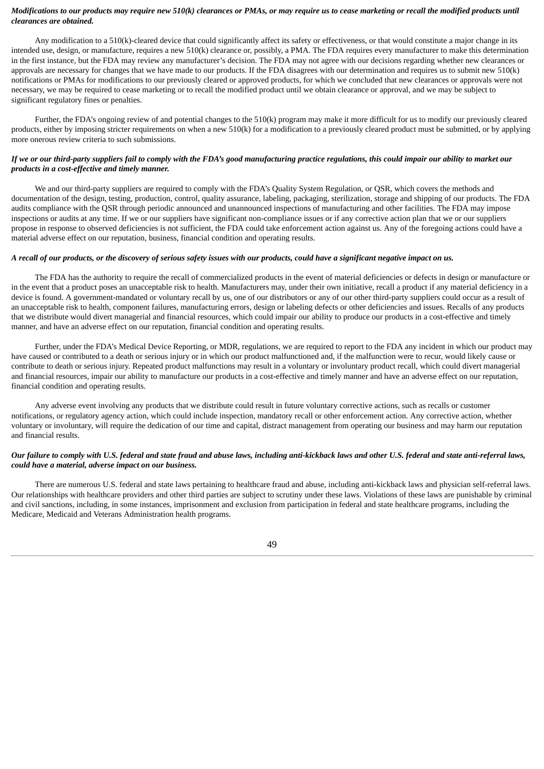***Modifications to our products may require new 510(k) clearances or PMAs, or may require us to cease marketing or recall the modified products until clearances are obtained.***

Any modification to a 510(k)-cleared device that could significantly affect its safety or effectiveness, or that would constitute a major change in its intended use, design, or manufacture, requires a new 510(k) clearance or, possibly, a PMA. The FDA requires every manufacturer to make this determination in the first instance, but the FDA may review any manufacturer's decision. The FDA may not agree with our decisions regarding whether new clearances or approvals are necessary for changes that we have made to our products. If the FDA disagrees with our determination and requires us to submit new 510(k) notifications or PMAs for modifications to our previously cleared or approved products, for which we concluded that new clearances or approvals were not necessary, we may be required to cease marketing or to recall the modified product until we obtain clearance or approval, and we may be subject to significant regulatory fines or penalties.

Further, the FDA's ongoing review of and potential changes to the 510(k) program may make it more difficult for us to modify our previously cleared products, either by imposing stricter requirements on when a new 510(k) for a modification to a previously cleared product must be submitted, or by applying more onerous review criteria to such submissions.

***If we or our third-party suppliers fail to comply with the FDA's good manufacturing practice regulations, this could impair our ability to market our products in a cost-effective and timely manner.***

We and our third-party suppliers are required to comply with the FDA's Quality System Regulation, or QSR, which covers the methods and documentation of the design, testing, production, control, quality assurance, labeling, packaging, sterilization, storage and shipping of our products. The FDA audits compliance with the QSR through periodic announced and unannounced inspections of manufacturing and other facilities. The FDA may impose inspections or audits at any time. If we or our suppliers have significant non-compliance issues or if any corrective action plan that we or our suppliers propose in response to observed deficiencies is not sufficient, the FDA could take enforcement action against us. Any of the foregoing actions could have a material adverse effect on our reputation, business, financial condition and operating results.

***A recall of our products, or the discovery of serious safety issues with our products, could have a significant negative impact on us.***

The FDA has the authority to require the recall of commercialized products in the event of material deficiencies or defects in design or manufacture or in the event that a product poses an unacceptable risk to health. Manufacturers may, under their own initiative, recall a product if any material deficiency in a device is found. A government-mandated or voluntary recall by us, one of our distributors or any of our other third-party suppliers could occur as a result of an unacceptable risk to health, component failures, manufacturing errors, design or labeling defects or other deficiencies and issues. Recalls of any products that we distribute would divert managerial and financial resources, which could impair our ability to produce our products in a cost-effective and timely manner, and have an adverse effect on our reputation, financial condition and operating results.

Further, under the FDA's Medical Device Reporting, or MDR, regulations, we are required to report to the FDA any incident in which our product may have caused or contributed to a death or serious injury or in which our product malfunctioned and, if the malfunction were to recur, would likely cause or contribute to death or serious injury. Repeated product malfunctions may result in a voluntary or involuntary product recall, which could divert managerial and financial resources, impair our ability to manufacture our products in a cost-effective and timely manner and have an adverse effect on our reputation, financial condition and operating results.

Any adverse event involving any products that we distribute could result in future voluntary corrective actions, such as recalls or customer notifications, or regulatory agency action, which could include inspection, mandatory recall or other enforcement action. Any corrective action, whether voluntary or involuntary, will require the dedication of our time and capital, distract management from operating our business and may harm our reputation and financial results.

***Our failure to comply with U.S. federal and state fraud and abuse laws, including anti-kickback laws and other U.S. federal and state anti-referral laws, could have a material, adverse impact on our business.***

There are numerous U.S. federal and state laws pertaining to healthcare fraud and abuse, including anti-kickback laws and physician self-referral laws. Our relationships with healthcare providers and other third parties are subject to scrutiny under these laws. Violations of these laws are punishable by criminal and civil sanctions, including, in some instances, imprisonment and exclusion from participation in federal and state healthcare programs, including the Medicare, Medicaid and Veterans Administration health programs.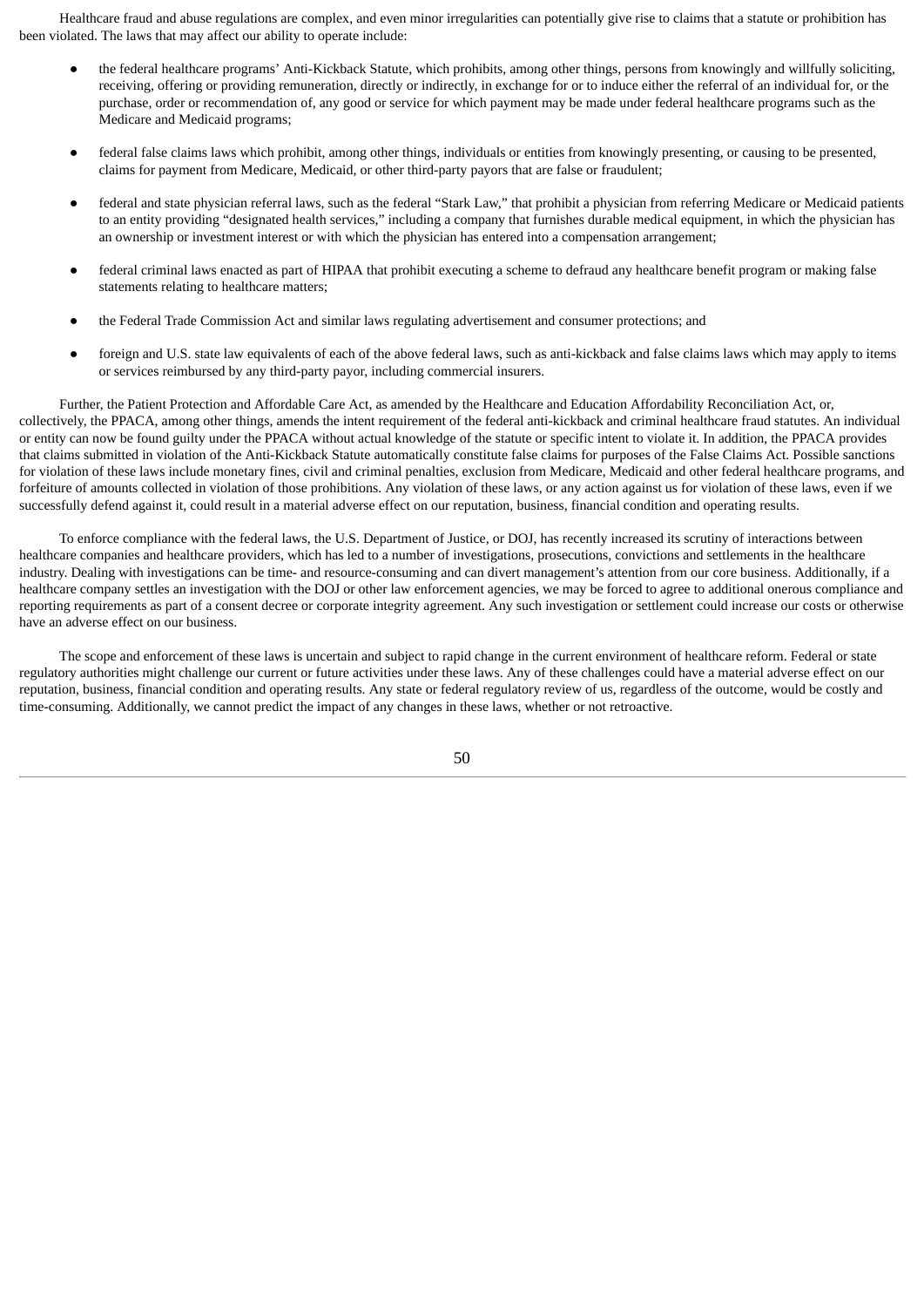Healthcare fraud and abuse regulations are complex, and even minor irregularities can potentially give rise to claims that a statute or prohibition has been violated. The laws that may affect our ability to operate include:

- the federal healthcare programs' Anti-Kickback Statute, which prohibits, among other things, persons from knowingly and willfully soliciting, receiving, offering or providing remuneration, directly or indirectly, in exchange for or to induce either the referral of an individual for, or the purchase, order or recommendation of, any good or service for which payment may be made under federal healthcare programs such as the Medicare and Medicaid programs;

- federal false claims laws which prohibit, among other things, individuals or entities from knowingly presenting, or causing to be presented, claims for payment from Medicare, Medicaid, or other third-party payors that are false or fraudulent;

- federal and state physician referral laws, such as the federal "Stark Law," that prohibit a physician from referring Medicare or Medicaid patients to an entity providing "designated health services," including a company that furnishes durable medical equipment, in which the physician has an ownership or investment interest or with which the physician has entered into a compensation arrangement;

- federal criminal laws enacted as part of HIPAA that prohibit executing a scheme to defraud any healthcare benefit program or making false statements relating to healthcare matters;

- the Federal Trade Commission Act and similar laws regulating advertisement and consumer protections; and

- foreign and U.S. state law equivalents of each of the above federal laws, such as anti-kickback and false claims laws which may apply to items or services reimbursed by any third-party payor, including commercial insurers.

Further, the Patient Protection and Affordable Care Act, as amended by the Healthcare and Education Affordability Reconciliation Act, or, collectively, the PPACA, among other things, amends the intent requirement of the federal anti-kickback and criminal healthcare fraud statutes. An individual or entity can now be found guilty under the PPACA without actual knowledge of the statute or specific intent to violate it. In addition, the PPACA provides that claims submitted in violation of the Anti-Kickback Statute automatically constitute false claims for purposes of the False Claims Act. Possible sanctions for violation of these laws include monetary fines, civil and criminal penalties, exclusion from Medicare, Medicaid and other federal healthcare programs, and forfeiture of amounts collected in violation of those prohibitions. Any violation of these laws, or any action against us for violation of these laws, even if we successfully defend against it, could result in a material adverse effect on our reputation, business, financial condition and operating results.

To enforce compliance with the federal laws, the U.S. Department of Justice, or DOJ, has recently increased its scrutiny of interactions between healthcare companies and healthcare providers, which has led to a number of investigations, prosecutions, convictions and settlements in the healthcare industry. Dealing with investigations can be time- and resource-consuming and can divert management's attention from our core business. Additionally, if a healthcare company settles an investigation with the DOJ or other law enforcement agencies, we may be forced to agree to additional onerous compliance and reporting requirements as part of a consent decree or corporate integrity agreement. Any such investigation or settlement could increase our costs or otherwise have an adverse effect on our business.

The scope and enforcement of these laws is uncertain and subject to rapid change in the current environment of healthcare reform. Federal or state regulatory authorities might challenge our current or future activities under these laws. Any of these challenges could have a material adverse effect on our reputation, business, financial condition and operating results. Any state or federal regulatory review of us, regardless of the outcome, would be costly and time-consuming. Additionally, we cannot predict the impact of any changes in these laws, whether or not retroactive.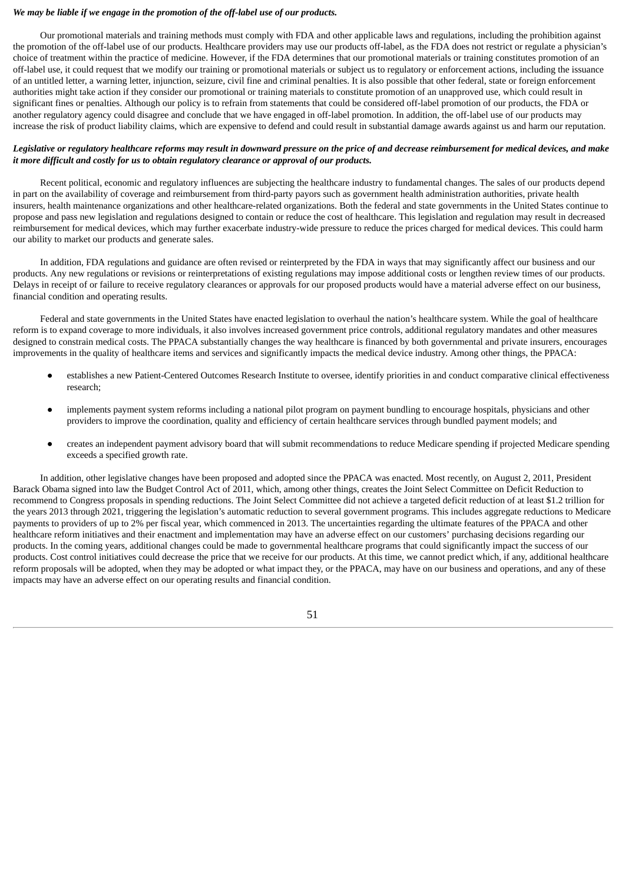***We may be liable if we engage in the promotion of the off-label use of our products.***

Our promotional materials and training methods must comply with FDA and other applicable laws and regulations, including the prohibition against the promotion of the off-label use of our products. Healthcare providers may use our products off-label, as the FDA does not restrict or regulate a physician's choice of treatment within the practice of medicine. However, if the FDA determines that our promotional materials or training constitutes promotion of an off-label use, it could request that we modify our training or promotional materials or subject us to regulatory or enforcement actions, including the issuance of an untitled letter, a warning letter, injunction, seizure, civil fine and criminal penalties. It is also possible that other federal, state or foreign enforcement authorities might take action if they consider our promotional or training materials to constitute promotion of an unapproved use, which could result in significant fines or penalties. Although our policy is to refrain from statements that could be considered off-label promotion of our products, the FDA or another regulatory agency could disagree and conclude that we have engaged in off-label promotion. In addition, the off-label use of our products may increase the risk of product liability claims, which are expensive to defend and could result in substantial damage awards against us and harm our reputation.

***Legislative or regulatory healthcare reforms may result in downward pressure on the price of and decrease reimbursement for medical devices, and make it more difficult and costly for us to obtain regulatory clearance or approval of our products.***

Recent political, economic and regulatory influences are subjecting the healthcare industry to fundamental changes. The sales of our products depend in part on the availability of coverage and reimbursement from third-party payors such as government health administration authorities, private health insurers, health maintenance organizations and other healthcare-related organizations. Both the federal and state governments in the United States continue to propose and pass new legislation and regulations designed to contain or reduce the cost of healthcare. This legislation and regulation may result in decreased reimbursement for medical devices, which may further exacerbate industry-wide pressure to reduce the prices charged for medical devices. This could harm our ability to market our products and generate sales.

In addition, FDA regulations and guidance are often revised or reinterpreted by the FDA in ways that may significantly affect our business and our products. Any new regulations or revisions or reinterpretations of existing regulations may impose additional costs or lengthen review times of our products. Delays in receipt of or failure to receive regulatory clearances or approvals for our proposed products would have a material adverse effect on our business, financial condition and operating results.

Federal and state governments in the United States have enacted legislation to overhaul the nation's healthcare system. While the goal of healthcare reform is to expand coverage to more individuals, it also involves increased government price controls, additional regulatory mandates and other measures designed to constrain medical costs. The PPACA substantially changes the way healthcare is financed by both governmental and private insurers, encourages improvements in the quality of healthcare items and services and significantly impacts the medical device industry. Among other things, the PPACA:

- establishes a new Patient-Centered Outcomes Research Institute to oversee, identify priorities in and conduct comparative clinical effectiveness research;

- implements payment system reforms including a national pilot program on payment bundling to encourage hospitals, physicians and other providers to improve the coordination, quality and efficiency of certain healthcare services through bundled payment models; and

- creates an independent payment advisory board that will submit recommendations to reduce Medicare spending if projected Medicare spending exceeds a specified growth rate.

In addition, other legislative changes have been proposed and adopted since the PPACA was enacted. Most recently, on August 2, 2011, President Barack Obama signed into law the Budget Control Act of 2011, which, among other things, creates the Joint Select Committee on Deficit Reduction to recommend to Congress proposals in spending reductions. The Joint Select Committee did not achieve a targeted deficit reduction of at least $1.2 trillion for the years 2013 through 2021, triggering the legislation's automatic reduction to several government programs. This includes aggregate reductions to Medicare payments to providers of up to 2% per fiscal year, which commenced in 2013. The uncertainties regarding the ultimate features of the PPACA and other healthcare reform initiatives and their enactment and implementation may have an adverse effect on our customers' purchasing decisions regarding our products. In the coming years, additional changes could be made to governmental healthcare programs that could significantly impact the success of our products. Cost control initiatives could decrease the price that we receive for our products. At this time, we cannot predict which, if any, additional healthcare reform proposals will be adopted, when they may be adopted or what impact they, or the PPACA, may have on our business and operations, and any of these impacts may have an adverse effect on our operating results and financial condition.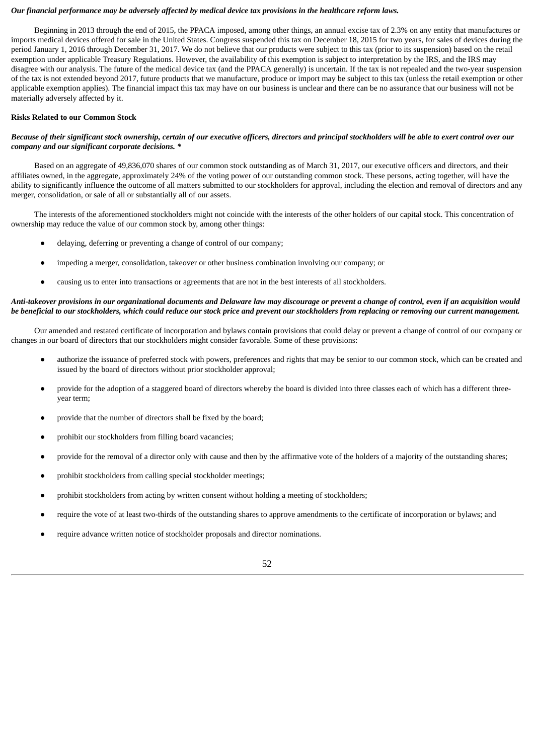***Our financial performance may be adversely affected by medical device tax provisions in the healthcare reform laws.***

Beginning in 2013 through the end of 2015, the PPACA imposed, among other things, an annual excise tax of 2.3% on any entity that manufactures or imports medical devices offered for sale in the United States. Congress suspended this tax on December 18, 2015 for two years, for sales of devices during the period January 1, 2016 through December 31, 2017. We do not believe that our products were subject to this tax (prior to its suspension) based on the retail exemption under applicable Treasury Regulations. However, the availability of this exemption is subject to interpretation by the IRS, and the IRS may disagree with our analysis. The future of the medical device tax (and the PPACA generally) is uncertain. If the tax is not repealed and the two-year suspension of the tax is not extended beyond 2017, future products that we manufacture, produce or import may be subject to this tax (unless the retail exemption or other applicable exemption applies). The financial impact this tax may have on our business is unclear and there can be no assurance that our business will not be materially adversely affected by it.

**Risks Related to our Common Stock**

***Because of their significant stock ownership, certain of our executive officers, directors and principal stockholders will be able to exert control over our company and our significant corporate decisions. \****

Based on an aggregate of 49,836,070 shares of our common stock outstanding as of March 31, 2017, our executive officers and directors, and their affiliates owned, in the aggregate, approximately 24% of the voting power of our outstanding common stock. These persons, acting together, will have the ability to significantly influence the outcome of all matters submitted to our stockholders for approval, including the election and removal of directors and any merger, consolidation, or sale of all or substantially all of our assets.

The interests of the aforementioned stockholders might not coincide with the interests of the other holders of our capital stock. This concentration of ownership may reduce the value of our common stock by, among other things:

- delaying, deferring or preventing a change of control of our company;
- impeding a merger, consolidation, takeover or other business combination involving our company; or
- causing us to enter into transactions or agreements that are not in the best interests of all stockholders.

***Anti-takeover provisions in our organizational documents and Delaware law may discourage or prevent a change of control, even if an acquisition would be beneficial to our stockholders, which could reduce our stock price and prevent our stockholders from replacing or removing our current management.***

Our amended and restated certificate of incorporation and bylaws contain provisions that could delay or prevent a change of control of our company or changes in our board of directors that our stockholders might consider favorable. Some of these provisions:

- authorize the issuance of preferred stock with powers, preferences and rights that may be senior to our common stock, which can be created and issued by the board of directors without prior stockholder approval;
- provide for the adoption of a staggered board of directors whereby the board is divided into three classes each of which has a different three-year term;
- provide that the number of directors shall be fixed by the board;
- prohibit our stockholders from filling board vacancies;
- provide for the removal of a director only with cause and then by the affirmative vote of the holders of a majority of the outstanding shares;
- prohibit stockholders from calling special stockholder meetings;
- prohibit stockholders from acting by written consent without holding a meeting of stockholders;
- require the vote of at least two-thirds of the outstanding shares to approve amendments to the certificate of incorporation or bylaws; and
- require advance written notice of stockholder proposals and director nominations.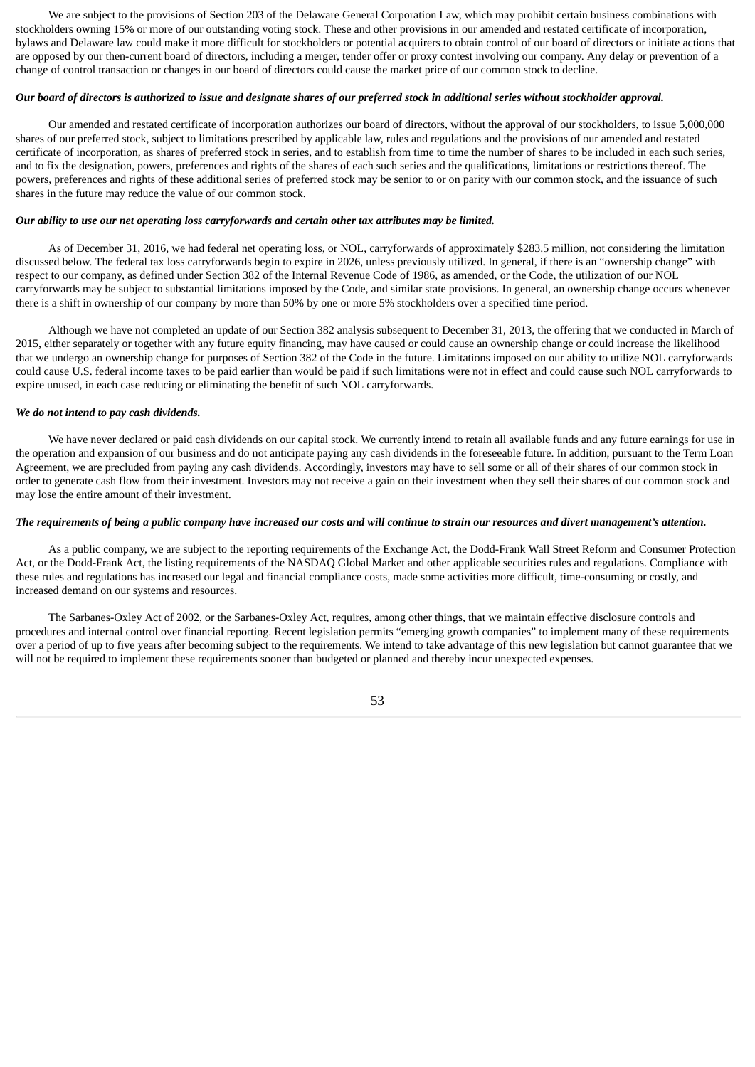We are subject to the provisions of Section 203 of the Delaware General Corporation Law, which may prohibit certain business combinations with stockholders owning 15% or more of our outstanding voting stock. These and other provisions in our amended and restated certificate of incorporation, bylaws and Delaware law could make it more difficult for stockholders or potential acquirers to obtain control of our board of directors or initiate actions that are opposed by our then-current board of directors, including a merger, tender offer or proxy contest involving our company. Any delay or prevention of a change of control transaction or changes in our board of directors could cause the market price of our common stock to decline.

***Our board of directors is authorized to issue and designate shares of our preferred stock in additional series without stockholder approval.***

Our amended and restated certificate of incorporation authorizes our board of directors, without the approval of our stockholders, to issue 5,000,000 shares of our preferred stock, subject to limitations prescribed by applicable law, rules and regulations and the provisions of our amended and restated certificate of incorporation, as shares of preferred stock in series, and to establish from time to time the number of shares to be included in each such series, and to fix the designation, powers, preferences and rights of the shares of each such series and the qualifications, limitations or restrictions thereof. The powers, preferences and rights of these additional series of preferred stock may be senior to or on parity with our common stock, and the issuance of such shares in the future may reduce the value of our common stock.

***Our ability to use our net operating loss carryforwards and certain other tax attributes may be limited.***

As of December 31, 2016, we had federal net operating loss, or NOL, carryforwards of approximately $283.5 million, not considering the limitation discussed below. The federal tax loss carryforwards begin to expire in 2026, unless previously utilized. In general, if there is an "ownership change" with respect to our company, as defined under Section 382 of the Internal Revenue Code of 1986, as amended, or the Code, the utilization of our NOL carryforwards may be subject to substantial limitations imposed by the Code, and similar state provisions. In general, an ownership change occurs whenever there is a shift in ownership of our company by more than 50% by one or more 5% stockholders over a specified time period.

Although we have not completed an update of our Section 382 analysis subsequent to December 31, 2013, the offering that we conducted in March of 2015, either separately or together with any future equity financing, may have caused or could cause an ownership change or could increase the likelihood that we undergo an ownership change for purposes of Section 382 of the Code in the future. Limitations imposed on our ability to utilize NOL carryforwards could cause U.S. federal income taxes to be paid earlier than would be paid if such limitations were not in effect and could cause such NOL carryforwards to expire unused, in each case reducing or eliminating the benefit of such NOL carryforwards.

***We do not intend to pay cash dividends.***

We have never declared or paid cash dividends on our capital stock. We currently intend to retain all available funds and any future earnings for use in the operation and expansion of our business and do not anticipate paying any cash dividends in the foreseeable future. In addition, pursuant to the Term Loan Agreement, we are precluded from paying any cash dividends. Accordingly, investors may have to sell some or all of their shares of our common stock in order to generate cash flow from their investment. Investors may not receive a gain on their investment when they sell their shares of our common stock and may lose the entire amount of their investment.

***The requirements of being a public company have increased our costs and will continue to strain our resources and divert management's attention.***

As a public company, we are subject to the reporting requirements of the Exchange Act, the Dodd-Frank Wall Street Reform and Consumer Protection Act, or the Dodd-Frank Act, the listing requirements of the NASDAQ Global Market and other applicable securities rules and regulations. Compliance with these rules and regulations has increased our legal and financial compliance costs, made some activities more difficult, time-consuming or costly, and increased demand on our systems and resources.

The Sarbanes-Oxley Act of 2002, or the Sarbanes-Oxley Act, requires, among other things, that we maintain effective disclosure controls and procedures and internal control over financial reporting. Recent legislation permits "emerging growth companies" to implement many of these requirements over a period of up to five years after becoming subject to the requirements. We intend to take advantage of this new legislation but cannot guarantee that we will not be required to implement these requirements sooner than budgeted or planned and thereby incur unexpected expenses.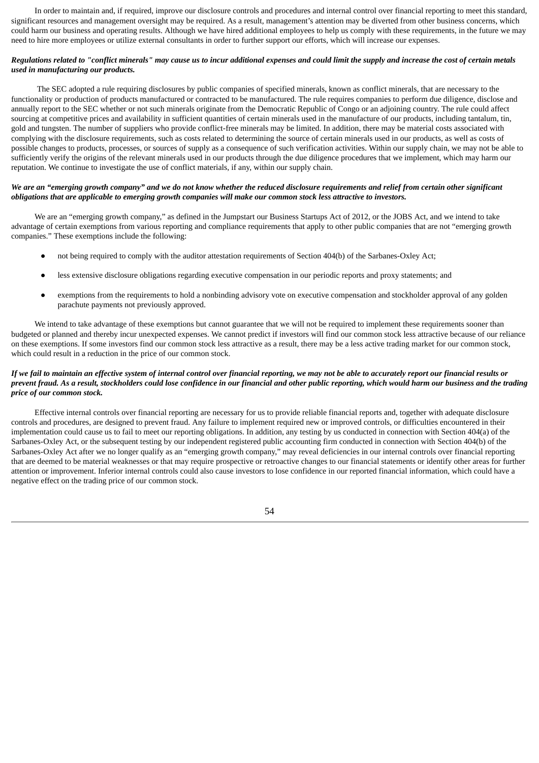In order to maintain and, if required, improve our disclosure controls and procedures and internal control over financial reporting to meet this standard, significant resources and management oversight may be required. As a result, management's attention may be diverted from other business concerns, which could harm our business and operating results. Although we have hired additional employees to help us comply with these requirements, in the future we may need to hire more employees or utilize external consultants in order to further support our efforts, which will increase our expenses.

***Regulations related to "conflict minerals" may cause us to incur additional expenses and could limit the supply and increase the cost of certain metals used in manufacturing our products.***

The SEC adopted a rule requiring disclosures by public companies of specified minerals, known as conflict minerals, that are necessary to the functionality or production of products manufactured or contracted to be manufactured. The rule requires companies to perform due diligence, disclose and annually report to the SEC whether or not such minerals originate from the Democratic Republic of Congo or an adjoining country. The rule could affect sourcing at competitive prices and availability in sufficient quantities of certain minerals used in the manufacture of our products, including tantalum, tin, gold and tungsten. The number of suppliers who provide conflict-free minerals may be limited. In addition, there may be material costs associated with complying with the disclosure requirements, such as costs related to determining the source of certain minerals used in our products, as well as costs of possible changes to products, processes, or sources of supply as a consequence of such verification activities. Within our supply chain, we may not be able to sufficiently verify the origins of the relevant minerals used in our products through the due diligence procedures that we implement, which may harm our reputation. We continue to investigate the use of conflict materials, if any, within our supply chain.

***We are an "emerging growth company" and we do not know whether the reduced disclosure requirements and relief from certain other significant obligations that are applicable to emerging growth companies will make our common stock less attractive to investors.***

We are an "emerging growth company," as defined in the Jumpstart our Business Startups Act of 2012, or the JOBS Act, and we intend to take advantage of certain exemptions from various reporting and compliance requirements that apply to other public companies that are not "emerging growth companies." These exemptions include the following:

- not being required to comply with the auditor attestation requirements of Section 404(b) of the Sarbanes-Oxley Act;
- less extensive disclosure obligations regarding executive compensation in our periodic reports and proxy statements; and
- exemptions from the requirements to hold a nonbinding advisory vote on executive compensation and stockholder approval of any golden parachute payments not previously approved.

We intend to take advantage of these exemptions but cannot guarantee that we will not be required to implement these requirements sooner than budgeted or planned and thereby incur unexpected expenses. We cannot predict if investors will find our common stock less attractive because of our reliance on these exemptions. If some investors find our common stock less attractive as a result, there may be a less active trading market for our common stock, which could result in a reduction in the price of our common stock.

***If we fail to maintain an effective system of internal control over financial reporting, we may not be able to accurately report our financial results or prevent fraud. As a result, stockholders could lose confidence in our financial and other public reporting, which would harm our business and the trading price of our common stock.***

Effective internal controls over financial reporting are necessary for us to provide reliable financial reports and, together with adequate disclosure controls and procedures, are designed to prevent fraud. Any failure to implement required new or improved controls, or difficulties encountered in their implementation could cause us to fail to meet our reporting obligations. In addition, any testing by us conducted in connection with Section 404(a) of the Sarbanes-Oxley Act, or the subsequent testing by our independent registered public accounting firm conducted in connection with Section 404(b) of the Sarbanes-Oxley Act after we no longer qualify as an "emerging growth company," may reveal deficiencies in our internal controls over financial reporting that are deemed to be material weaknesses or that may require prospective or retroactive changes to our financial statements or identify other areas for further attention or improvement. Inferior internal controls could also cause investors to lose confidence in our reported financial information, which could have a negative effect on the trading price of our common stock.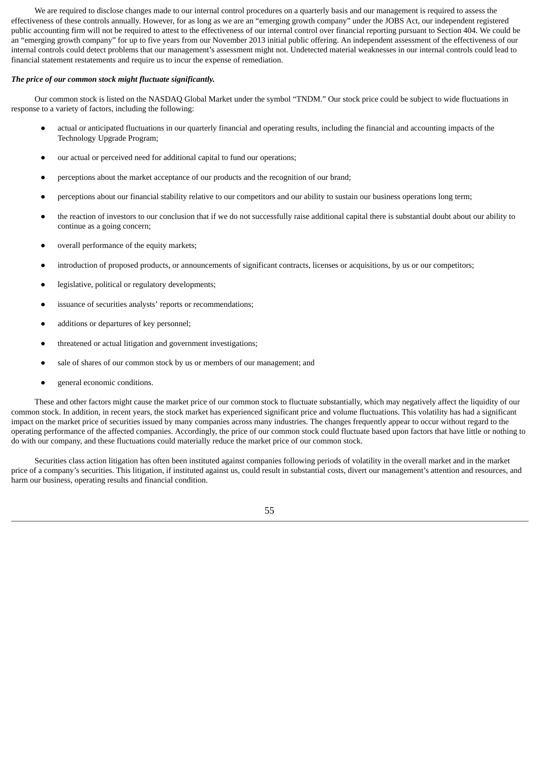We are required to disclose changes made to our internal control procedures on a quarterly basis and our management is required to assess the effectiveness of these controls annually. However, for as long as we are an "emerging growth company" under the JOBS Act, our independent registered public accounting firm will not be required to attest to the effectiveness of our internal control over financial reporting pursuant to Section 404. We could be an "emerging growth company" for up to five years from our November 2013 initial public offering. An independent assessment of the effectiveness of our internal controls could detect problems that our management's assessment might not. Undetected material weaknesses in our internal controls could lead to financial statement restatements and require us to incur the expense of remediation.

***The price of our common stock might fluctuate significantly.***

Our common stock is listed on the NASDAQ Global Market under the symbol "TNDM." Our stock price could be subject to wide fluctuations in response to a variety of factors, including the following:

- actual or anticipated fluctuations in our quarterly financial and operating results, including the financial and accounting impacts of the Technology Upgrade Program;
- our actual or perceived need for additional capital to fund our operations;
- perceptions about the market acceptance of our products and the recognition of our brand;
- perceptions about our financial stability relative to our competitors and our ability to sustain our business operations long term;
- the reaction of investors to our conclusion that if we do not successfully raise additional capital there is substantial doubt about our ability to continue as a going concern;
- overall performance of the equity markets;
- introduction of proposed products, or announcements of significant contracts, licenses or acquisitions, by us or our competitors;
- legislative, political or regulatory developments;
- issuance of securities analysts' reports or recommendations;
- additions or departures of key personnel;
- threatened or actual litigation and government investigations;
- sale of shares of our common stock by us or members of our management; and
- general economic conditions.

These and other factors might cause the market price of our common stock to fluctuate substantially, which may negatively affect the liquidity of our common stock. In addition, in recent years, the stock market has experienced significant price and volume fluctuations. This volatility has had a significant impact on the market price of securities issued by many companies across many industries. The changes frequently appear to occur without regard to the operating performance of the affected companies. Accordingly, the price of our common stock could fluctuate based upon factors that have little or nothing to do with our company, and these fluctuations could materially reduce the market price of our common stock.

Securities class action litigation has often been instituted against companies following periods of volatility in the overall market and in the market price of a company's securities. This litigation, if instituted against us, could result in substantial costs, divert our management's attention and resources, and harm our business, operating results and financial condition.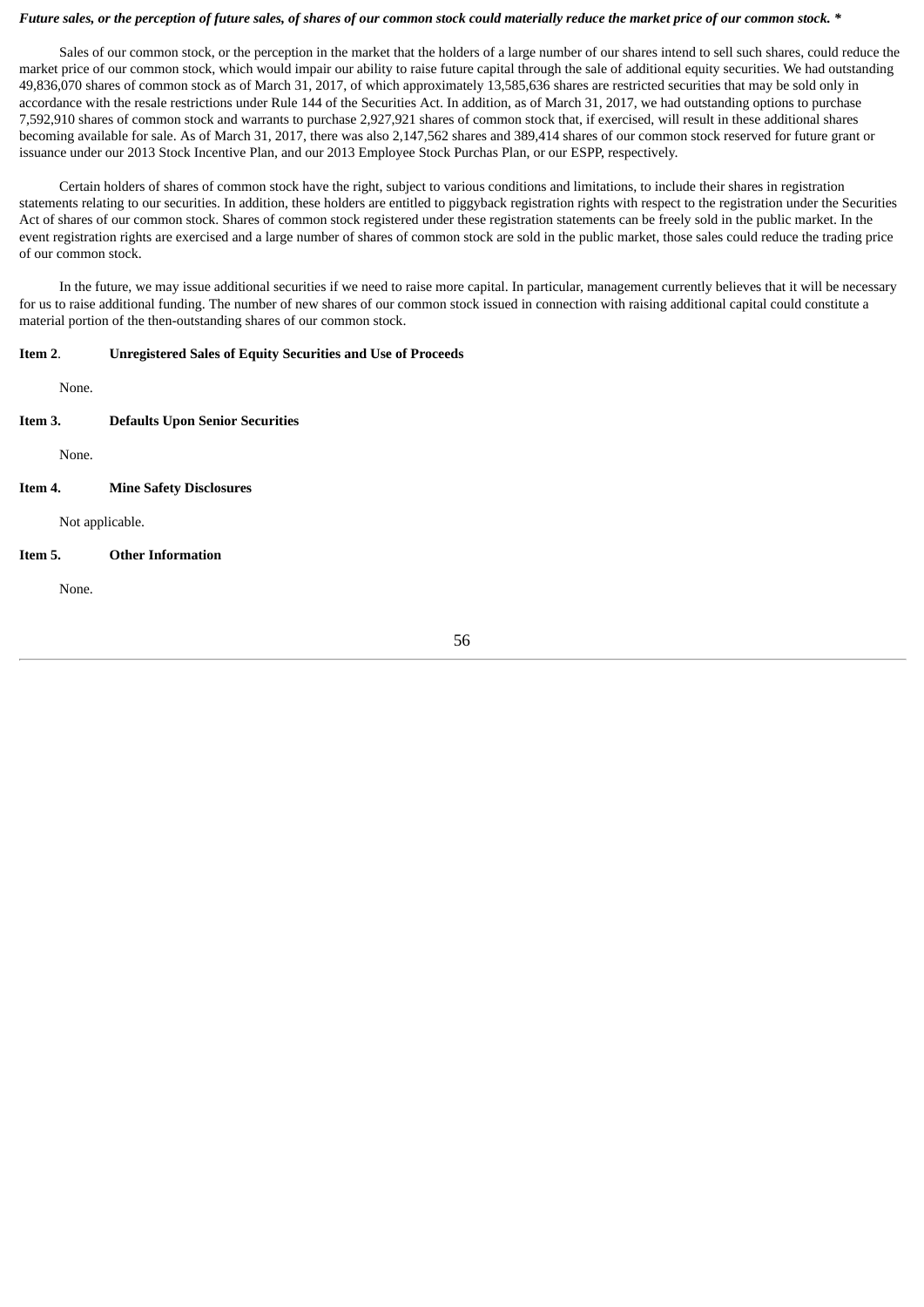***Future sales, or the perception of future sales, of shares of our common stock could materially reduce the market price of our common stock. ****

Sales of our common stock, or the perception in the market that the holders of a large number of our shares intend to sell such shares, could reduce the market price of our common stock, which would impair our ability to raise future capital through the sale of additional equity securities. We had outstanding 49,836,070 shares of common stock as of March 31, 2017, of which approximately 13,585,636 shares are restricted securities that may be sold only in accordance with the resale restrictions under Rule 144 of the Securities Act. In addition, as of March 31, 2017, we had outstanding options to purchase 7,592,910 shares of common stock and warrants to purchase 2,927,921 shares of common stock that, if exercised, will result in these additional shares becoming available for sale. As of March 31, 2017, there was also 2,147,562 shares and 389,414 shares of our common stock reserved for future grant or issuance under our 2013 Stock Incentive Plan, and our 2013 Employee Stock Purchas Plan, or our ESPP, respectively.

Certain holders of shares of common stock have the right, subject to various conditions and limitations, to include their shares in registration statements relating to our securities. In addition, these holders are entitled to piggyback registration rights with respect to the registration under the Securities Act of shares of our common stock. Shares of common stock registered under these registration statements can be freely sold in the public market. In the event registration rights are exercised and a large number of shares of common stock are sold in the public market, those sales could reduce the trading price of our common stock.

In the future, we may issue additional securities if we need to raise more capital. In particular, management currently believes that it will be necessary for us to raise additional funding. The number of new shares of our common stock issued in connection with raising additional capital could constitute a material portion of the then-outstanding shares of our common stock.

**Item 2.** **Unregistered Sales of Equity Securities and Use of Proceeds**

None.

**Item 3.** **Defaults Upon Senior Securities**

None.

**Item 4.** **Mine Safety Disclosures**

Not applicable.

**Item 5.** **Other Information**

None.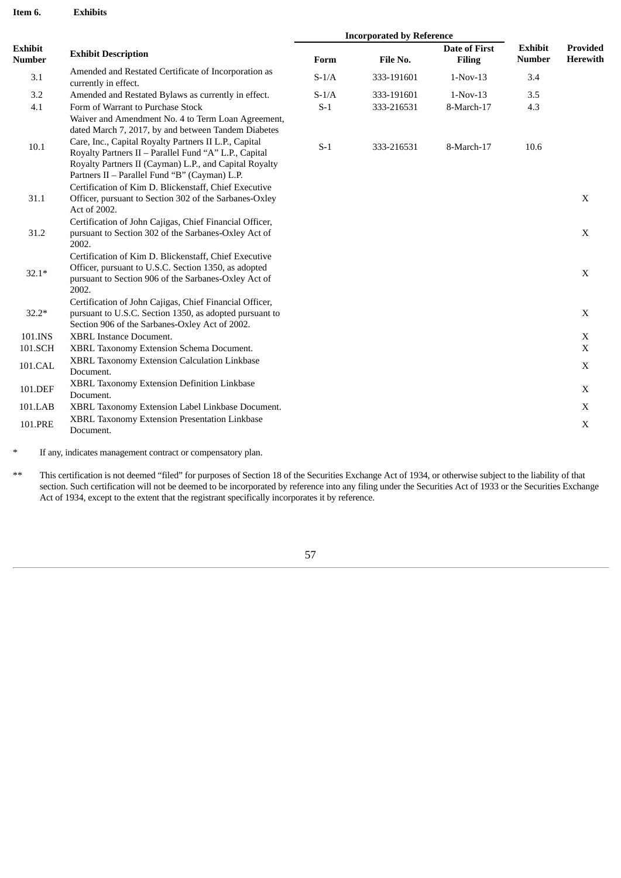**Item 6. Exhibits**

| Exhibit Number | Exhibit Description | Incorporated by Reference | | | | Provided Herewith |
|---|---|---|---|---|---|---|
| | | Form | File No. | Date of First Filing | Exhibit Number | |
| 3.1 | Amended and Restated Certificate of Incorporation as currently in effect. | S-1/A | 333-191601 | 1-Nov-13 | 3.4 | |
| 3.2 | Amended and Restated Bylaws as currently in effect. | S-1/A | 333-191601 | 1-Nov-13 | 3.5 | |
| 4.1 | Form of Warrant to Purchase Stock | S-1 | 333-216531 | 8-March-17 | 4.3 | |
| 10.1 | Waiver and Amendment No. 4 to Term Loan Agreement, dated March 7, 2017, by and between Tandem Diabetes Care, Inc., Capital Royalty Partners II L.P., Capital Royalty Partners II – Parallel Fund "A" L.P., Capital Royalty Partners II (Cayman) L.P., and Capital Royalty Partners II – Parallel Fund "B" (Cayman) L.P. | S-1 | 333-216531 | 8-March-17 | 10.6 | |
| 31.1 | Certification of Kim D. Blickenstaff, Chief Executive Officer, pursuant to Section 302 of the Sarbanes-Oxley Act of 2002. | | | | | X |
| 31.2 | Certification of John Cajigas, Chief Financial Officer, pursuant to Section 302 of the Sarbanes-Oxley Act of 2002. | | | | | X |
| 32.1* | Certification of Kim D. Blickenstaff, Chief Executive Officer, pursuant to U.S.C. Section 1350, as adopted pursuant to Section 906 of the Sarbanes-Oxley Act of 2002. | | | | | X |
| 32.2* | Certification of John Cajigas, Chief Financial Officer, pursuant to U.S.C. Section 1350, as adopted pursuant to Section 906 of the Sarbanes-Oxley Act of 2002. | | | | | X |
| 101.INS | XBRL Instance Document. | | | | | X |
| 101.SCH | XBRL Taxonomy Extension Schema Document. | | | | | X |
| 101.CAL | XBRL Taxonomy Extension Calculation Linkbase Document. | | | | | X |
| 101.DEF | XBRL Taxonomy Extension Definition Linkbase Document. | | | | | X |
| 101.LAB | XBRL Taxonomy Extension Label Linkbase Document. | | | | | X |
| 101.PRE | XBRL Taxonomy Extension Presentation Linkbase Document. | | | | | X |

\* If any, indicates management contract or compensatory plan.

\*\* This certification is not deemed "filed" for purposes of Section 18 of the Securities Exchange Act of 1934, or otherwise subject to the liability of that section. Such certification will not be deemed to be incorporated by reference into any filing under the Securities Act of 1933 or the Securities Exchange Act of 1934, except to the extent that the registrant specifically incorporates it by reference.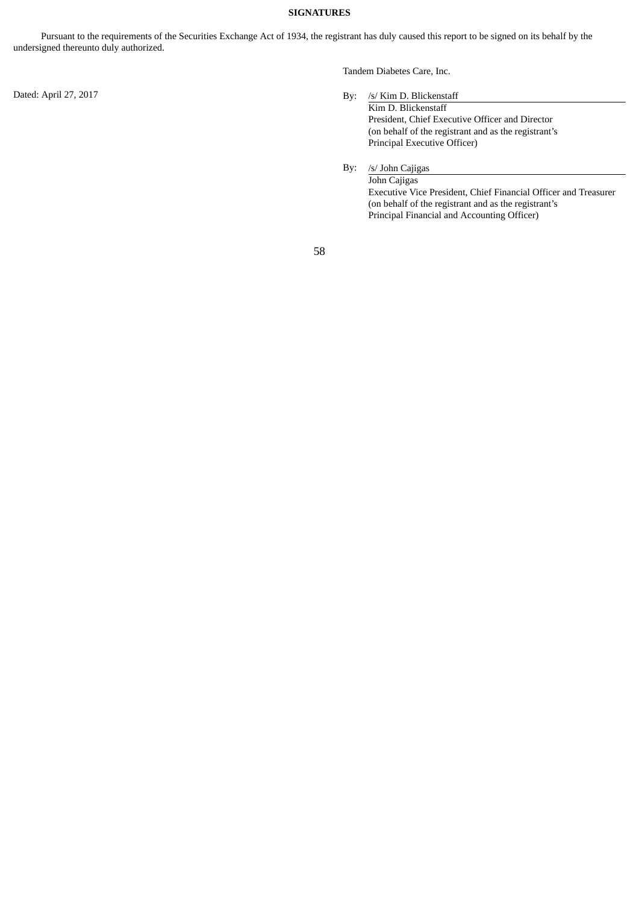**SIGNATURES**

Pursuant to the requirements of the Securities Exchange Act of 1934, the registrant has duly caused this report to be signed on its behalf by the undersigned thereunto duly authorized.

Tandem Diabetes Care, Inc.

Dated: April 27, 2017

By: /s/ Kim D. Blickenstaff
Kim D. Blickenstaff
President, Chief Executive Officer and Director
(on behalf of the registrant and as the registrant's
Principal Executive Officer)

By: /s/ John Cajigas
John Cajigas
Executive Vice President, Chief Financial Officer and Treasurer
(on behalf of the registrant and as the registrant's
Principal Financial and Accounting Officer)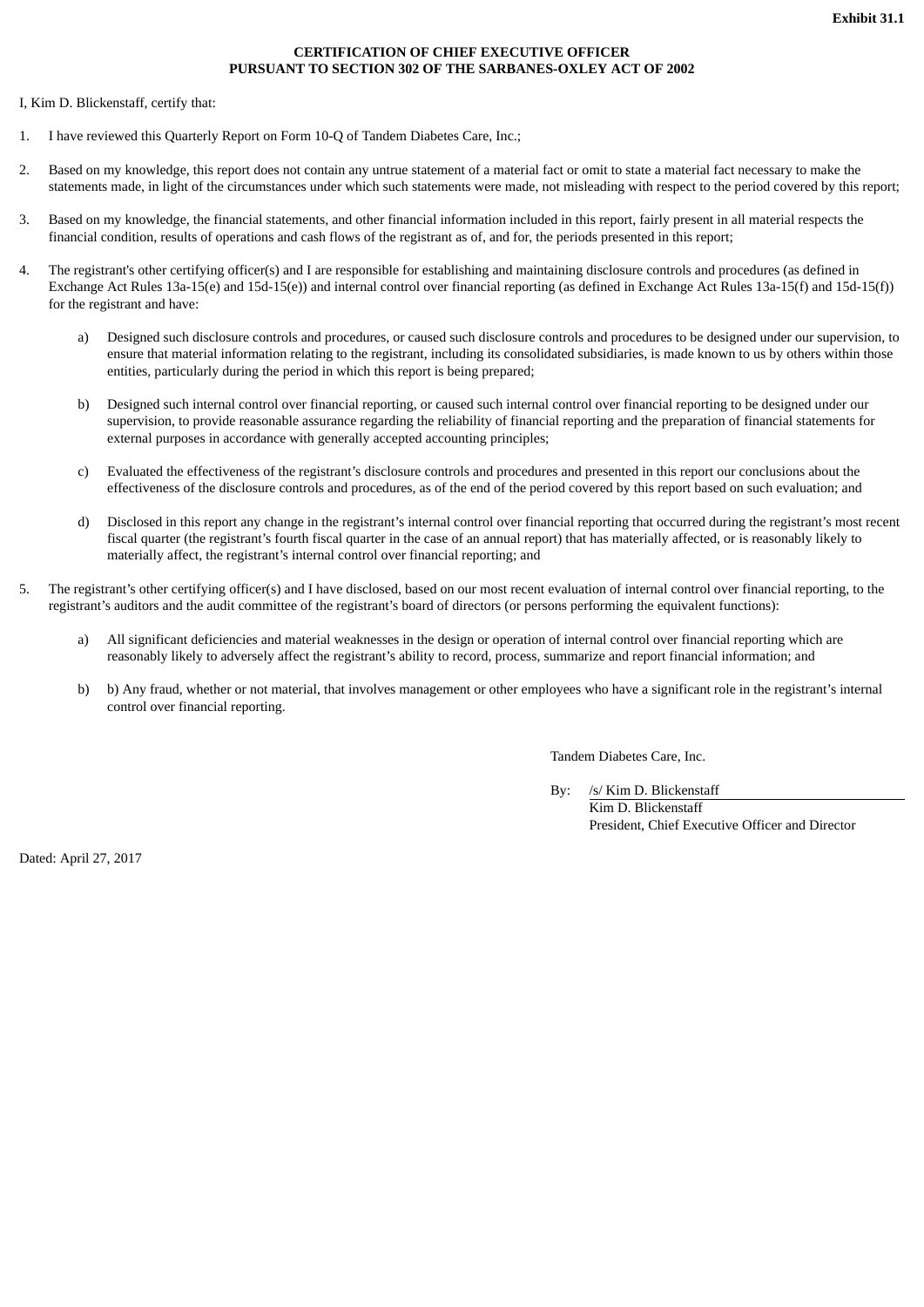**Exhibit 31.1**

**CERTIFICATION OF CHIEF EXECUTIVE OFFICER**
**PURSUANT TO SECTION 302 OF THE SARBANES-OXLEY ACT OF 2002**

I, Kim D. Blickenstaff, certify that:

1. I have reviewed this Quarterly Report on Form 10-Q of Tandem Diabetes Care, Inc.;

2. Based on my knowledge, this report does not contain any untrue statement of a material fact or omit to state a material fact necessary to make the statements made, in light of the circumstances under which such statements were made, not misleading with respect to the period covered by this report;

3. Based on my knowledge, the financial statements, and other financial information included in this report, fairly present in all material respects the financial condition, results of operations and cash flows of the registrant as of, and for, the periods presented in this report;

4. The registrant's other certifying officer(s) and I are responsible for establishing and maintaining disclosure controls and procedures (as defined in Exchange Act Rules 13a-15(e) and 15d-15(e)) and internal control over financial reporting (as defined in Exchange Act Rules 13a-15(f) and 15d-15(f)) for the registrant and have:

   a) Designed such disclosure controls and procedures, or caused such disclosure controls and procedures to be designed under our supervision, to ensure that material information relating to the registrant, including its consolidated subsidiaries, is made known to us by others within those entities, particularly during the period in which this report is being prepared;

   b) Designed such internal control over financial reporting, or caused such internal control over financial reporting to be designed under our supervision, to provide reasonable assurance regarding the reliability of financial reporting and the preparation of financial statements for external purposes in accordance with generally accepted accounting principles;

   c) Evaluated the effectiveness of the registrant's disclosure controls and procedures and presented in this report our conclusions about the effectiveness of the disclosure controls and procedures, as of the end of the period covered by this report based on such evaluation; and

   d) Disclosed in this report any change in the registrant's internal control over financial reporting that occurred during the registrant's most recent fiscal quarter (the registrant's fourth fiscal quarter in the case of an annual report) that has materially affected, or is reasonably likely to materially affect, the registrant's internal control over financial reporting; and

5. The registrant's other certifying officer(s) and I have disclosed, based on our most recent evaluation of internal control over financial reporting, to the registrant's auditors and the audit committee of the registrant's board of directors (or persons performing the equivalent functions):

   a) All significant deficiencies and material weaknesses in the design or operation of internal control over financial reporting which are reasonably likely to adversely affect the registrant's ability to record, process, summarize and report financial information; and

   b) b) Any fraud, whether or not material, that involves management or other employees who have a significant role in the registrant's internal control over financial reporting.

Tandem Diabetes Care, Inc.

By: /s/ Kim D. Blickenstaff
Kim D. Blickenstaff
President, Chief Executive Officer and Director

Dated: April 27, 2017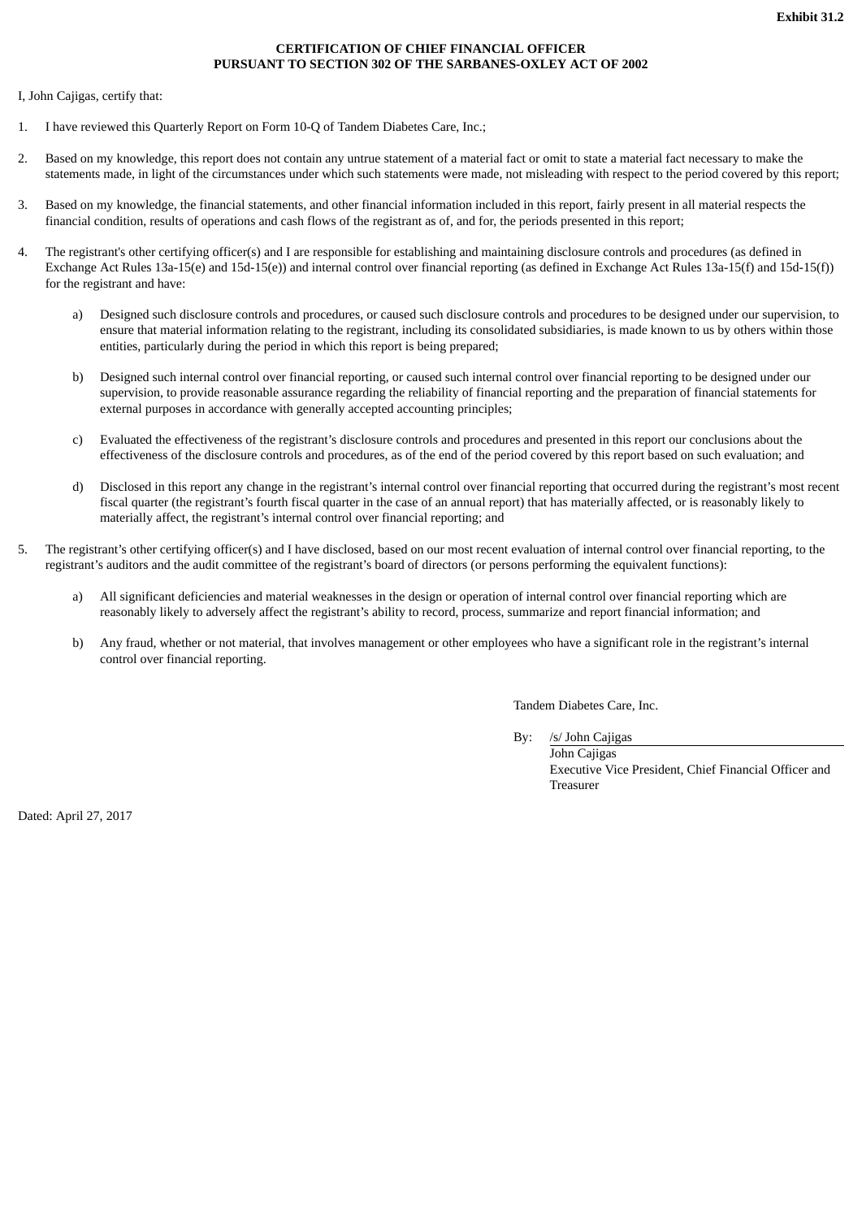**Exhibit 31.2**

**CERTIFICATION OF CHIEF FINANCIAL OFFICER**
**PURSUANT TO SECTION 302 OF THE SARBANES-OXLEY ACT OF 2002**

I, John Cajigas, certify that:

1. I have reviewed this Quarterly Report on Form 10-Q of Tandem Diabetes Care, Inc.;

2. Based on my knowledge, this report does not contain any untrue statement of a material fact or omit to state a material fact necessary to make the statements made, in light of the circumstances under which such statements were made, not misleading with respect to the period covered by this report;

3. Based on my knowledge, the financial statements, and other financial information included in this report, fairly present in all material respects the financial condition, results of operations and cash flows of the registrant as of, and for, the periods presented in this report;

4. The registrant's other certifying officer(s) and I are responsible for establishing and maintaining disclosure controls and procedures (as defined in Exchange Act Rules 13a-15(e) and 15d-15(e)) and internal control over financial reporting (as defined in Exchange Act Rules 13a-15(f) and 15d-15(f)) for the registrant and have:

   a) Designed such disclosure controls and procedures, or caused such disclosure controls and procedures to be designed under our supervision, to ensure that material information relating to the registrant, including its consolidated subsidiaries, is made known to us by others within those entities, particularly during the period in which this report is being prepared;

   b) Designed such internal control over financial reporting, or caused such internal control over financial reporting to be designed under our supervision, to provide reasonable assurance regarding the reliability of financial reporting and the preparation of financial statements for external purposes in accordance with generally accepted accounting principles;

   c) Evaluated the effectiveness of the registrant's disclosure controls and procedures and presented in this report our conclusions about the effectiveness of the disclosure controls and procedures, as of the end of the period covered by this report based on such evaluation; and

   d) Disclosed in this report any change in the registrant's internal control over financial reporting that occurred during the registrant's most recent fiscal quarter (the registrant's fourth fiscal quarter in the case of an annual report) that has materially affected, or is reasonably likely to materially affect, the registrant's internal control over financial reporting; and

5. The registrant's other certifying officer(s) and I have disclosed, based on our most recent evaluation of internal control over financial reporting, to the registrant's auditors and the audit committee of the registrant's board of directors (or persons performing the equivalent functions):

   a) All significant deficiencies and material weaknesses in the design or operation of internal control over financial reporting which are reasonably likely to adversely affect the registrant's ability to record, process, summarize and report financial information; and

   b) Any fraud, whether or not material, that involves management or other employees who have a significant role in the registrant's internal control over financial reporting.

Tandem Diabetes Care, Inc.

By: /s/ John Cajigas
John Cajigas
Executive Vice President, Chief Financial Officer and Treasurer

Dated: April 27, 2017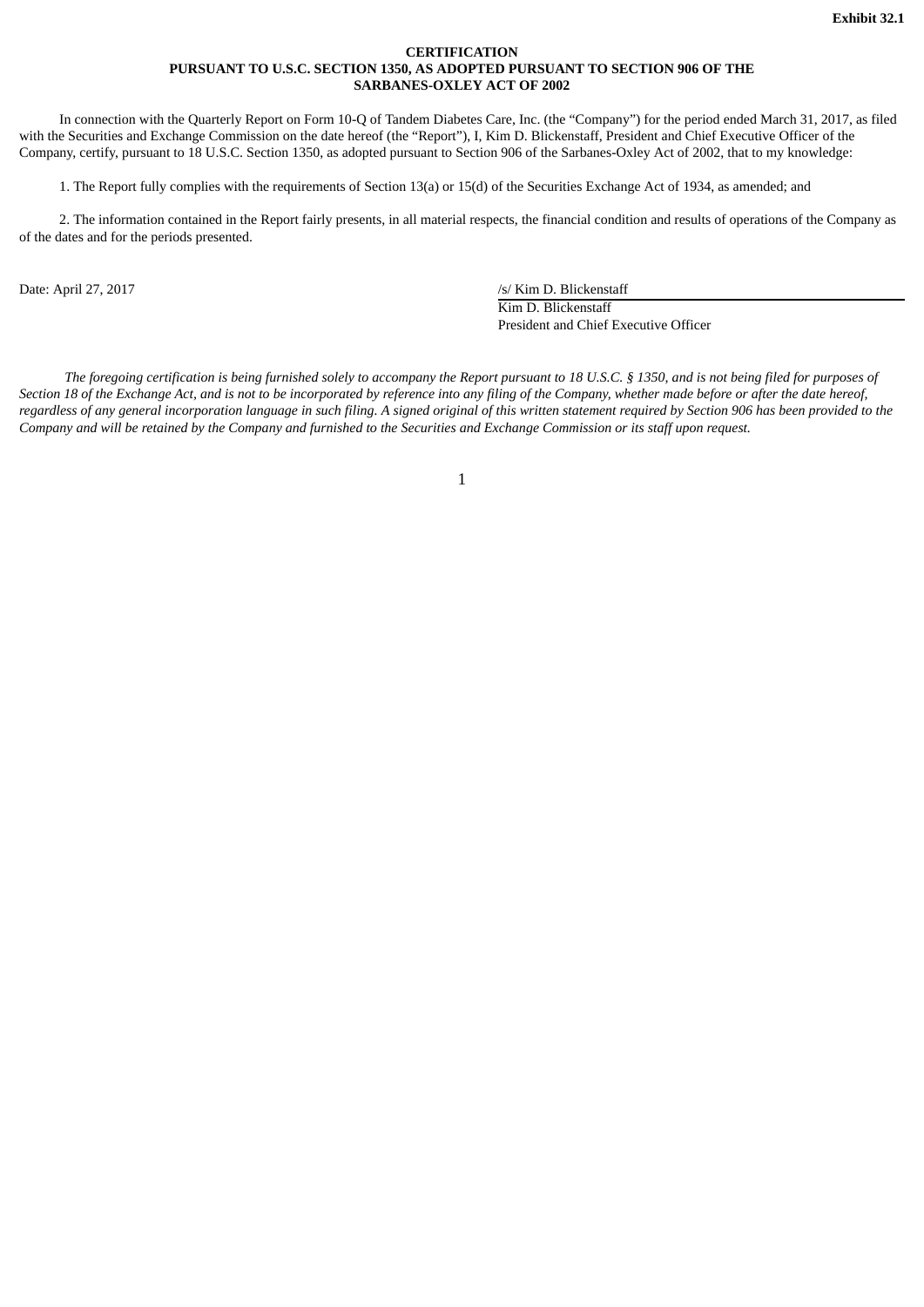**Exhibit 32.1**

**CERTIFICATION**
**PURSUANT TO U.S.C. SECTION 1350, AS ADOPTED PURSUANT TO SECTION 906 OF THE SARBANES-OXLEY ACT OF 2002**

In connection with the Quarterly Report on Form 10-Q of Tandem Diabetes Care, Inc. (the “Company”) for the period ended March 31, 2017, as filed with the Securities and Exchange Commission on the date hereof (the “Report”), I, Kim D. Blickenstaff, President and Chief Executive Officer of the Company, certify, pursuant to 18 U.S.C. Section 1350, as adopted pursuant to Section 906 of the Sarbanes-Oxley Act of 2002, that to my knowledge:

1. The Report fully complies with the requirements of Section 13(a) or 15(d) of the Securities Exchange Act of 1934, as amended; and

2. The information contained in the Report fairly presents, in all material respects, the financial condition and results of operations of the Company as of the dates and for the periods presented.

Date: April 27, 2017

/s/ Kim D. Blickenstaff
Kim D. Blickenstaff
President and Chief Executive Officer

*The foregoing certification is being furnished solely to accompany the Report pursuant to 18 U.S.C. § 1350, and is not being filed for purposes of Section 18 of the Exchange Act, and is not to be incorporated by reference into any filing of the Company, whether made before or after the date hereof, regardless of any general incorporation language in such filing. A signed original of this written statement required by Section 906 has been provided to the Company and will be retained by the Company and furnished to the Securities and Exchange Commission or its staff upon request.*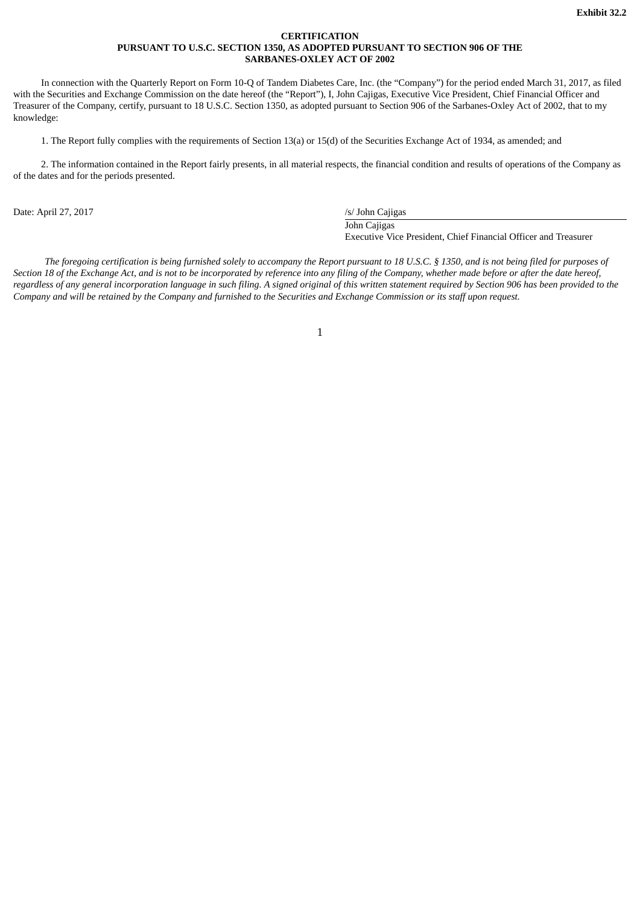**Exhibit 32.2**

**CERTIFICATION**
**PURSUANT TO U.S.C. SECTION 1350, AS ADOPTED PURSUANT TO SECTION 906 OF THE SARBANES-OXLEY ACT OF 2002**

In connection with the Quarterly Report on Form 10-Q of Tandem Diabetes Care, Inc. (the “Company”) for the period ended March 31, 2017, as filed with the Securities and Exchange Commission on the date hereof (the “Report”), I, John Cajigas, Executive Vice President, Chief Financial Officer and Treasurer of the Company, certify, pursuant to 18 U.S.C. Section 1350, as adopted pursuant to Section 906 of the Sarbanes-Oxley Act of 2002, that to my knowledge:

1. The Report fully complies with the requirements of Section 13(a) or 15(d) of the Securities Exchange Act of 1934, as amended; and

2. The information contained in the Report fairly presents, in all material respects, the financial condition and results of operations of the Company as of the dates and for the periods presented.

Date: April 27, 2017

/s/ John Cajigas
John Cajigas
Executive Vice President, Chief Financial Officer and Treasurer

*The foregoing certification is being furnished solely to accompany the Report pursuant to 18 U.S.C. § 1350, and is not being filed for purposes of Section 18 of the Exchange Act, and is not to be incorporated by reference into any filing of the Company, whether made before or after the date hereof, regardless of any general incorporation language in such filing. A signed original of this written statement required by Section 906 has been provided to the Company and will be retained by the Company and furnished to the Securities and Exchange Commission or its staff upon request.*